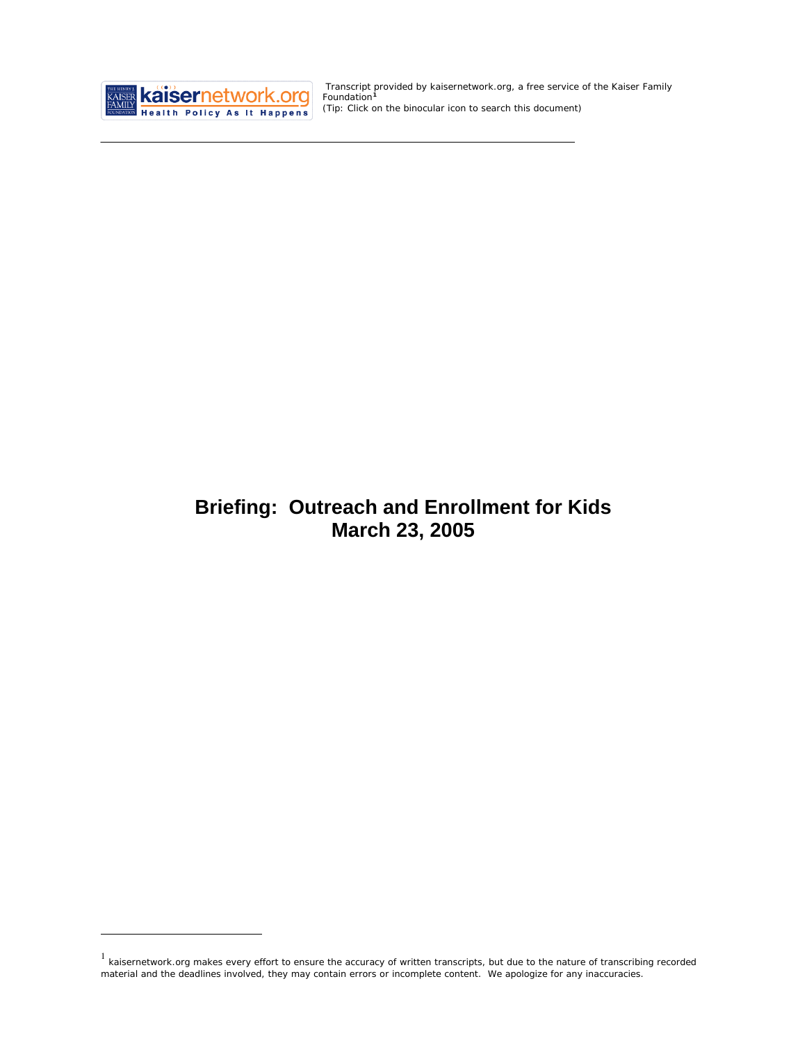Transcript provided by kaisernetwork.org, a free service of the Kaiser Family Foundation[1]
(Tip: Click on the binocular icon to search this document)

# Briefing: Outreach and Enrollment for Kids
# March 23, 2005

[1] kaisernetwork.org makes every effort to ensure the accuracy of written transcripts, but due to the nature of transcribing recorded material and the deadlines involved, they may contain errors or incomplete content. We apologize for any inaccuracies.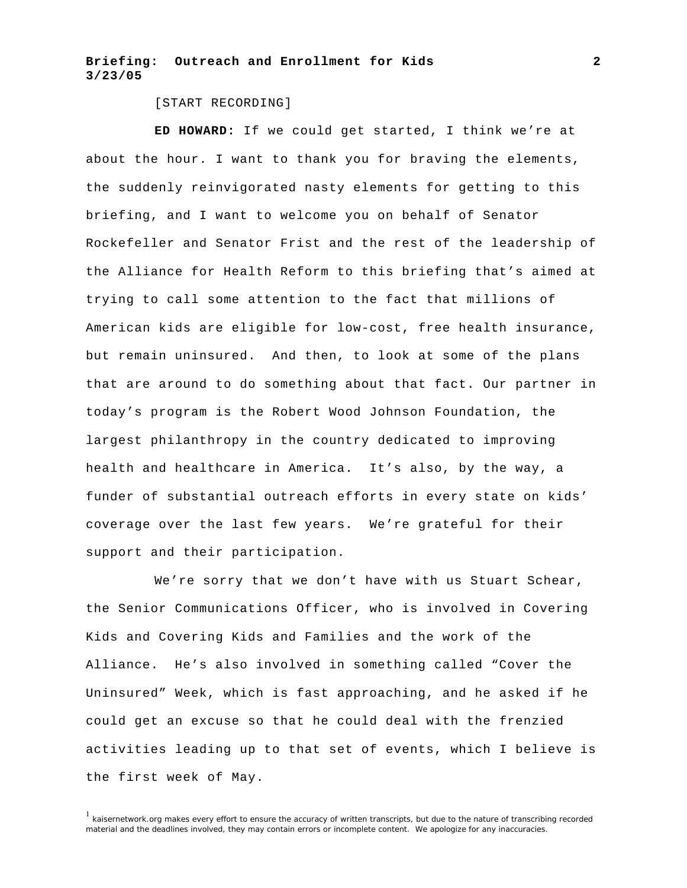[START RECORDING]

**ED HOWARD:** If we could get started, I think we're at about the hour. I want to thank you for braving the elements, the suddenly reinvigorated nasty elements for getting to this briefing, and I want to welcome you on behalf of Senator Rockefeller and Senator Frist and the rest of the leadership of the Alliance for Health Reform to this briefing that's aimed at trying to call some attention to the fact that millions of American kids are eligible for low-cost, free health insurance, but remain uninsured. And then, to look at some of the plans that are around to do something about that fact. Our partner in today's program is the Robert Wood Johnson Foundation, the largest philanthropy in the country dedicated to improving health and healthcare in America. It's also, by the way, a funder of substantial outreach efforts in every state on kids' coverage over the last few years. We're grateful for their support and their participation.

We're sorry that we don't have with us Stuart Schear, the Senior Communications Officer, who is involved in Covering Kids and Covering Kids and Families and the work of the Alliance. He's also involved in something called "Cover the Uninsured" Week, which is fast approaching, and he asked if he could get an excuse so that he could deal with the frenzied activities leading up to that set of events, which I believe is the first week of May.

[1] kaisernetwork.org makes every effort to ensure the accuracy of written transcripts, but due to the nature of transcribing recorded material and the deadlines involved, they may contain errors or incomplete content. We apologize for any inaccuracies.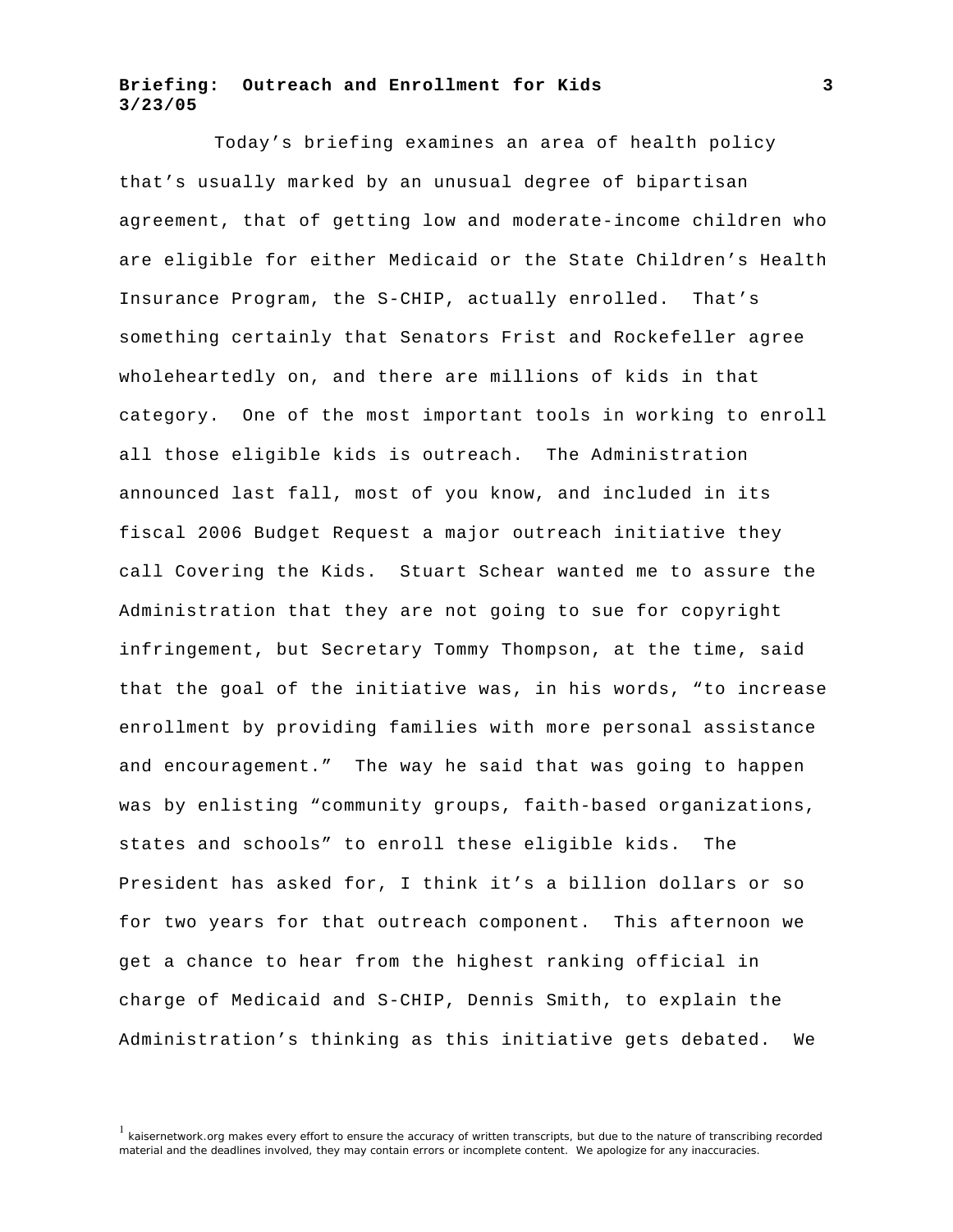Today's briefing examines an area of health policy that's usually marked by an unusual degree of bipartisan agreement, that of getting low and moderate-income children who are eligible for either Medicaid or the State Children's Health Insurance Program, the S-CHIP, actually enrolled. That's something certainly that Senators Frist and Rockefeller agree wholeheartedly on, and there are millions of kids in that category. One of the most important tools in working to enroll all those eligible kids is outreach. The Administration announced last fall, most of you know, and included in its fiscal 2006 Budget Request a major outreach initiative they call Covering the Kids. Stuart Schear wanted me to assure the Administration that they are not going to sue for copyright infringement, but Secretary Tommy Thompson, at the time, said that the goal of the initiative was, in his words, "to increase enrollment by providing families with more personal assistance and encouragement." The way he said that was going to happen was by enlisting "community groups, faith-based organizations, states and schools" to enroll these eligible kids. The President has asked for, I think it's a billion dollars or so for two years for that outreach component. This afternoon we get a chance to hear from the highest ranking official in charge of Medicaid and S-CHIP, Dennis Smith, to explain the Administration's thinking as this initiative gets debated. We

[1] kaisernetwork.org makes every effort to ensure the accuracy of written transcripts, but due to the nature of transcribing recorded material and the deadlines involved, they may contain errors or incomplete content. We apologize for any inaccuracies.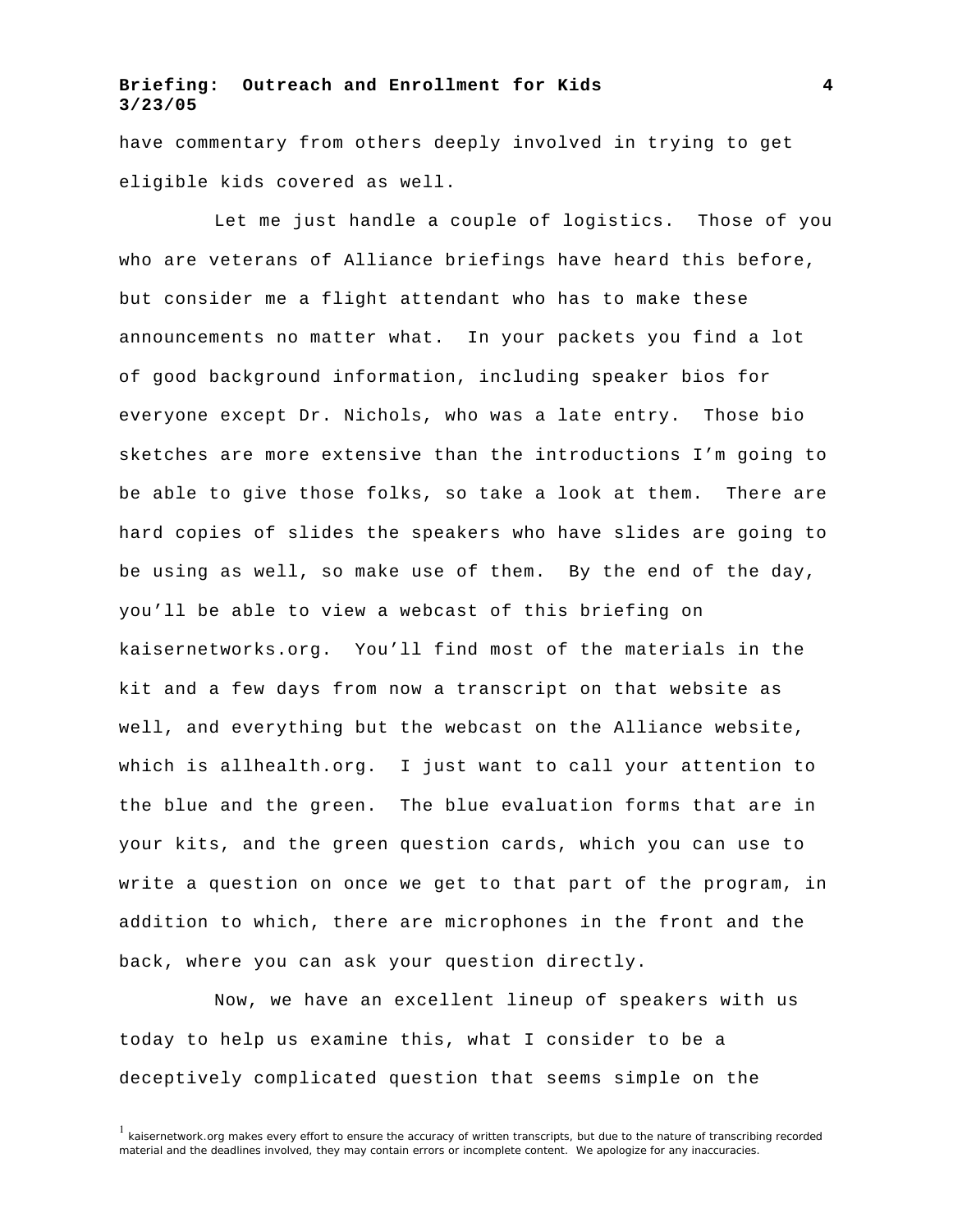have commentary from others deeply involved in trying to get eligible kids covered as well.

Let me just handle a couple of logistics. Those of you who are veterans of Alliance briefings have heard this before, but consider me a flight attendant who has to make these announcements no matter what. In your packets you find a lot of good background information, including speaker bios for everyone except Dr. Nichols, who was a late entry. Those bio sketches are more extensive than the introductions I'm going to be able to give those folks, so take a look at them. There are hard copies of slides the speakers who have slides are going to be using as well, so make use of them. By the end of the day, you'll be able to view a webcast of this briefing on kaisernetworks.org. You'll find most of the materials in the kit and a few days from now a transcript on that website as well, and everything but the webcast on the Alliance website, which is allhealth.org. I just want to call your attention to the blue and the green. The blue evaluation forms that are in your kits, and the green question cards, which you can use to write a question on once we get to that part of the program, in addition to which, there are microphones in the front and the back, where you can ask your question directly.

Now, we have an excellent lineup of speakers with us today to help us examine this, what I consider to be a deceptively complicated question that seems simple on the

[1] kaisernetwork.org makes every effort to ensure the accuracy of written transcripts, but due to the nature of transcribing recorded material and the deadlines involved, they may contain errors or incomplete content. We apologize for any inaccuracies.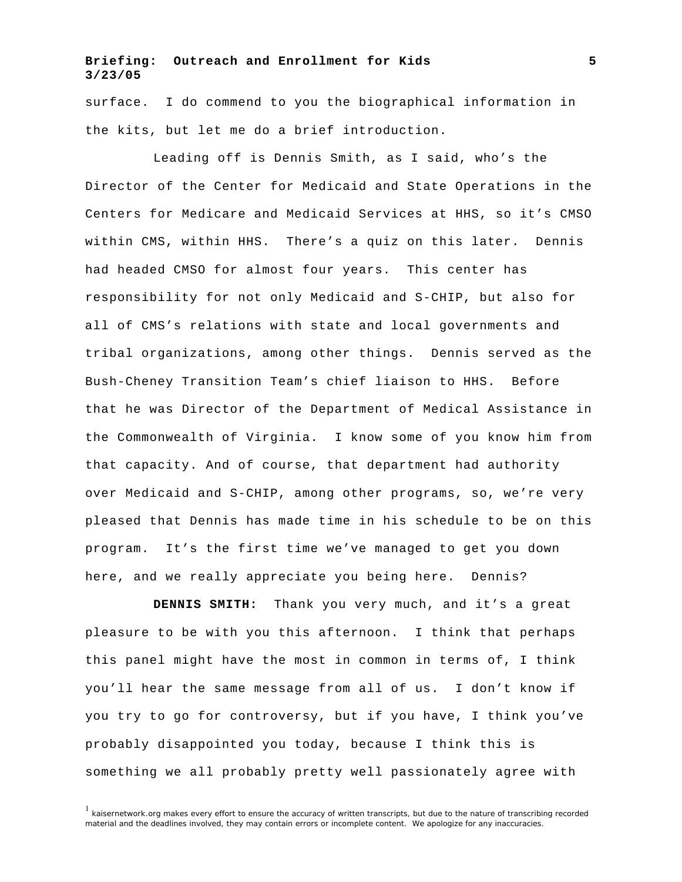surface. I do commend to you the biographical information in the kits, but let me do a brief introduction.

Leading off is Dennis Smith, as I said, who's the Director of the Center for Medicaid and State Operations in the Centers for Medicare and Medicaid Services at HHS, so it's CMSO within CMS, within HHS. There's a quiz on this later. Dennis had headed CMSO for almost four years. This center has responsibility for not only Medicaid and S-CHIP, but also for all of CMS's relations with state and local governments and tribal organizations, among other things. Dennis served as the Bush-Cheney Transition Team's chief liaison to HHS. Before that he was Director of the Department of Medical Assistance in the Commonwealth of Virginia. I know some of you know him from that capacity. And of course, that department had authority over Medicaid and S-CHIP, among other programs, so, we're very pleased that Dennis has made time in his schedule to be on this program. It's the first time we've managed to get you down here, and we really appreciate you being here. Dennis?

**DENNIS SMITH:** Thank you very much, and it's a great pleasure to be with you this afternoon. I think that perhaps this panel might have the most in common in terms of, I think you'll hear the same message from all of us. I don't know if you try to go for controversy, but if you have, I think you've probably disappointed you today, because I think this is something we all probably pretty well passionately agree with

[1] kaisernetwork.org makes every effort to ensure the accuracy of written transcripts, but due to the nature of transcribing recorded material and the deadlines involved, they may contain errors or incomplete content. We apologize for any inaccuracies.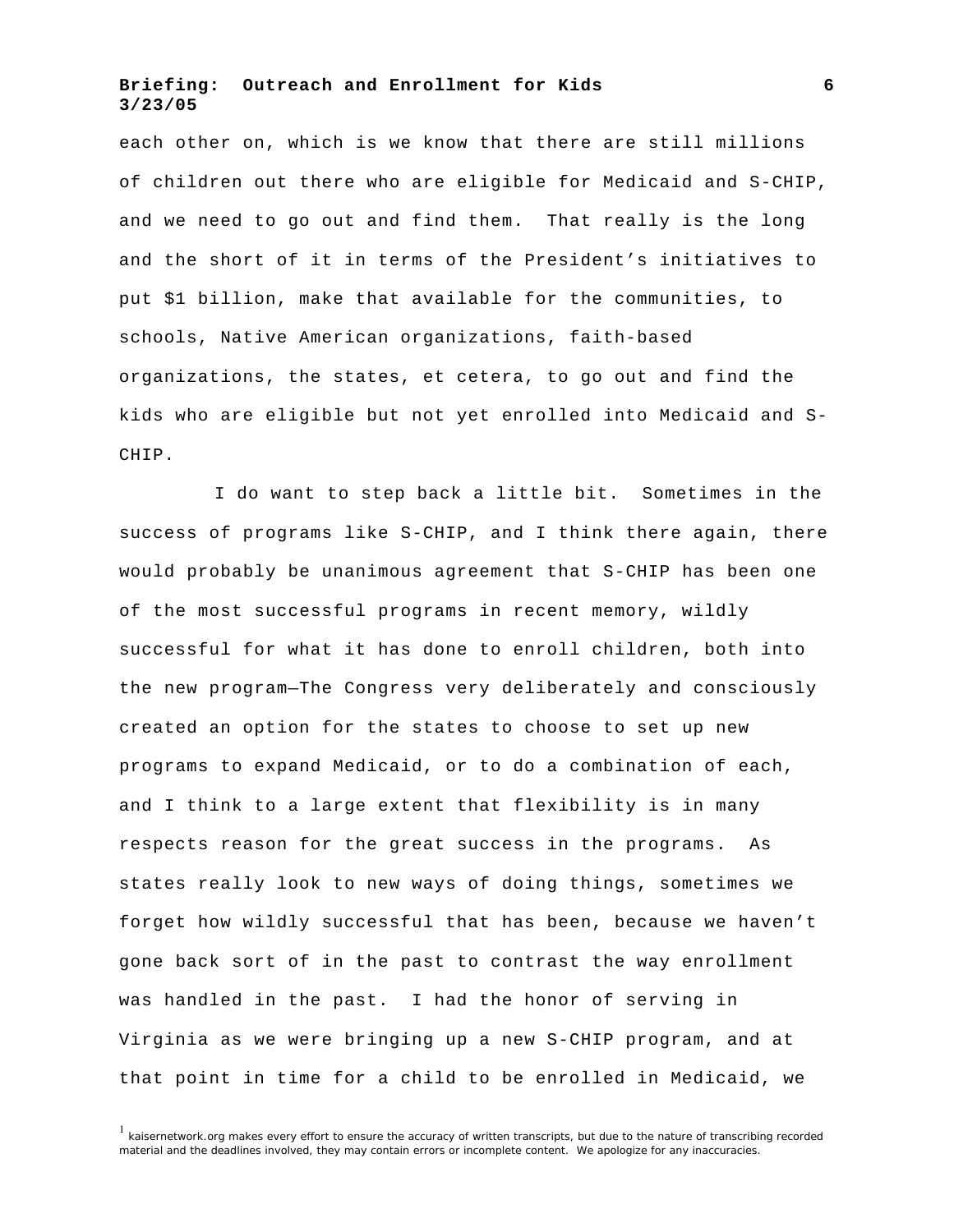each other on, which is we know that there are still millions of children out there who are eligible for Medicaid and S-CHIP, and we need to go out and find them. That really is the long and the short of it in terms of the President's initiatives to put $1 billion, make that available for the communities, to schools, Native American organizations, faith-based organizations, the states, et cetera, to go out and find the kids who are eligible but not yet enrolled into Medicaid and S-CHIP.

I do want to step back a little bit. Sometimes in the success of programs like S-CHIP, and I think there again, there would probably be unanimous agreement that S-CHIP has been one of the most successful programs in recent memory, wildly successful for what it has done to enroll children, both into the new program—The Congress very deliberately and consciously created an option for the states to choose to set up new programs to expand Medicaid, or to do a combination of each, and I think to a large extent that flexibility is in many respects reason for the great success in the programs. As states really look to new ways of doing things, sometimes we forget how wildly successful that has been, because we haven't gone back sort of in the past to contrast the way enrollment was handled in the past. I had the honor of serving in Virginia as we were bringing up a new S-CHIP program, and at that point in time for a child to be enrolled in Medicaid, we

[1] kaisernetwork.org makes every effort to ensure the accuracy of written transcripts, but due to the nature of transcribing recorded material and the deadlines involved, they may contain errors or incomplete content. We apologize for any inaccuracies.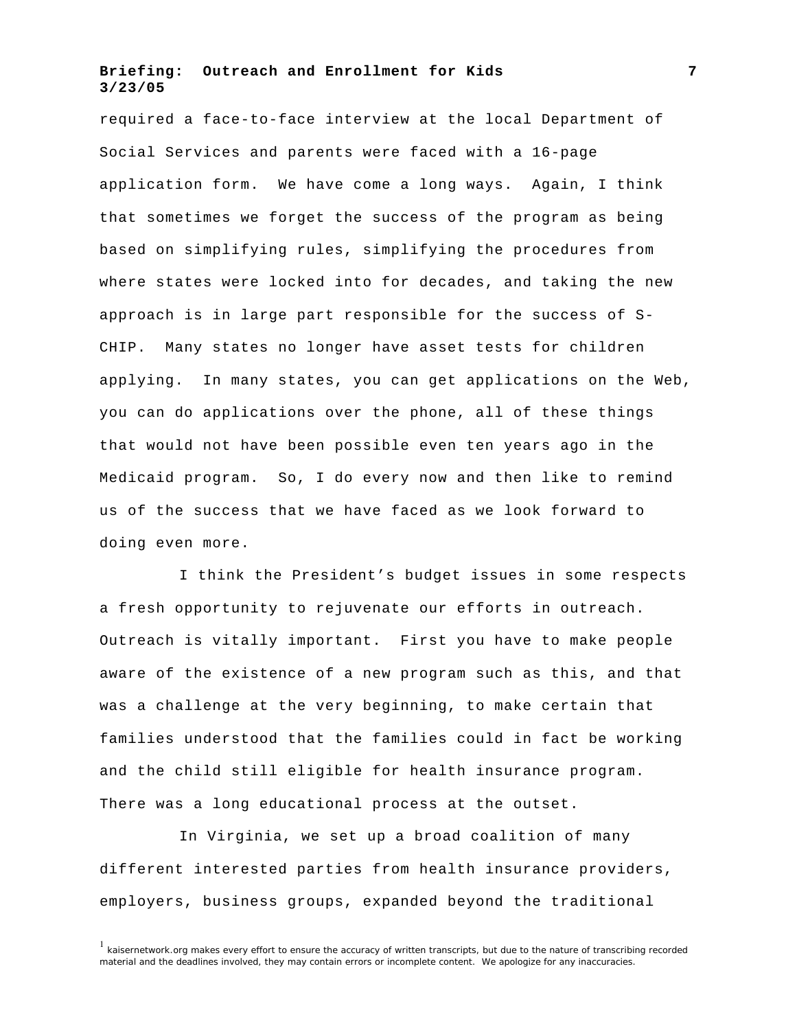required a face-to-face interview at the local Department of Social Services and parents were faced with a 16-page application form. We have come a long ways. Again, I think that sometimes we forget the success of the program as being based on simplifying rules, simplifying the procedures from where states were locked into for decades, and taking the new approach is in large part responsible for the success of S-CHIP. Many states no longer have asset tests for children applying. In many states, you can get applications on the Web, you can do applications over the phone, all of these things that would not have been possible even ten years ago in the Medicaid program. So, I do every now and then like to remind us of the success that we have faced as we look forward to doing even more.

I think the President's budget issues in some respects a fresh opportunity to rejuvenate our efforts in outreach. Outreach is vitally important. First you have to make people aware of the existence of a new program such as this, and that was a challenge at the very beginning, to make certain that families understood that the families could in fact be working and the child still eligible for health insurance program. There was a long educational process at the outset.

In Virginia, we set up a broad coalition of many different interested parties from health insurance providers, employers, business groups, expanded beyond the traditional

[1] kaisernetwork.org makes every effort to ensure the accuracy of written transcripts, but due to the nature of transcribing recorded material and the deadlines involved, they may contain errors or incomplete content. We apologize for any inaccuracies.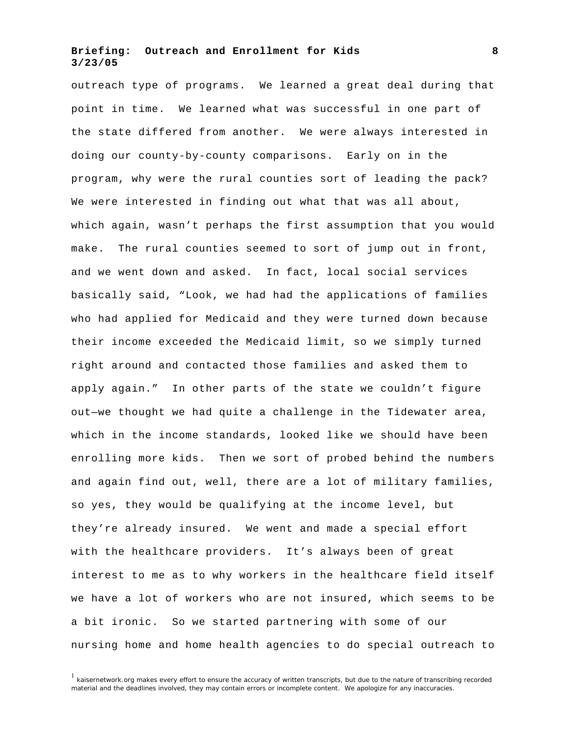outreach type of programs. We learned a great deal during that point in time. We learned what was successful in one part of the state differed from another. We were always interested in doing our county-by-county comparisons. Early on in the program, why were the rural counties sort of leading the pack? We were interested in finding out what that was all about, which again, wasn't perhaps the first assumption that you would make. The rural counties seemed to sort of jump out in front, and we went down and asked. In fact, local social services basically said, "Look, we had had the applications of families who had applied for Medicaid and they were turned down because their income exceeded the Medicaid limit, so we simply turned right around and contacted those families and asked them to apply again." In other parts of the state we couldn't figure out—we thought we had quite a challenge in the Tidewater area, which in the income standards, looked like we should have been enrolling more kids. Then we sort of probed behind the numbers and again find out, well, there are a lot of military families, so yes, they would be qualifying at the income level, but they're already insured. We went and made a special effort with the healthcare providers. It's always been of great interest to me as to why workers in the healthcare field itself we have a lot of workers who are not insured, which seems to be a bit ironic. So we started partnering with some of our nursing home and home health agencies to do special outreach to

[1] kaisernetwork.org makes every effort to ensure the accuracy of written transcripts, but due to the nature of transcribing recorded material and the deadlines involved, they may contain errors or incomplete content. We apologize for any inaccuracies.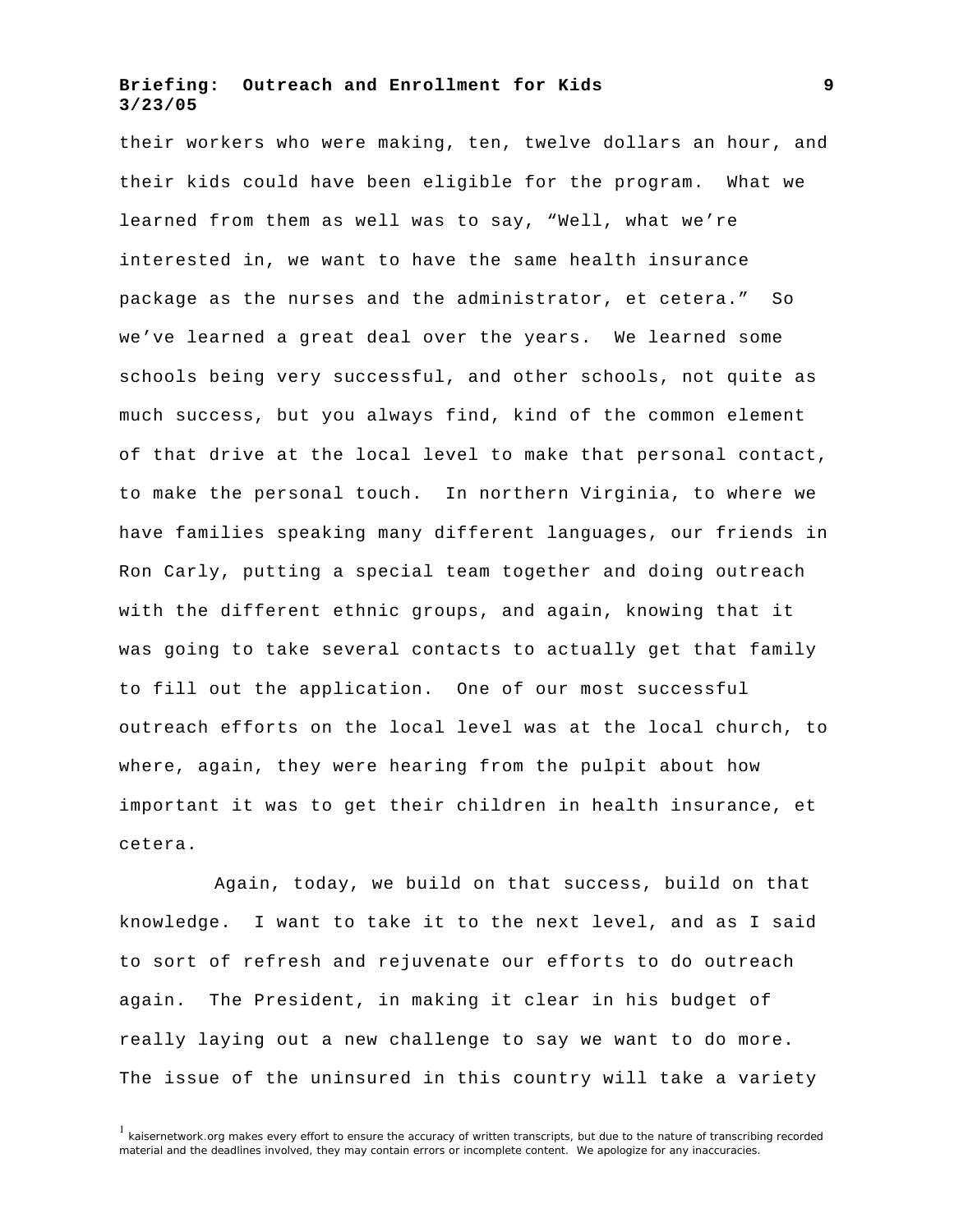their workers who were making, ten, twelve dollars an hour, and their kids could have been eligible for the program. What we learned from them as well was to say, "Well, what we're interested in, we want to have the same health insurance package as the nurses and the administrator, et cetera." So we've learned a great deal over the years. We learned some schools being very successful, and other schools, not quite as much success, but you always find, kind of the common element of that drive at the local level to make that personal contact, to make the personal touch. In northern Virginia, to where we have families speaking many different languages, our friends in Ron Carly, putting a special team together and doing outreach with the different ethnic groups, and again, knowing that it was going to take several contacts to actually get that family to fill out the application. One of our most successful outreach efforts on the local level was at the local church, to where, again, they were hearing from the pulpit about how important it was to get their children in health insurance, et cetera.

Again, today, we build on that success, build on that knowledge. I want to take it to the next level, and as I said to sort of refresh and rejuvenate our efforts to do outreach again. The President, in making it clear in his budget of really laying out a new challenge to say we want to do more. The issue of the uninsured in this country will take a variety

[1] kaisernetwork.org makes every effort to ensure the accuracy of written transcripts, but due to the nature of transcribing recorded material and the deadlines involved, they may contain errors or incomplete content. We apologize for any inaccuracies.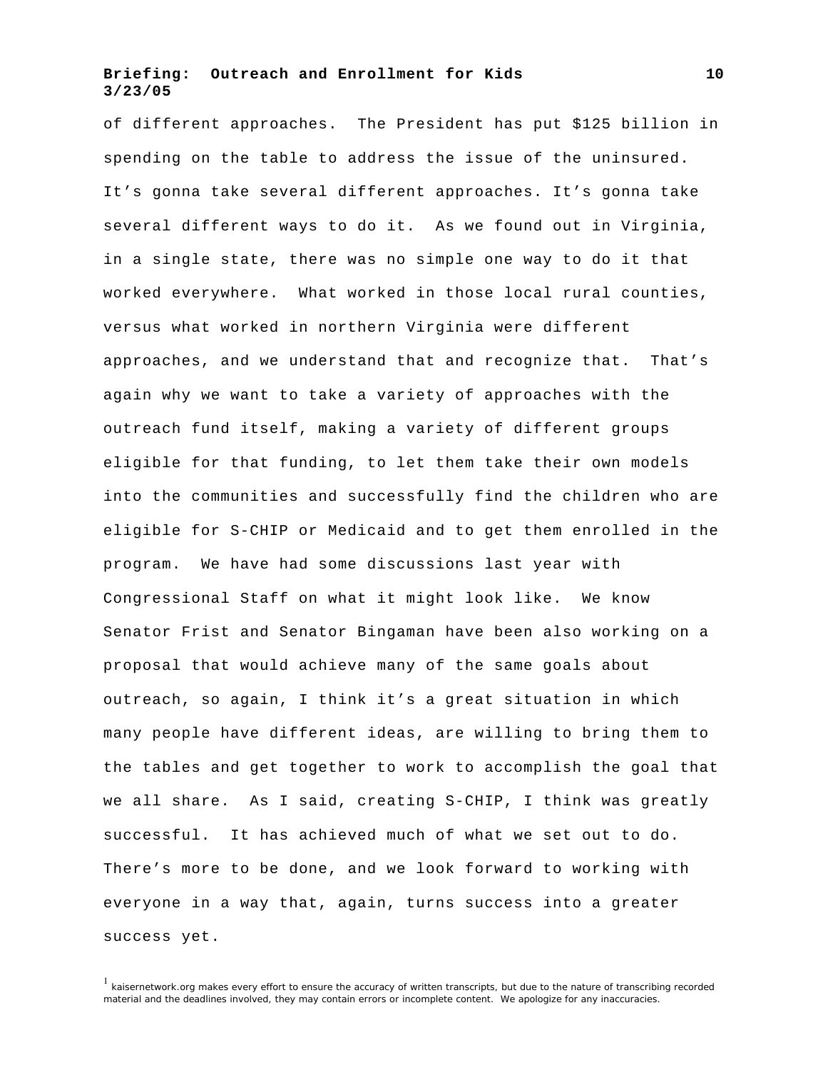of different approaches. The President has put $125 billion in spending on the table to address the issue of the uninsured. It's gonna take several different approaches. It's gonna take several different ways to do it. As we found out in Virginia, in a single state, there was no simple one way to do it that worked everywhere. What worked in those local rural counties, versus what worked in northern Virginia were different approaches, and we understand that and recognize that. That's again why we want to take a variety of approaches with the outreach fund itself, making a variety of different groups eligible for that funding, to let them take their own models into the communities and successfully find the children who are eligible for S-CHIP or Medicaid and to get them enrolled in the program. We have had some discussions last year with Congressional Staff on what it might look like. We know Senator Frist and Senator Bingaman have been also working on a proposal that would achieve many of the same goals about outreach, so again, I think it's a great situation in which many people have different ideas, are willing to bring them to the tables and get together to work to accomplish the goal that we all share. As I said, creating S-CHIP, I think was greatly successful. It has achieved much of what we set out to do. There's more to be done, and we look forward to working with everyone in a way that, again, turns success into a greater success yet.

[1] kaisernetwork.org makes every effort to ensure the accuracy of written transcripts, but due to the nature of transcribing recorded material and the deadlines involved, they may contain errors or incomplete content. We apologize for any inaccuracies.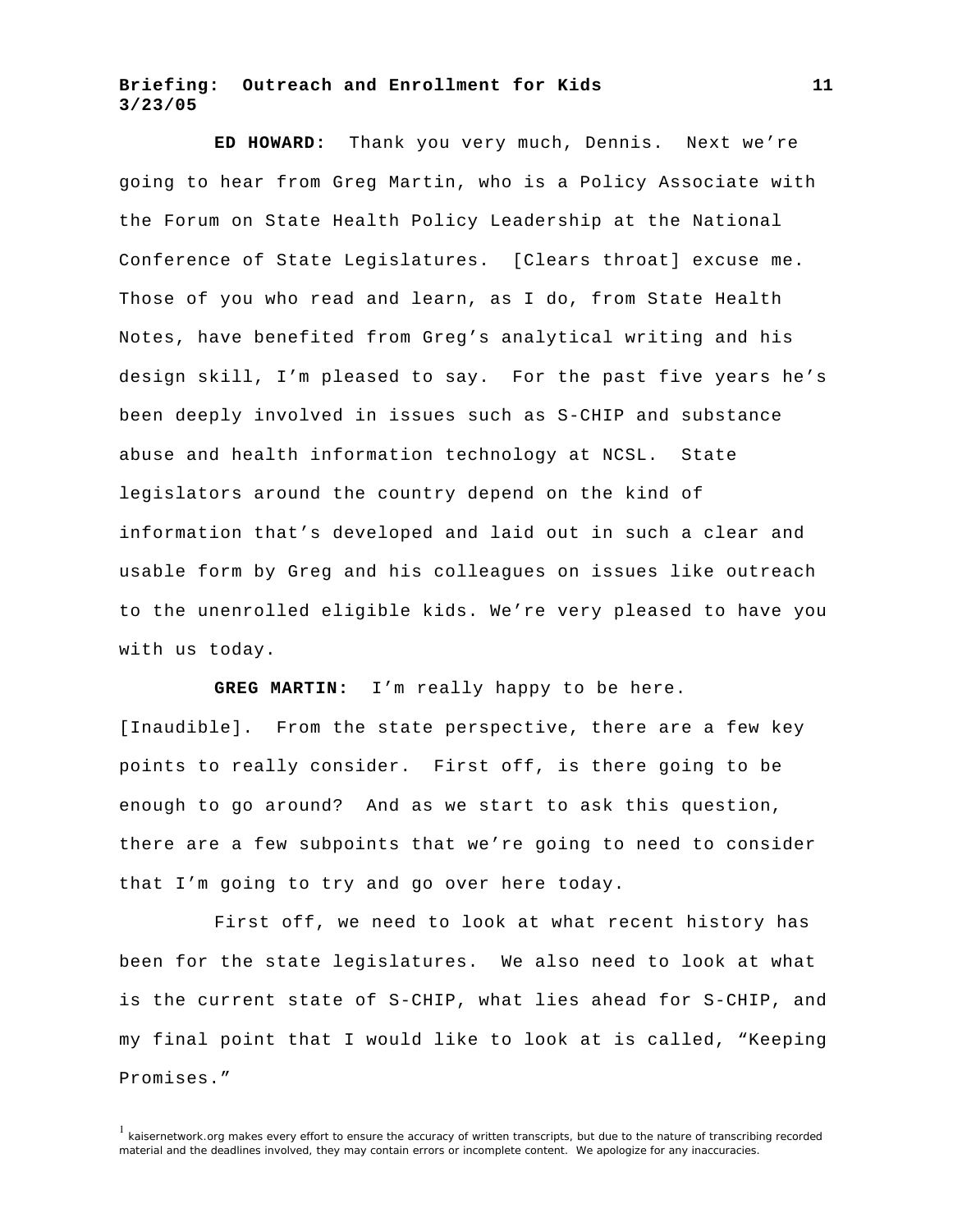**ED HOWARD:** Thank you very much, Dennis. Next we're going to hear from Greg Martin, who is a Policy Associate with the Forum on State Health Policy Leadership at the National Conference of State Legislatures. [Clears throat] excuse me. Those of you who read and learn, as I do, from State Health Notes, have benefited from Greg's analytical writing and his design skill, I'm pleased to say. For the past five years he's been deeply involved in issues such as S-CHIP and substance abuse and health information technology at NCSL. State legislators around the country depend on the kind of information that's developed and laid out in such a clear and usable form by Greg and his colleagues on issues like outreach to the unenrolled eligible kids. We're very pleased to have you with us today.

**GREG MARTIN:** I'm really happy to be here. [Inaudible]. From the state perspective, there are a few key points to really consider. First off, is there going to be enough to go around? And as we start to ask this question, there are a few subpoints that we're going to need to consider that I'm going to try and go over here today.

First off, we need to look at what recent history has been for the state legislatures. We also need to look at what is the current state of S-CHIP, what lies ahead for S-CHIP, and my final point that I would like to look at is called, "Keeping Promises."

[1] kaisernetwork.org makes every effort to ensure the accuracy of written transcripts, but due to the nature of transcribing recorded material and the deadlines involved, they may contain errors or incomplete content. We apologize for any inaccuracies.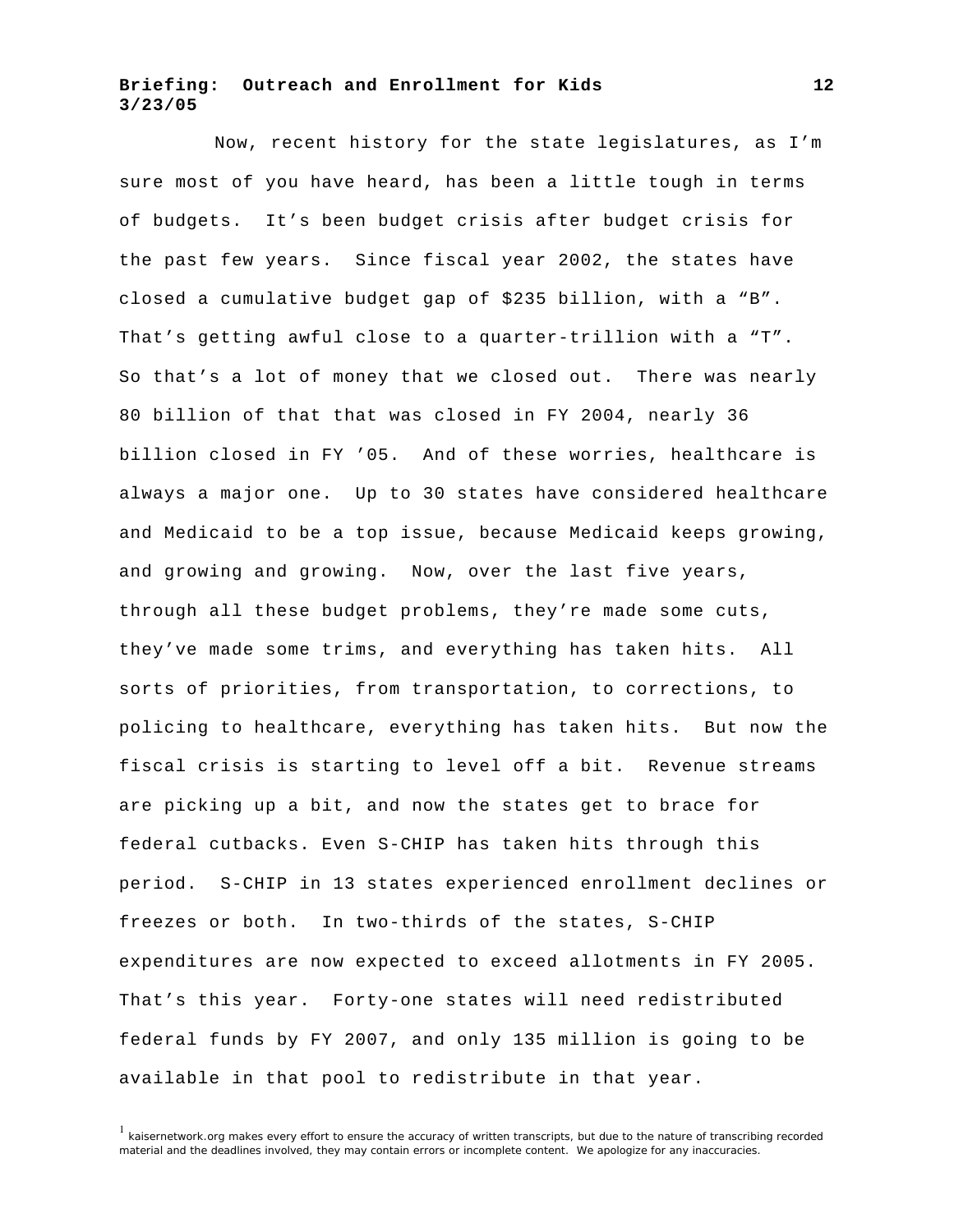Now, recent history for the state legislatures, as I'm sure most of you have heard, has been a little tough in terms of budgets. It's been budget crisis after budget crisis for the past few years. Since fiscal year 2002, the states have closed a cumulative budget gap of $235 billion, with a "B". That's getting awful close to a quarter-trillion with a "T". So that's a lot of money that we closed out. There was nearly 80 billion of that that was closed in FY 2004, nearly 36 billion closed in FY '05. And of these worries, healthcare is always a major one. Up to 30 states have considered healthcare and Medicaid to be a top issue, because Medicaid keeps growing, and growing and growing. Now, over the last five years, through all these budget problems, they're made some cuts, they've made some trims, and everything has taken hits. All sorts of priorities, from transportation, to corrections, to policing to healthcare, everything has taken hits. But now the fiscal crisis is starting to level off a bit. Revenue streams are picking up a bit, and now the states get to brace for federal cutbacks. Even S-CHIP has taken hits through this period. S-CHIP in 13 states experienced enrollment declines or freezes or both. In two-thirds of the states, S-CHIP expenditures are now expected to exceed allotments in FY 2005. That's this year. Forty-one states will need redistributed federal funds by FY 2007, and only 135 million is going to be available in that pool to redistribute in that year.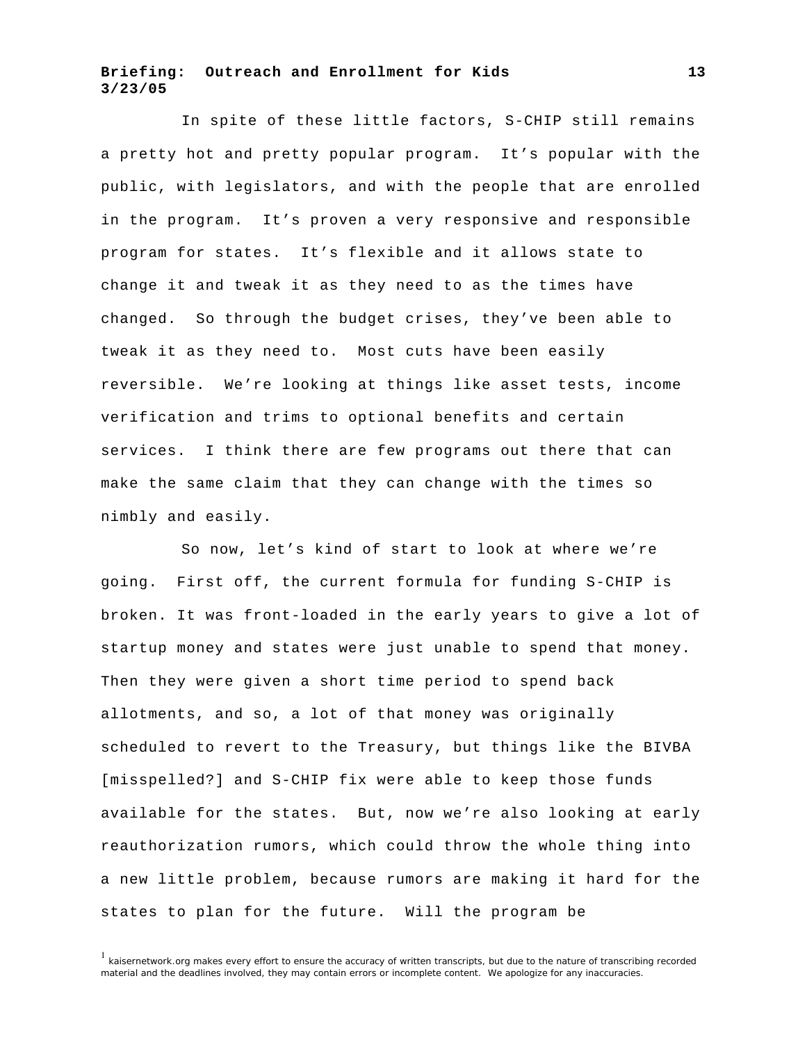In spite of these little factors, S-CHIP still remains a pretty hot and pretty popular program. It’s popular with the public, with legislators, and with the people that are enrolled in the program. It’s proven a very responsive and responsible program for states. It’s flexible and it allows state to change it and tweak it as they need to as the times have changed. So through the budget crises, they’ve been able to tweak it as they need to. Most cuts have been easily reversible. We’re looking at things like asset tests, income verification and trims to optional benefits and certain services. I think there are few programs out there that can make the same claim that they can change with the times so nimbly and easily.

So now, let’s kind of start to look at where we’re going. First off, the current formula for funding S-CHIP is broken. It was front-loaded in the early years to give a lot of startup money and states were just unable to spend that money. Then they were given a short time period to spend back allotments, and so, a lot of that money was originally scheduled to revert to the Treasury, but things like the BIVBA [misspelled?] and S-CHIP fix were able to keep those funds available for the states. But, now we’re also looking at early reauthorization rumors, which could throw the whole thing into a new little problem, because rumors are making it hard for the states to plan for the future. Will the program be

[1] kaisernetwork.org makes every effort to ensure the accuracy of written transcripts, but due to the nature of transcribing recorded material and the deadlines involved, they may contain errors or incomplete content. We apologize for any inaccuracies.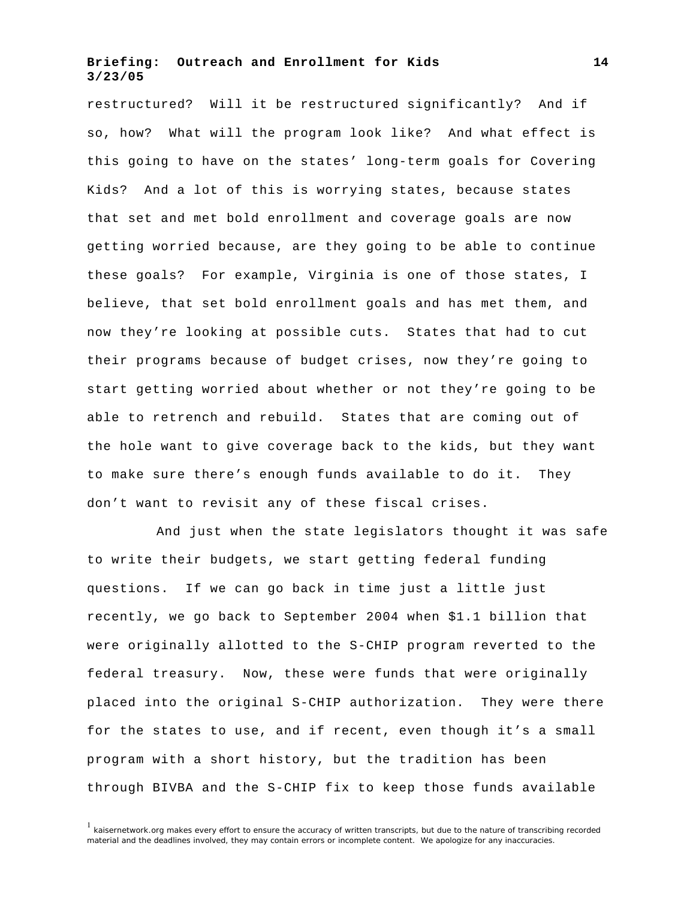restructured? Will it be restructured significantly? And if so, how? What will the program look like? And what effect is this going to have on the states' long-term goals for Covering Kids? And a lot of this is worrying states, because states that set and met bold enrollment and coverage goals are now getting worried because, are they going to be able to continue these goals? For example, Virginia is one of those states, I believe, that set bold enrollment goals and has met them, and now they're looking at possible cuts. States that had to cut their programs because of budget crises, now they're going to start getting worried about whether or not they're going to be able to retrench and rebuild. States that are coming out of the hole want to give coverage back to the kids, but they want to make sure there's enough funds available to do it. They don't want to revisit any of these fiscal crises.

And just when the state legislators thought it was safe to write their budgets, we start getting federal funding questions. If we can go back in time just a little just recently, we go back to September 2004 when $1.1 billion that were originally allotted to the S-CHIP program reverted to the federal treasury. Now, these were funds that were originally placed into the original S-CHIP authorization. They were there for the states to use, and if recent, even though it's a small program with a short history, but the tradition has been through BIVBA and the S-CHIP fix to keep those funds available

[1] kaisernetwork.org makes every effort to ensure the accuracy of written transcripts, but due to the nature of transcribing recorded material and the deadlines involved, they may contain errors or incomplete content. We apologize for any inaccuracies.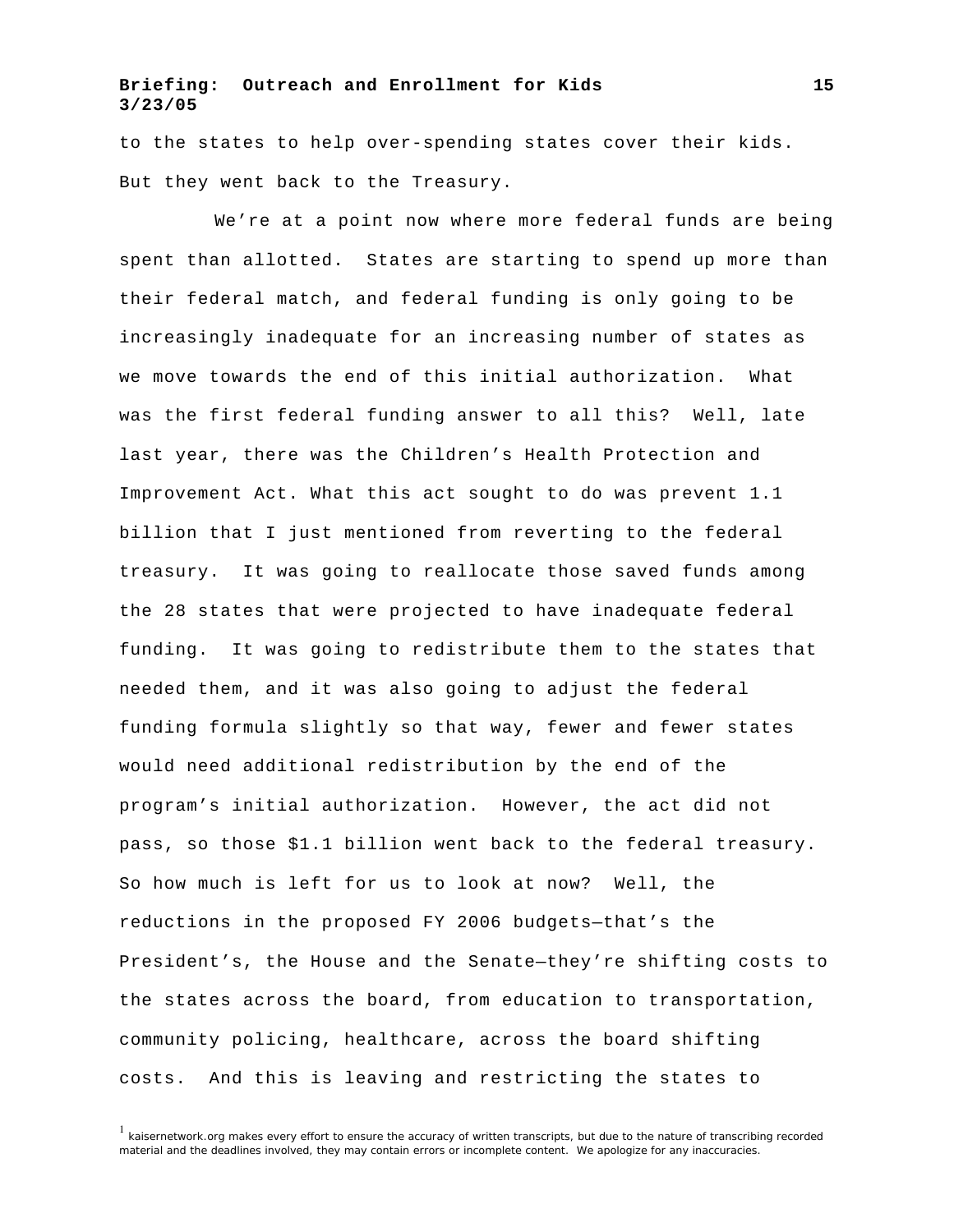to the states to help over-spending states cover their kids. But they went back to the Treasury.

We're at a point now where more federal funds are being spent than allotted. States are starting to spend up more than their federal match, and federal funding is only going to be increasingly inadequate for an increasing number of states as we move towards the end of this initial authorization. What was the first federal funding answer to all this? Well, late last year, there was the Children's Health Protection and Improvement Act. What this act sought to do was prevent 1.1 billion that I just mentioned from reverting to the federal treasury. It was going to reallocate those saved funds among the 28 states that were projected to have inadequate federal funding. It was going to redistribute them to the states that needed them, and it was also going to adjust the federal funding formula slightly so that way, fewer and fewer states would need additional redistribution by the end of the program's initial authorization. However, the act did not pass, so those $1.1 billion went back to the federal treasury. So how much is left for us to look at now? Well, the reductions in the proposed FY 2006 budgets—that's the President's, the House and the Senate—they're shifting costs to the states across the board, from education to transportation, community policing, healthcare, across the board shifting costs. And this is leaving and restricting the states to

[1] kaisernetwork.org makes every effort to ensure the accuracy of written transcripts, but due to the nature of transcribing recorded material and the deadlines involved, they may contain errors or incomplete content. We apologize for any inaccuracies.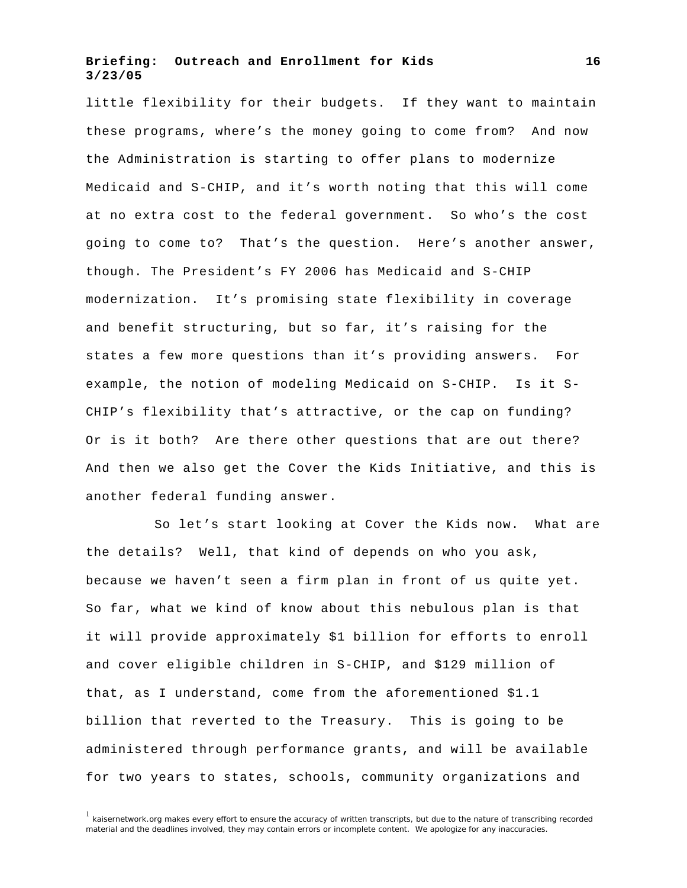little flexibility for their budgets. If they want to maintain these programs, where's the money going to come from? And now the Administration is starting to offer plans to modernize Medicaid and S-CHIP, and it's worth noting that this will come at no extra cost to the federal government. So who's the cost going to come to? That's the question. Here's another answer, though. The President's FY 2006 has Medicaid and S-CHIP modernization. It's promising state flexibility in coverage and benefit structuring, but so far, it's raising for the states a few more questions than it's providing answers. For example, the notion of modeling Medicaid on S-CHIP. Is it S-CHIP's flexibility that's attractive, or the cap on funding? Or is it both? Are there other questions that are out there? And then we also get the Cover the Kids Initiative, and this is another federal funding answer.

So let's start looking at Cover the Kids now. What are the details? Well, that kind of depends on who you ask, because we haven't seen a firm plan in front of us quite yet. So far, what we kind of know about this nebulous plan is that it will provide approximately $1 billion for efforts to enroll and cover eligible children in S-CHIP, and $129 million of that, as I understand, come from the aforementioned $1.1 billion that reverted to the Treasury. This is going to be administered through performance grants, and will be available for two years to states, schools, community organizations and

[1] kaisernetwork.org makes every effort to ensure the accuracy of written transcripts, but due to the nature of transcribing recorded material and the deadlines involved, they may contain errors or incomplete content. We apologize for any inaccuracies.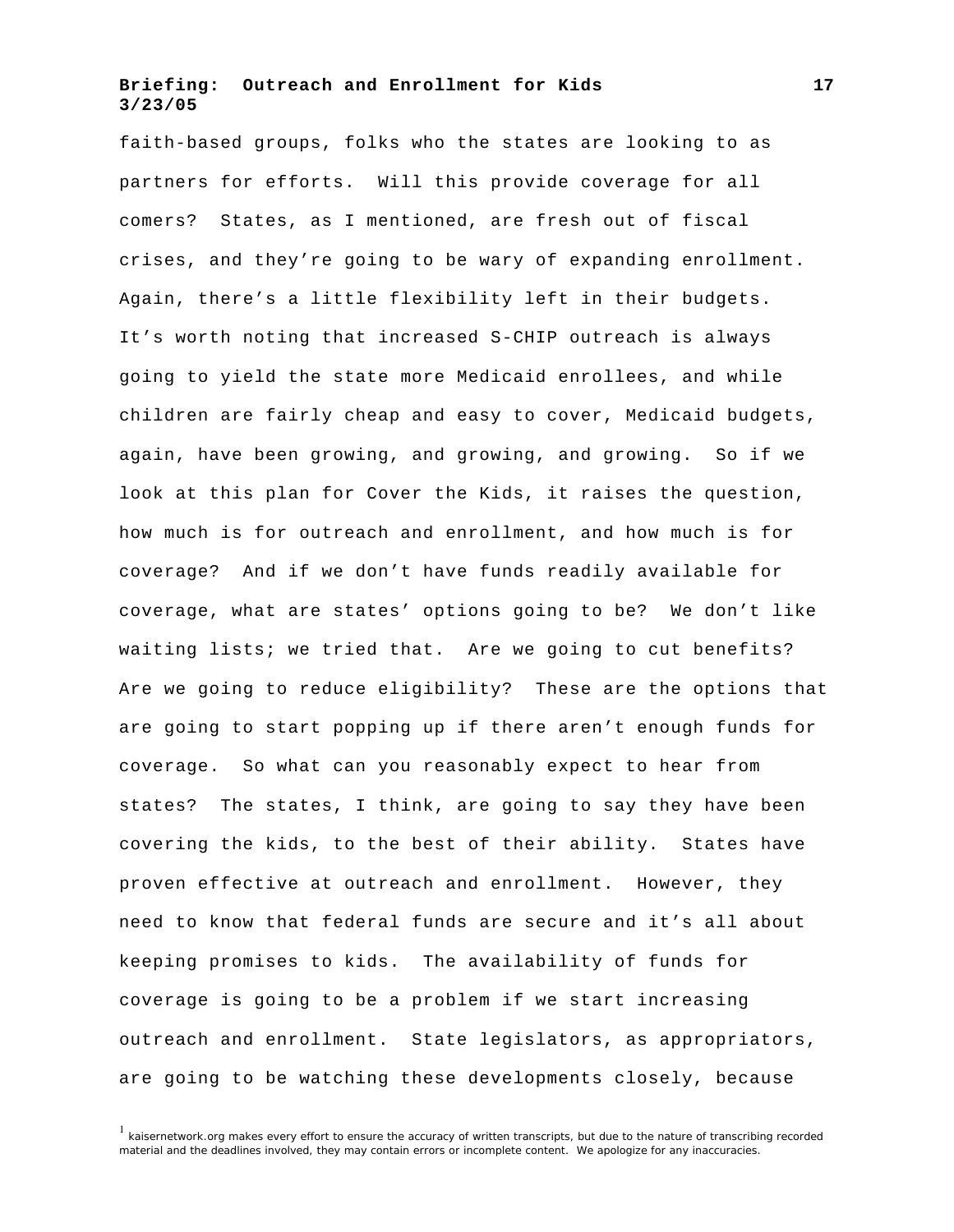faith-based groups, folks who the states are looking to as partners for efforts. Will this provide coverage for all comers? States, as I mentioned, are fresh out of fiscal crises, and they're going to be wary of expanding enrollment. Again, there's a little flexibility left in their budgets. It's worth noting that increased S-CHIP outreach is always going to yield the state more Medicaid enrollees, and while children are fairly cheap and easy to cover, Medicaid budgets, again, have been growing, and growing, and growing. So if we look at this plan for Cover the Kids, it raises the question, how much is for outreach and enrollment, and how much is for coverage? And if we don't have funds readily available for coverage, what are states' options going to be? We don't like waiting lists; we tried that. Are we going to cut benefits? Are we going to reduce eligibility? These are the options that are going to start popping up if there aren't enough funds for coverage. So what can you reasonably expect to hear from states? The states, I think, are going to say they have been covering the kids, to the best of their ability. States have proven effective at outreach and enrollment. However, they need to know that federal funds are secure and it's all about keeping promises to kids. The availability of funds for coverage is going to be a problem if we start increasing outreach and enrollment. State legislators, as appropriators, are going to be watching these developments closely, because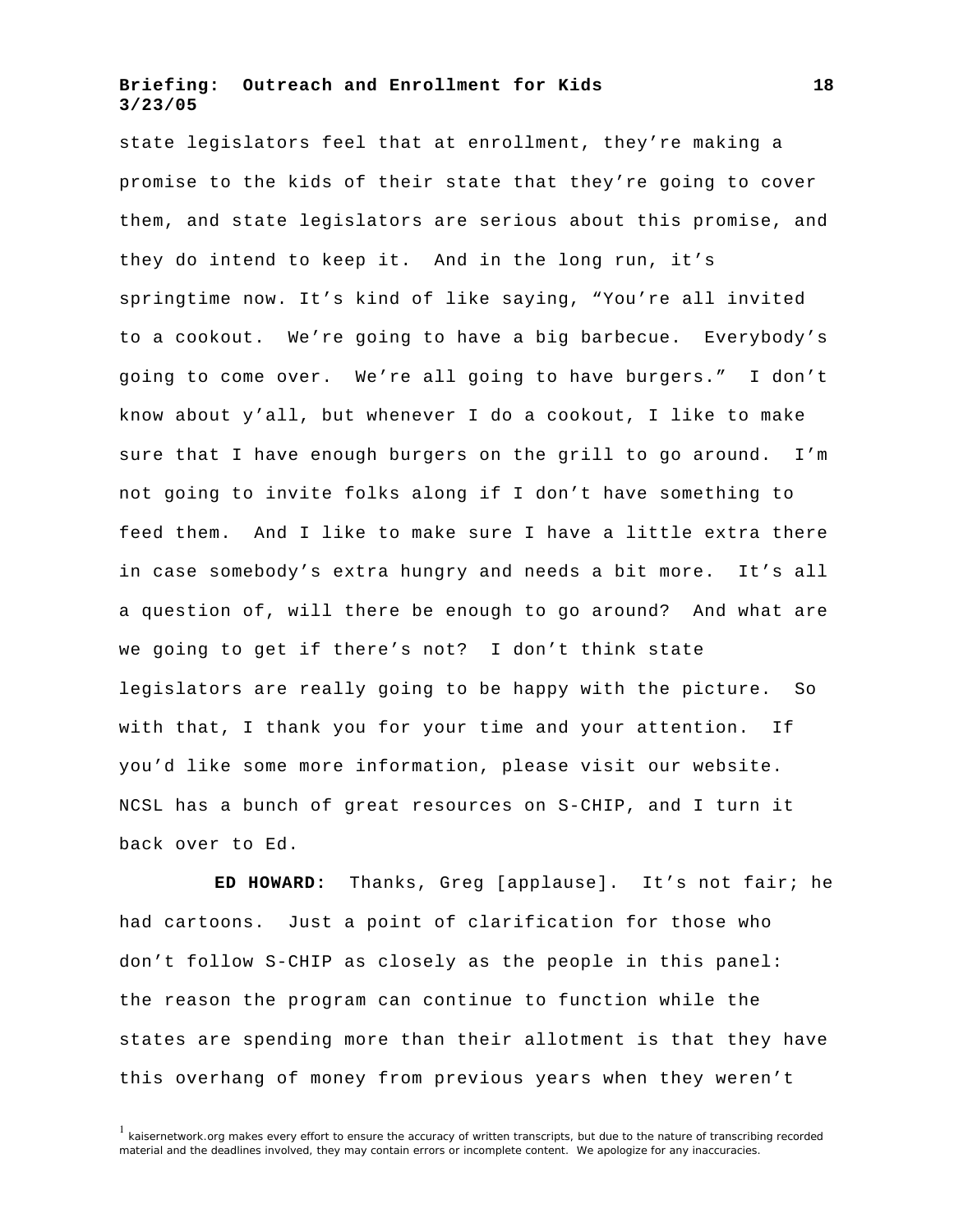state legislators feel that at enrollment, they're making a promise to the kids of their state that they're going to cover them, and state legislators are serious about this promise, and they do intend to keep it. And in the long run, it's springtime now. It's kind of like saying, "You're all invited to a cookout. We're going to have a big barbecue. Everybody's going to come over. We're all going to have burgers." I don't know about y'all, but whenever I do a cookout, I like to make sure that I have enough burgers on the grill to go around. I'm not going to invite folks along if I don't have something to feed them. And I like to make sure I have a little extra there in case somebody's extra hungry and needs a bit more. It's all a question of, will there be enough to go around? And what are we going to get if there's not? I don't think state legislators are really going to be happy with the picture. So with that, I thank you for your time and your attention. If you'd like some more information, please visit our website. NCSL has a bunch of great resources on S-CHIP, and I turn it back over to Ed.

**ED HOWARD:** Thanks, Greg [applause]. It's not fair; he had cartoons. Just a point of clarification for those who don't follow S-CHIP as closely as the people in this panel: the reason the program can continue to function while the states are spending more than their allotment is that they have this overhang of money from previous years when they weren't

[1] kaisernetwork.org makes every effort to ensure the accuracy of written transcripts, but due to the nature of transcribing recorded material and the deadlines involved, they may contain errors or incomplete content. We apologize for any inaccuracies.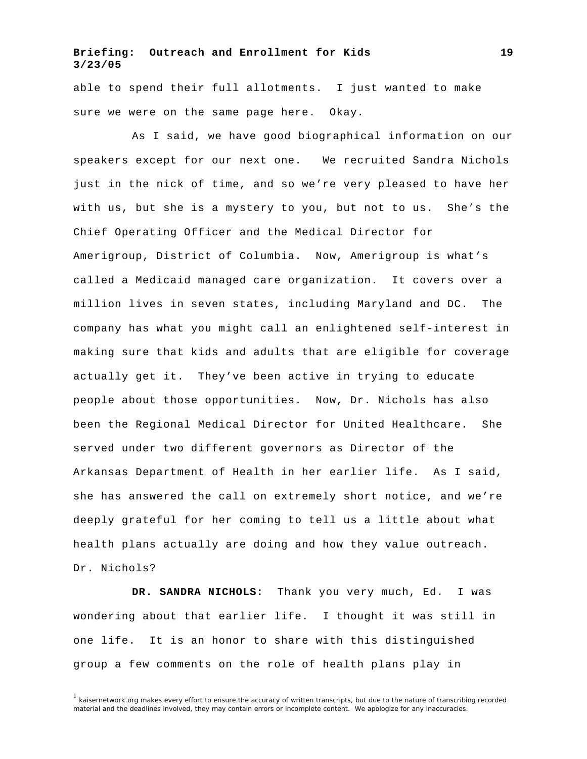able to spend their full allotments. I just wanted to make sure we were on the same page here. Okay.

As I said, we have good biographical information on our speakers except for our next one. We recruited Sandra Nichols just in the nick of time, and so we're very pleased to have her with us, but she is a mystery to you, but not to us. She's the Chief Operating Officer and the Medical Director for Amerigroup, District of Columbia. Now, Amerigroup is what's called a Medicaid managed care organization. It covers over a million lives in seven states, including Maryland and DC. The company has what you might call an enlightened self-interest in making sure that kids and adults that are eligible for coverage actually get it. They've been active in trying to educate people about those opportunities. Now, Dr. Nichols has also been the Regional Medical Director for United Healthcare. She served under two different governors as Director of the Arkansas Department of Health in her earlier life. As I said, she has answered the call on extremely short notice, and we're deeply grateful for her coming to tell us a little about what health plans actually are doing and how they value outreach. Dr. Nichols?

**DR. SANDRA NICHOLS:** Thank you very much, Ed. I was wondering about that earlier life. I thought it was still in one life. It is an honor to share with this distinguished group a few comments on the role of health plans play in

[1] kaisernetwork.org makes every effort to ensure the accuracy of written transcripts, but due to the nature of transcribing recorded material and the deadlines involved, they may contain errors or incomplete content. We apologize for any inaccuracies.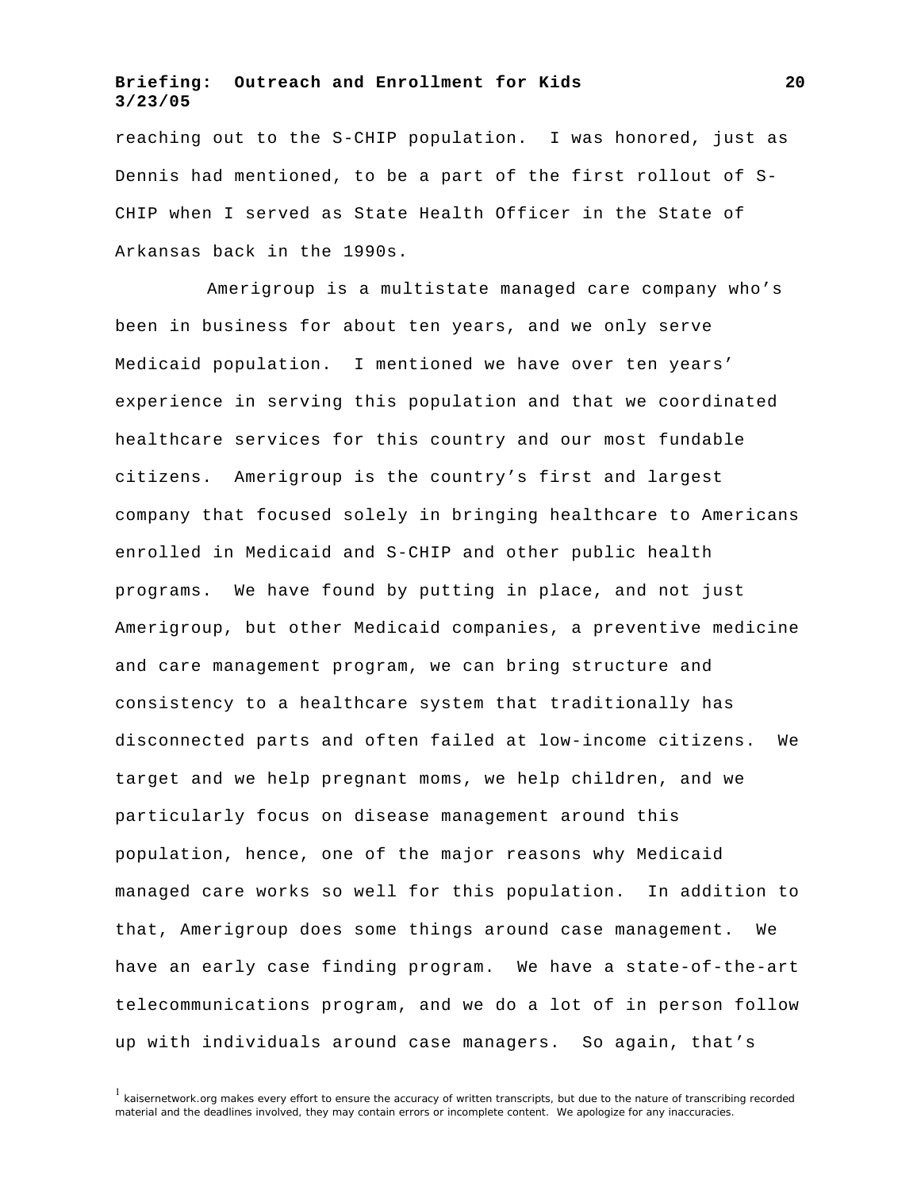reaching out to the S-CHIP population. I was honored, just as Dennis had mentioned, to be a part of the first rollout of S-CHIP when I served as State Health Officer in the State of Arkansas back in the 1990s.

Amerigroup is a multistate managed care company who's been in business for about ten years, and we only serve Medicaid population. I mentioned we have over ten years' experience in serving this population and that we coordinated healthcare services for this country and our most fundable citizens. Amerigroup is the country's first and largest company that focused solely in bringing healthcare to Americans enrolled in Medicaid and S-CHIP and other public health programs. We have found by putting in place, and not just Amerigroup, but other Medicaid companies, a preventive medicine and care management program, we can bring structure and consistency to a healthcare system that traditionally has disconnected parts and often failed at low-income citizens. We target and we help pregnant moms, we help children, and we particularly focus on disease management around this population, hence, one of the major reasons why Medicaid managed care works so well for this population. In addition to that, Amerigroup does some things around case management. We have an early case finding program. We have a state-of-the-art telecommunications program, and we do a lot of in person follow up with individuals around case managers. So again, that's

[1] kaisernetwork.org makes every effort to ensure the accuracy of written transcripts, but due to the nature of transcribing recorded material and the deadlines involved, they may contain errors or incomplete content. We apologize for any inaccuracies.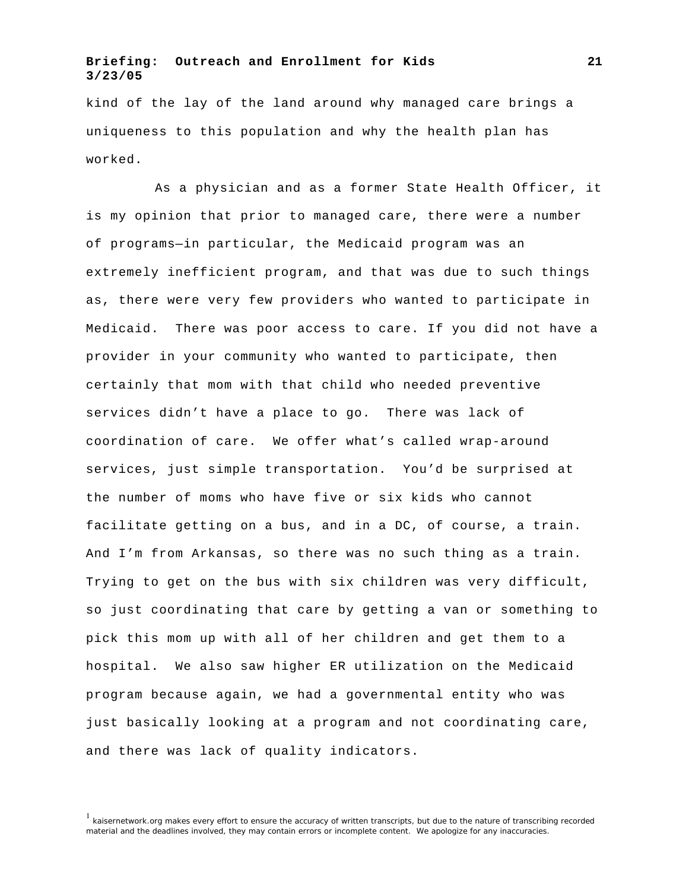kind of the lay of the land around why managed care brings a uniqueness to this population and why the health plan has worked.

As a physician and as a former State Health Officer, it is my opinion that prior to managed care, there were a number of programs—in particular, the Medicaid program was an extremely inefficient program, and that was due to such things as, there were very few providers who wanted to participate in Medicaid. There was poor access to care. If you did not have a provider in your community who wanted to participate, then certainly that mom with that child who needed preventive services didn't have a place to go. There was lack of coordination of care. We offer what's called wrap-around services, just simple transportation. You'd be surprised at the number of moms who have five or six kids who cannot facilitate getting on a bus, and in a DC, of course, a train. And I'm from Arkansas, so there was no such thing as a train. Trying to get on the bus with six children was very difficult, so just coordinating that care by getting a van or something to pick this mom up with all of her children and get them to a hospital. We also saw higher ER utilization on the Medicaid program because again, we had a governmental entity who was just basically looking at a program and not coordinating care, and there was lack of quality indicators.

[1] kaisernetwork.org makes every effort to ensure the accuracy of written transcripts, but due to the nature of transcribing recorded material and the deadlines involved, they may contain errors or incomplete content. We apologize for any inaccuracies.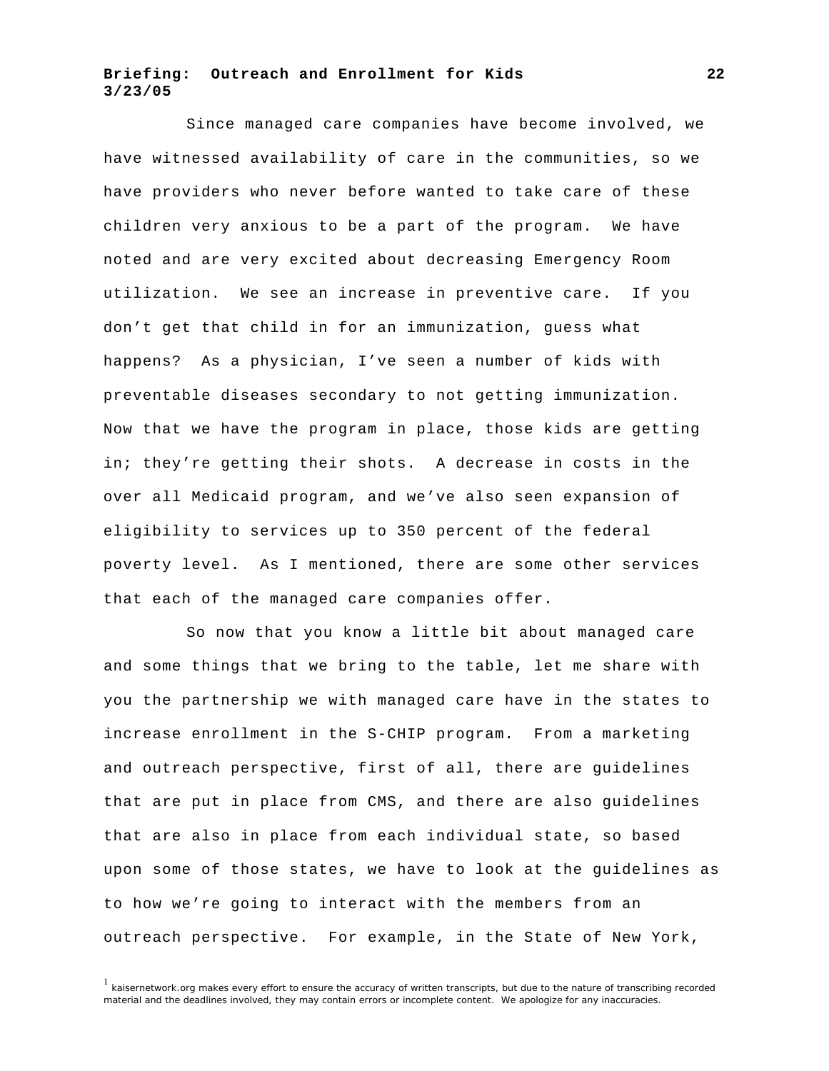Since managed care companies have become involved, we have witnessed availability of care in the communities, so we have providers who never before wanted to take care of these children very anxious to be a part of the program. We have noted and are very excited about decreasing Emergency Room utilization. We see an increase in preventive care. If you don't get that child in for an immunization, guess what happens? As a physician, I've seen a number of kids with preventable diseases secondary to not getting immunization. Now that we have the program in place, those kids are getting in; they're getting their shots. A decrease in costs in the over all Medicaid program, and we've also seen expansion of eligibility to services up to 350 percent of the federal poverty level. As I mentioned, there are some other services that each of the managed care companies offer.

So now that you know a little bit about managed care and some things that we bring to the table, let me share with you the partnership we with managed care have in the states to increase enrollment in the S-CHIP program. From a marketing and outreach perspective, first of all, there are guidelines that are put in place from CMS, and there are also guidelines that are also in place from each individual state, so based upon some of those states, we have to look at the guidelines as to how we're going to interact with the members from an outreach perspective. For example, in the State of New York,

[1] kaisernetwork.org makes every effort to ensure the accuracy of written transcripts, but due to the nature of transcribing recorded material and the deadlines involved, they may contain errors or incomplete content. We apologize for any inaccuracies.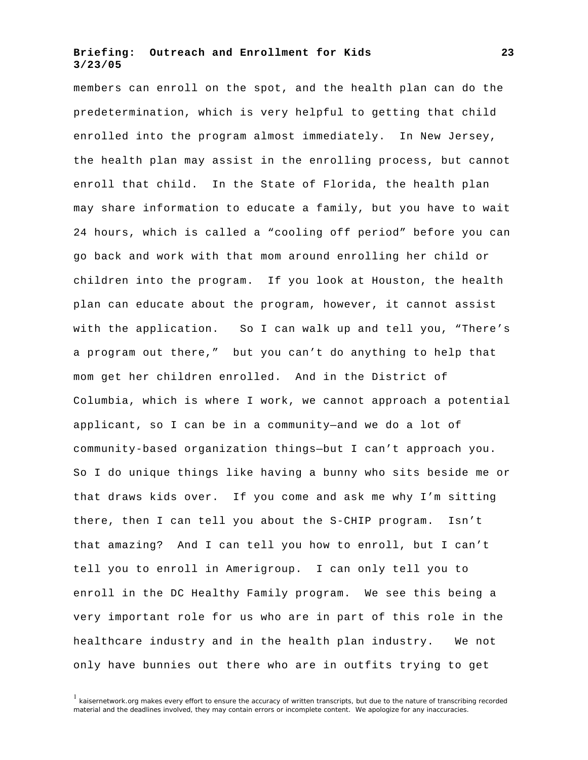members can enroll on the spot, and the health plan can do the predetermination, which is very helpful to getting that child enrolled into the program almost immediately. In New Jersey, the health plan may assist in the enrolling process, but cannot enroll that child. In the State of Florida, the health plan may share information to educate a family, but you have to wait 24 hours, which is called a "cooling off period" before you can go back and work with that mom around enrolling her child or children into the program. If you look at Houston, the health plan can educate about the program, however, it cannot assist with the application. So I can walk up and tell you, "There's a program out there," but you can't do anything to help that mom get her children enrolled. And in the District of Columbia, which is where I work, we cannot approach a potential applicant, so I can be in a community—and we do a lot of community-based organization things—but I can't approach you. So I do unique things like having a bunny who sits beside me or that draws kids over. If you come and ask me why I'm sitting there, then I can tell you about the S-CHIP program. Isn't that amazing? And I can tell you how to enroll, but I can't tell you to enroll in Amerigroup. I can only tell you to enroll in the DC Healthy Family program. We see this being a very important role for us who are in part of this role in the healthcare industry and in the health plan industry. We not only have bunnies out there who are in outfits trying to get

[1] kaisernetwork.org makes every effort to ensure the accuracy of written transcripts, but due to the nature of transcribing recorded material and the deadlines involved, they may contain errors or incomplete content. We apologize for any inaccuracies.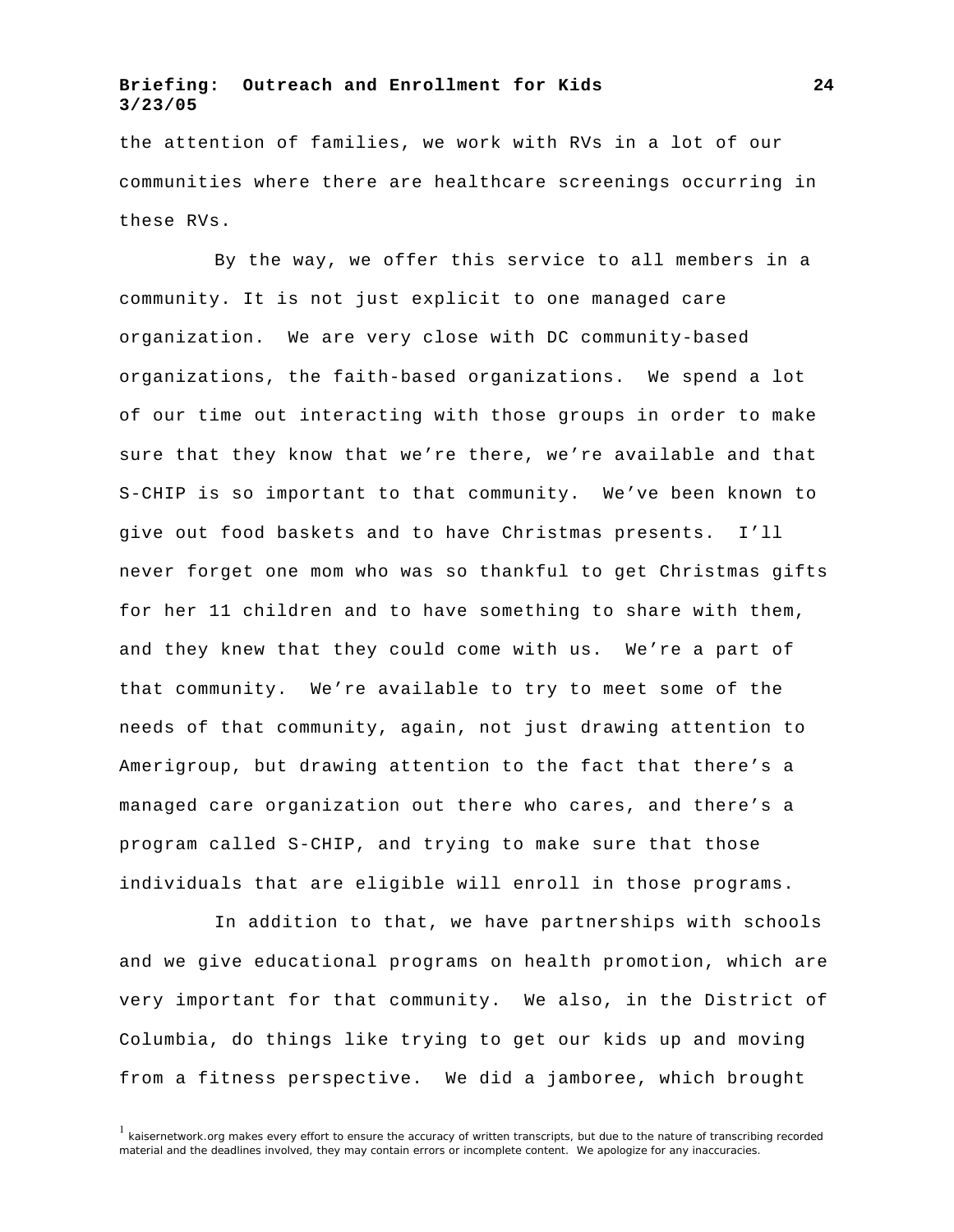the attention of families, we work with RVs in a lot of our communities where there are healthcare screenings occurring in these RVs.

By the way, we offer this service to all members in a community. It is not just explicit to one managed care organization. We are very close with DC community-based organizations, the faith-based organizations. We spend a lot of our time out interacting with those groups in order to make sure that they know that we're there, we're available and that S-CHIP is so important to that community. We've been known to give out food baskets and to have Christmas presents. I'll never forget one mom who was so thankful to get Christmas gifts for her 11 children and to have something to share with them, and they knew that they could come with us. We're a part of that community. We're available to try to meet some of the needs of that community, again, not just drawing attention to Amerigroup, but drawing attention to the fact that there's a managed care organization out there who cares, and there's a program called S-CHIP, and trying to make sure that those individuals that are eligible will enroll in those programs.

In addition to that, we have partnerships with schools and we give educational programs on health promotion, which are very important for that community. We also, in the District of Columbia, do things like trying to get our kids up and moving from a fitness perspective. We did a jamboree, which brought

[1] kaisernetwork.org makes every effort to ensure the accuracy of written transcripts, but due to the nature of transcribing recorded material and the deadlines involved, they may contain errors or incomplete content. We apologize for any inaccuracies.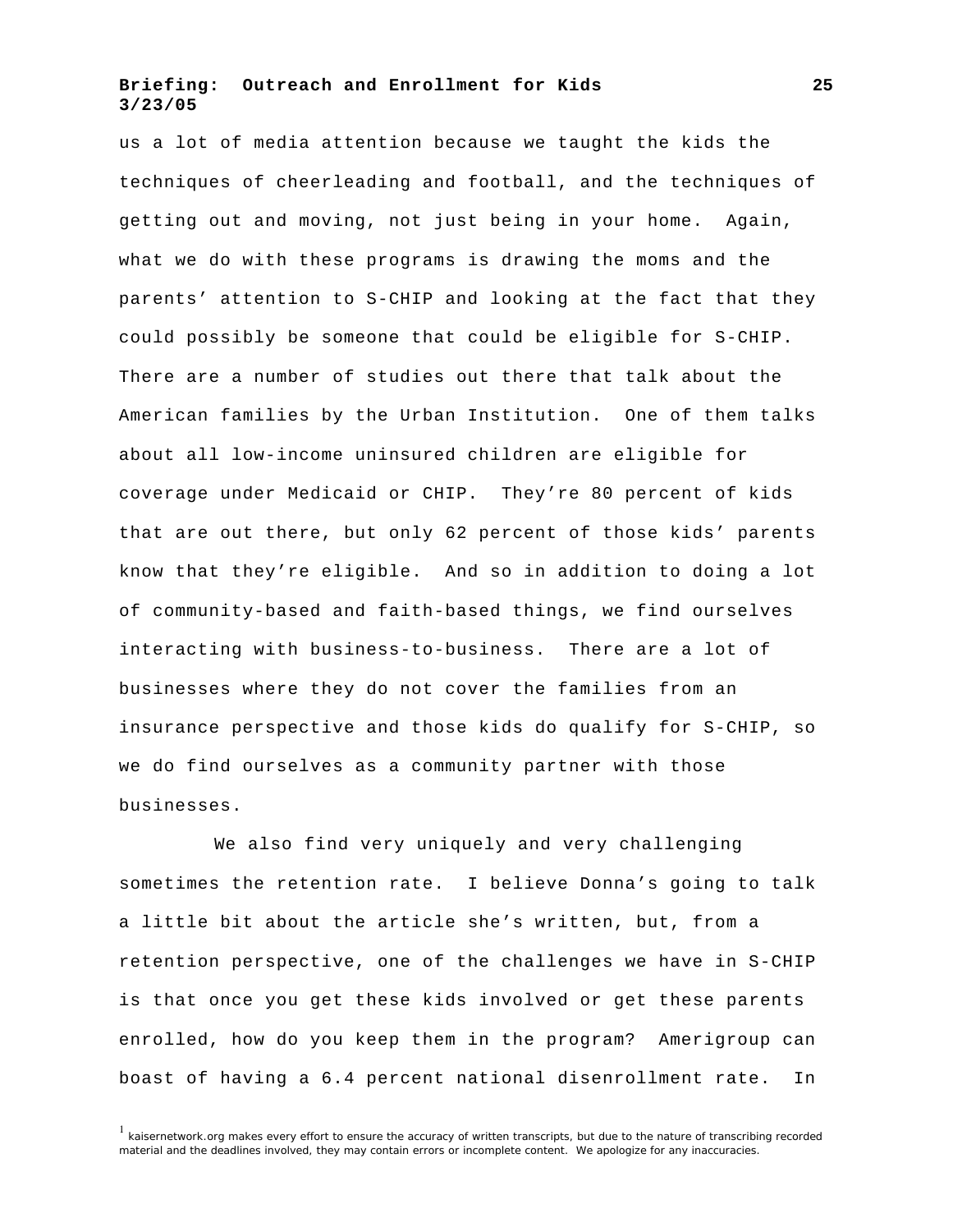us a lot of media attention because we taught the kids the techniques of cheerleading and football, and the techniques of getting out and moving, not just being in your home. Again, what we do with these programs is drawing the moms and the parents' attention to S-CHIP and looking at the fact that they could possibly be someone that could be eligible for S-CHIP. There are a number of studies out there that talk about the American families by the Urban Institution. One of them talks about all low-income uninsured children are eligible for coverage under Medicaid or CHIP. They're 80 percent of kids that are out there, but only 62 percent of those kids' parents know that they're eligible. And so in addition to doing a lot of community-based and faith-based things, we find ourselves interacting with business-to-business. There are a lot of businesses where they do not cover the families from an insurance perspective and those kids do qualify for S-CHIP, so we do find ourselves as a community partner with those businesses.

We also find very uniquely and very challenging sometimes the retention rate. I believe Donna's going to talk a little bit about the article she's written, but, from a retention perspective, one of the challenges we have in S-CHIP is that once you get these kids involved or get these parents enrolled, how do you keep them in the program? Amerigroup can boast of having a 6.4 percent national disenrollment rate. In

[1] kaisernetwork.org makes every effort to ensure the accuracy of written transcripts, but due to the nature of transcribing recorded material and the deadlines involved, they may contain errors or incomplete content. We apologize for any inaccuracies.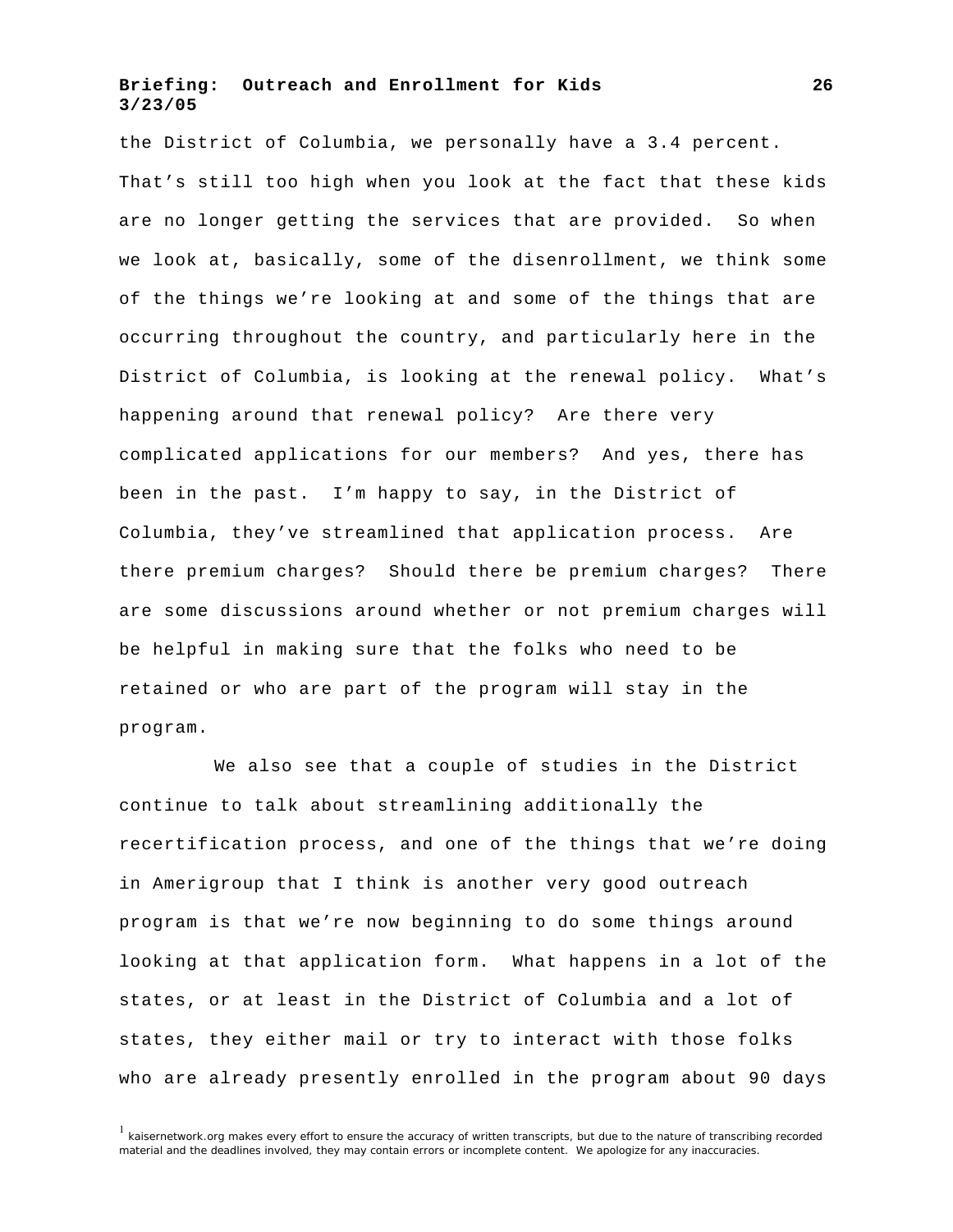the District of Columbia, we personally have a 3.4 percent. That's still too high when you look at the fact that these kids are no longer getting the services that are provided. So when we look at, basically, some of the disenrollment, we think some of the things we're looking at and some of the things that are occurring throughout the country, and particularly here in the District of Columbia, is looking at the renewal policy. What's happening around that renewal policy? Are there very complicated applications for our members? And yes, there has been in the past. I'm happy to say, in the District of Columbia, they've streamlined that application process. Are there premium charges? Should there be premium charges? There are some discussions around whether or not premium charges will be helpful in making sure that the folks who need to be retained or who are part of the program will stay in the program.

We also see that a couple of studies in the District continue to talk about streamlining additionally the recertification process, and one of the things that we're doing in Amerigroup that I think is another very good outreach program is that we're now beginning to do some things around looking at that application form. What happens in a lot of the states, or at least in the District of Columbia and a lot of states, they either mail or try to interact with those folks who are already presently enrolled in the program about 90 days

[1] kaisernetwork.org makes every effort to ensure the accuracy of written transcripts, but due to the nature of transcribing recorded material and the deadlines involved, they may contain errors or incomplete content. We apologize for any inaccuracies.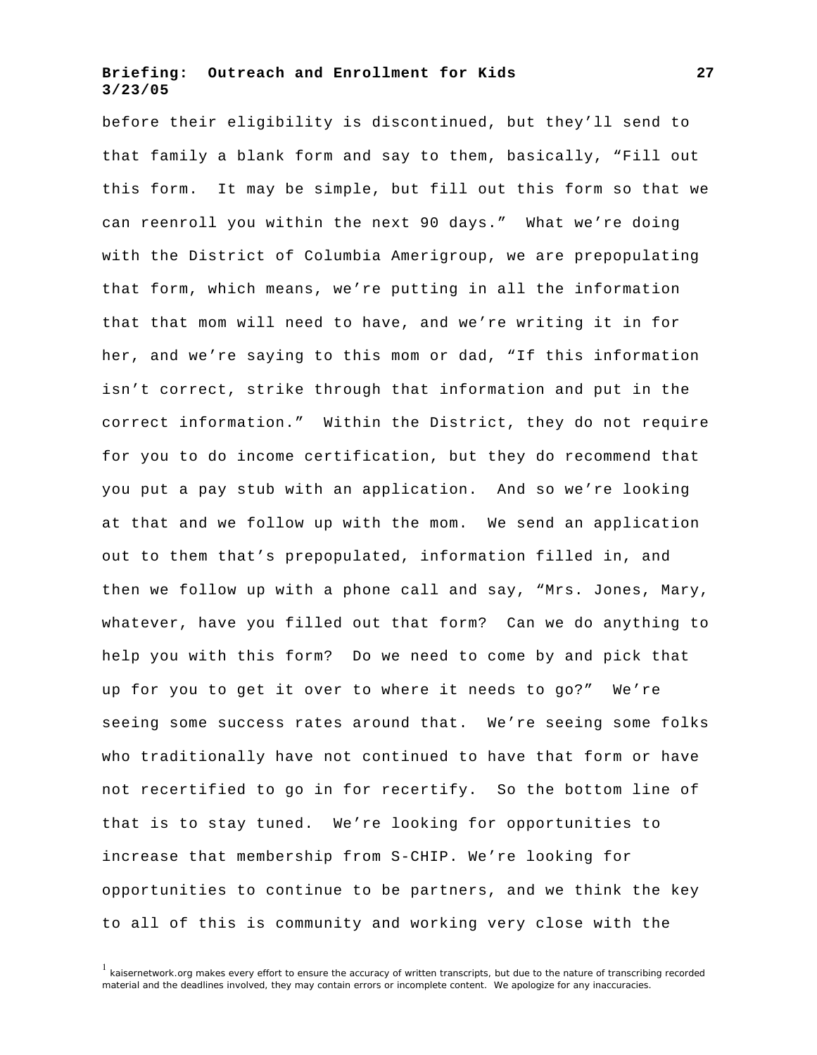before their eligibility is discontinued, but they'll send to that family a blank form and say to them, basically, "Fill out this form. It may be simple, but fill out this form so that we can reenroll you within the next 90 days." What we're doing with the District of Columbia Amerigroup, we are prepopulating that form, which means, we're putting in all the information that that mom will need to have, and we're writing it in for her, and we're saying to this mom or dad, "If this information isn't correct, strike through that information and put in the correct information." Within the District, they do not require for you to do income certification, but they do recommend that you put a pay stub with an application. And so we're looking at that and we follow up with the mom. We send an application out to them that's prepopulated, information filled in, and then we follow up with a phone call and say, "Mrs. Jones, Mary, whatever, have you filled out that form? Can we do anything to help you with this form? Do we need to come by and pick that up for you to get it over to where it needs to go?" We're seeing some success rates around that. We're seeing some folks who traditionally have not continued to have that form or have not recertified to go in for recertify. So the bottom line of that is to stay tuned. We're looking for opportunities to increase that membership from S-CHIP. We're looking for opportunities to continue to be partners, and we think the key to all of this is community and working very close with the

[1] kaisernetwork.org makes every effort to ensure the accuracy of written transcripts, but due to the nature of transcribing recorded material and the deadlines involved, they may contain errors or incomplete content. We apologize for any inaccuracies.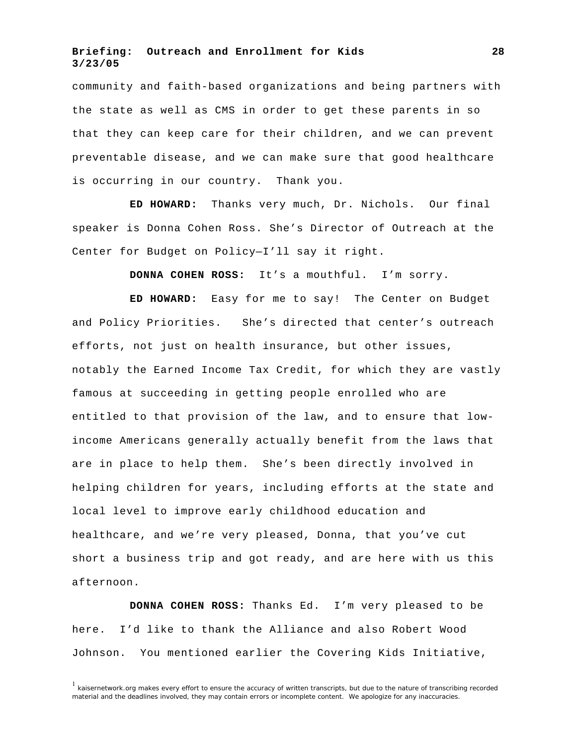community and faith-based organizations and being partners with the state as well as CMS in order to get these parents in so that they can keep care for their children, and we can prevent preventable disease, and we can make sure that good healthcare is occurring in our country. Thank you.

**ED HOWARD:** Thanks very much, Dr. Nichols. Our final speaker is Donna Cohen Ross. She's Director of Outreach at the Center for Budget on Policy—I'll say it right.

**DONNA COHEN ROSS:** It's a mouthful. I'm sorry.

**ED HOWARD:** Easy for me to say! The Center on Budget and Policy Priorities. She's directed that center's outreach efforts, not just on health insurance, but other issues, notably the Earned Income Tax Credit, for which they are vastly famous at succeeding in getting people enrolled who are entitled to that provision of the law, and to ensure that low-income Americans generally actually benefit from the laws that are in place to help them. She's been directly involved in helping children for years, including efforts at the state and local level to improve early childhood education and healthcare, and we're very pleased, Donna, that you've cut short a business trip and got ready, and are here with us this afternoon.

**DONNA COHEN ROSS:** Thanks Ed. I'm very pleased to be here. I'd like to thank the Alliance and also Robert Wood Johnson. You mentioned earlier the Covering Kids Initiative,

[1] kaisernetwork.org makes every effort to ensure the accuracy of written transcripts, but due to the nature of transcribing recorded material and the deadlines involved, they may contain errors or incomplete content. We apologize for any inaccuracies.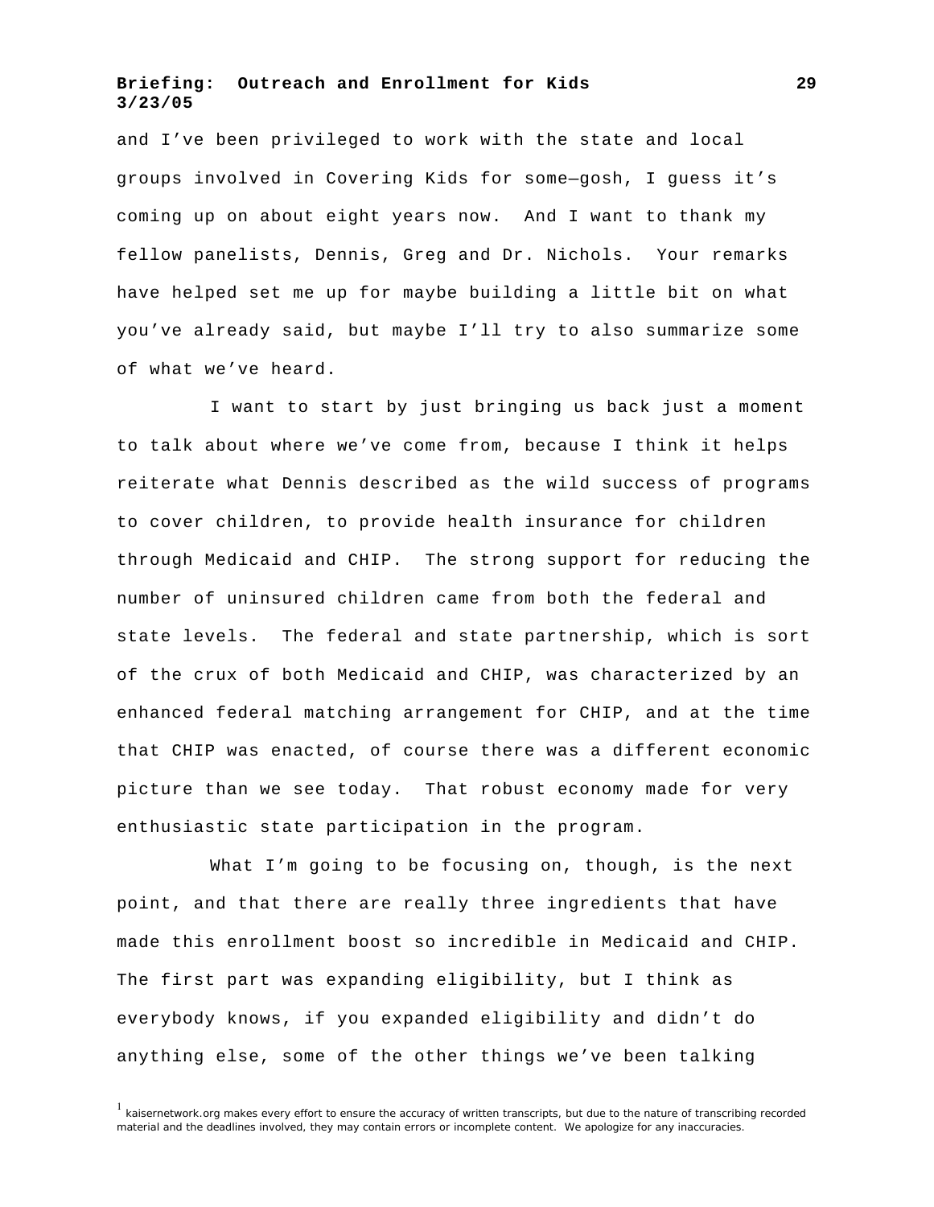and I've been privileged to work with the state and local groups involved in Covering Kids for some—gosh, I guess it's coming up on about eight years now. And I want to thank my fellow panelists, Dennis, Greg and Dr. Nichols. Your remarks have helped set me up for maybe building a little bit on what you've already said, but maybe I'll try to also summarize some of what we've heard.

I want to start by just bringing us back just a moment to talk about where we've come from, because I think it helps reiterate what Dennis described as the wild success of programs to cover children, to provide health insurance for children through Medicaid and CHIP. The strong support for reducing the number of uninsured children came from both the federal and state levels. The federal and state partnership, which is sort of the crux of both Medicaid and CHIP, was characterized by an enhanced federal matching arrangement for CHIP, and at the time that CHIP was enacted, of course there was a different economic picture than we see today. That robust economy made for very enthusiastic state participation in the program.

What I'm going to be focusing on, though, is the next point, and that there are really three ingredients that have made this enrollment boost so incredible in Medicaid and CHIP. The first part was expanding eligibility, but I think as everybody knows, if you expanded eligibility and didn't do anything else, some of the other things we've been talking

[1] kaisernetwork.org makes every effort to ensure the accuracy of written transcripts, but due to the nature of transcribing recorded material and the deadlines involved, they may contain errors or incomplete content. We apologize for any inaccuracies.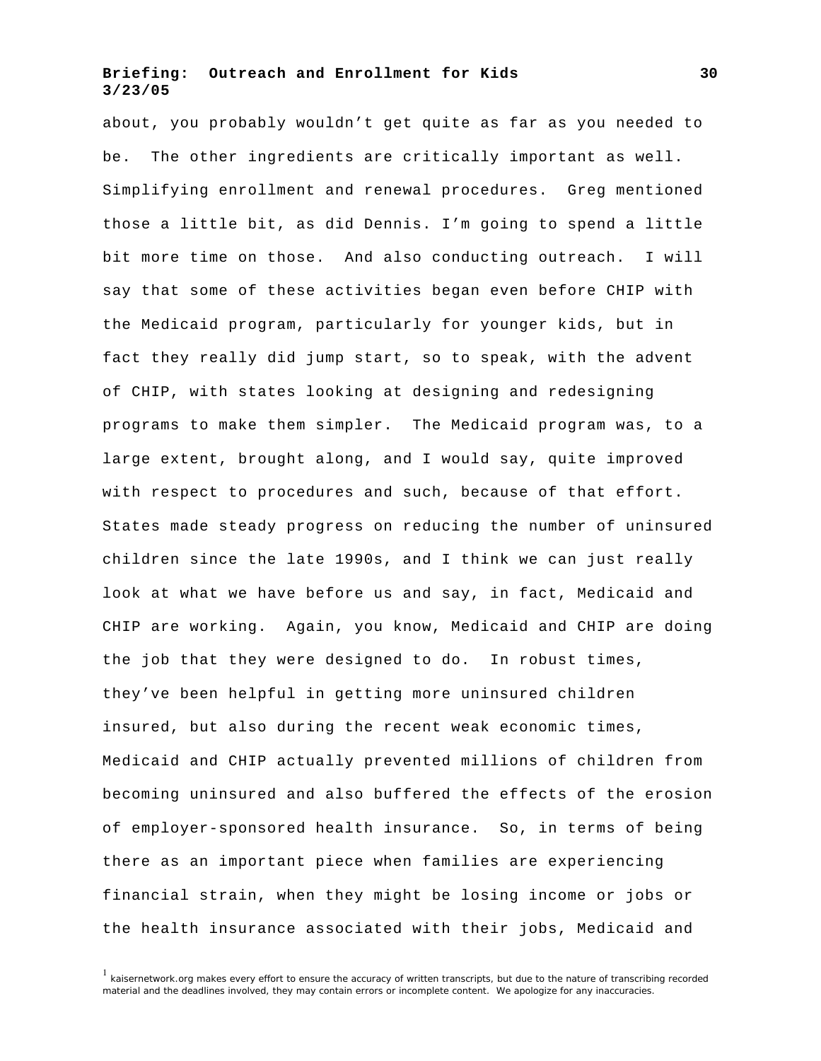about, you probably wouldn't get quite as far as you needed to be. The other ingredients are critically important as well. Simplifying enrollment and renewal procedures. Greg mentioned those a little bit, as did Dennis. I'm going to spend a little bit more time on those. And also conducting outreach. I will say that some of these activities began even before CHIP with the Medicaid program, particularly for younger kids, but in fact they really did jump start, so to speak, with the advent of CHIP, with states looking at designing and redesigning programs to make them simpler. The Medicaid program was, to a large extent, brought along, and I would say, quite improved with respect to procedures and such, because of that effort. States made steady progress on reducing the number of uninsured children since the late 1990s, and I think we can just really look at what we have before us and say, in fact, Medicaid and CHIP are working. Again, you know, Medicaid and CHIP are doing the job that they were designed to do. In robust times, they've been helpful in getting more uninsured children insured, but also during the recent weak economic times, Medicaid and CHIP actually prevented millions of children from becoming uninsured and also buffered the effects of the erosion of employer-sponsored health insurance. So, in terms of being there as an important piece when families are experiencing financial strain, when they might be losing income or jobs or the health insurance associated with their jobs, Medicaid and

[1] kaisernetwork.org makes every effort to ensure the accuracy of written transcripts, but due to the nature of transcribing recorded material and the deadlines involved, they may contain errors or incomplete content. We apologize for any inaccuracies.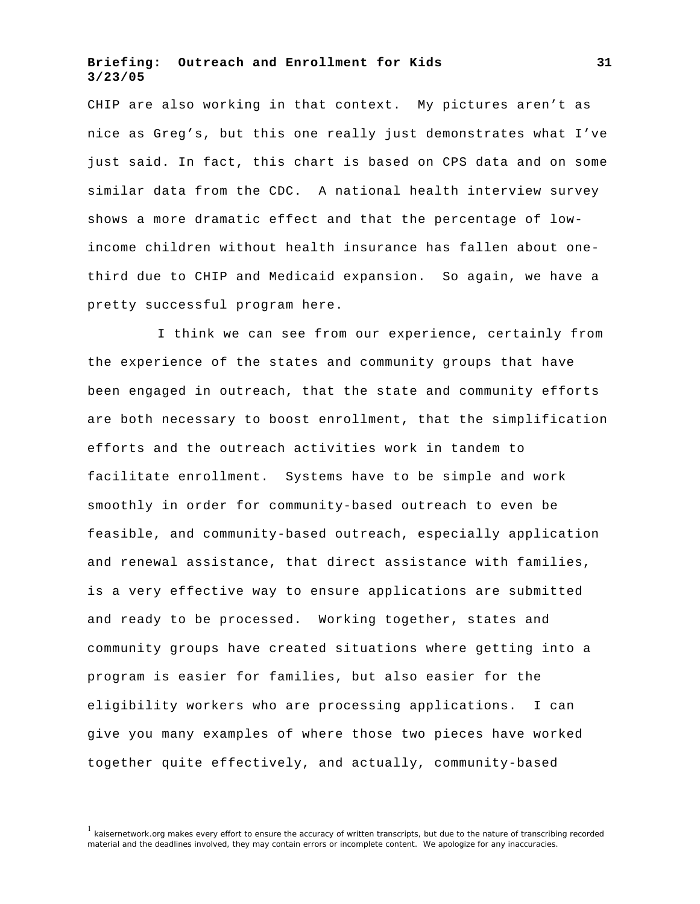CHIP are also working in that context. My pictures aren't as nice as Greg's, but this one really just demonstrates what I've just said. In fact, this chart is based on CPS data and on some similar data from the CDC. A national health interview survey shows a more dramatic effect and that the percentage of low-income children without health insurance has fallen about one-third due to CHIP and Medicaid expansion. So again, we have a pretty successful program here.

I think we can see from our experience, certainly from the experience of the states and community groups that have been engaged in outreach, that the state and community efforts are both necessary to boost enrollment, that the simplification efforts and the outreach activities work in tandem to facilitate enrollment. Systems have to be simple and work smoothly in order for community-based outreach to even be feasible, and community-based outreach, especially application and renewal assistance, that direct assistance with families, is a very effective way to ensure applications are submitted and ready to be processed. Working together, states and community groups have created situations where getting into a program is easier for families, but also easier for the eligibility workers who are processing applications. I can give you many examples of where those two pieces have worked together quite effectively, and actually, community-based

[1] kaisernetwork.org makes every effort to ensure the accuracy of written transcripts, but due to the nature of transcribing recorded material and the deadlines involved, they may contain errors or incomplete content. We apologize for any inaccuracies.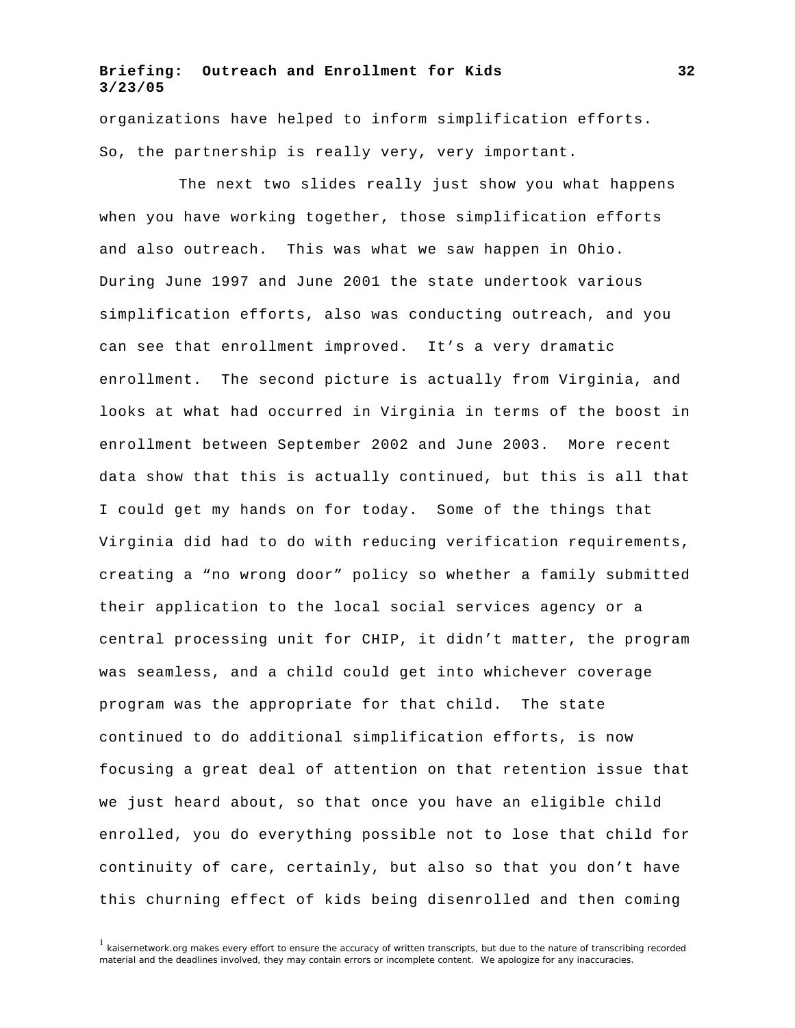organizations have helped to inform simplification efforts. So, the partnership is really very, very important.

The next two slides really just show you what happens when you have working together, those simplification efforts and also outreach. This was what we saw happen in Ohio. During June 1997 and June 2001 the state undertook various simplification efforts, also was conducting outreach, and you can see that enrollment improved. It's a very dramatic enrollment. The second picture is actually from Virginia, and looks at what had occurred in Virginia in terms of the boost in enrollment between September 2002 and June 2003. More recent data show that this is actually continued, but this is all that I could get my hands on for today. Some of the things that Virginia did had to do with reducing verification requirements, creating a "no wrong door" policy so whether a family submitted their application to the local social services agency or a central processing unit for CHIP, it didn't matter, the program was seamless, and a child could get into whichever coverage program was the appropriate for that child. The state continued to do additional simplification efforts, is now focusing a great deal of attention on that retention issue that we just heard about, so that once you have an eligible child enrolled, you do everything possible not to lose that child for continuity of care, certainly, but also so that you don't have this churning effect of kids being disenrolled and then coming

[1] kaisernetwork.org makes every effort to ensure the accuracy of written transcripts, but due to the nature of transcribing recorded material and the deadlines involved, they may contain errors or incomplete content. We apologize for any inaccuracies.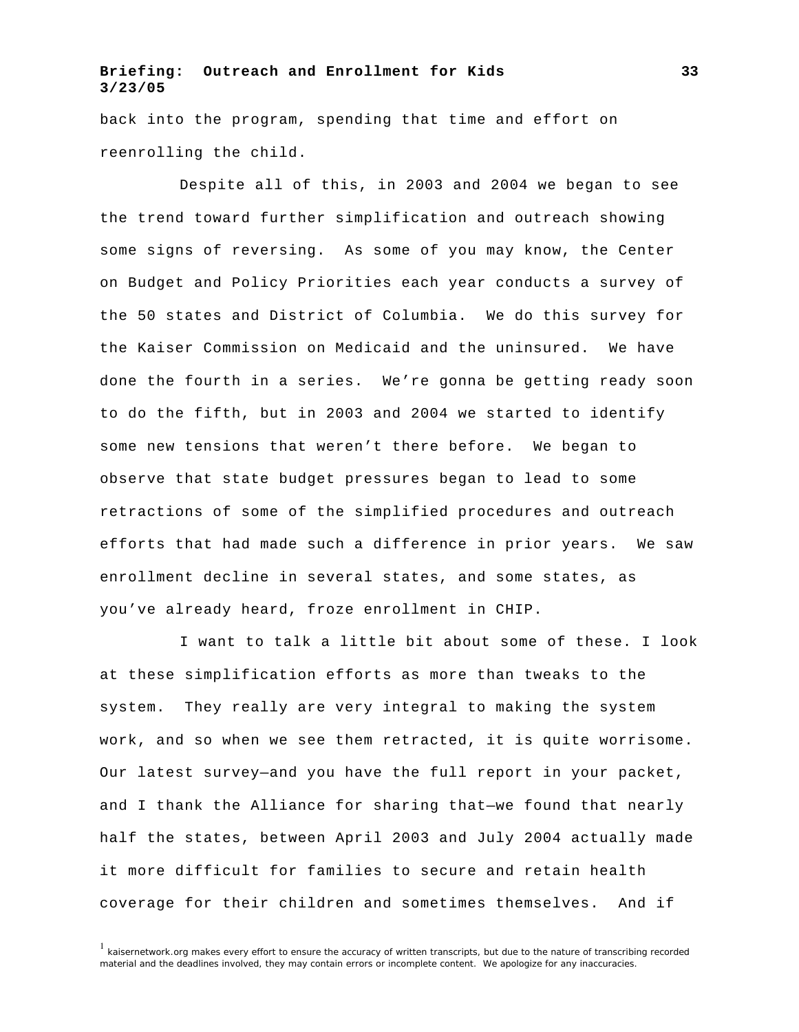back into the program, spending that time and effort on reenrolling the child.

Despite all of this, in 2003 and 2004 we began to see the trend toward further simplification and outreach showing some signs of reversing. As some of you may know, the Center on Budget and Policy Priorities each year conducts a survey of the 50 states and District of Columbia. We do this survey for the Kaiser Commission on Medicaid and the uninsured. We have done the fourth in a series. We're gonna be getting ready soon to do the fifth, but in 2003 and 2004 we started to identify some new tensions that weren't there before. We began to observe that state budget pressures began to lead to some retractions of some of the simplified procedures and outreach efforts that had made such a difference in prior years. We saw enrollment decline in several states, and some states, as you've already heard, froze enrollment in CHIP.

I want to talk a little bit about some of these. I look at these simplification efforts as more than tweaks to the system. They really are very integral to making the system work, and so when we see them retracted, it is quite worrisome. Our latest survey—and you have the full report in your packet, and I thank the Alliance for sharing that—we found that nearly half the states, between April 2003 and July 2004 actually made it more difficult for families to secure and retain health coverage for their children and sometimes themselves. And if

[1] kaisernetwork.org makes every effort to ensure the accuracy of written transcripts, but due to the nature of transcribing recorded material and the deadlines involved, they may contain errors or incomplete content. We apologize for any inaccuracies.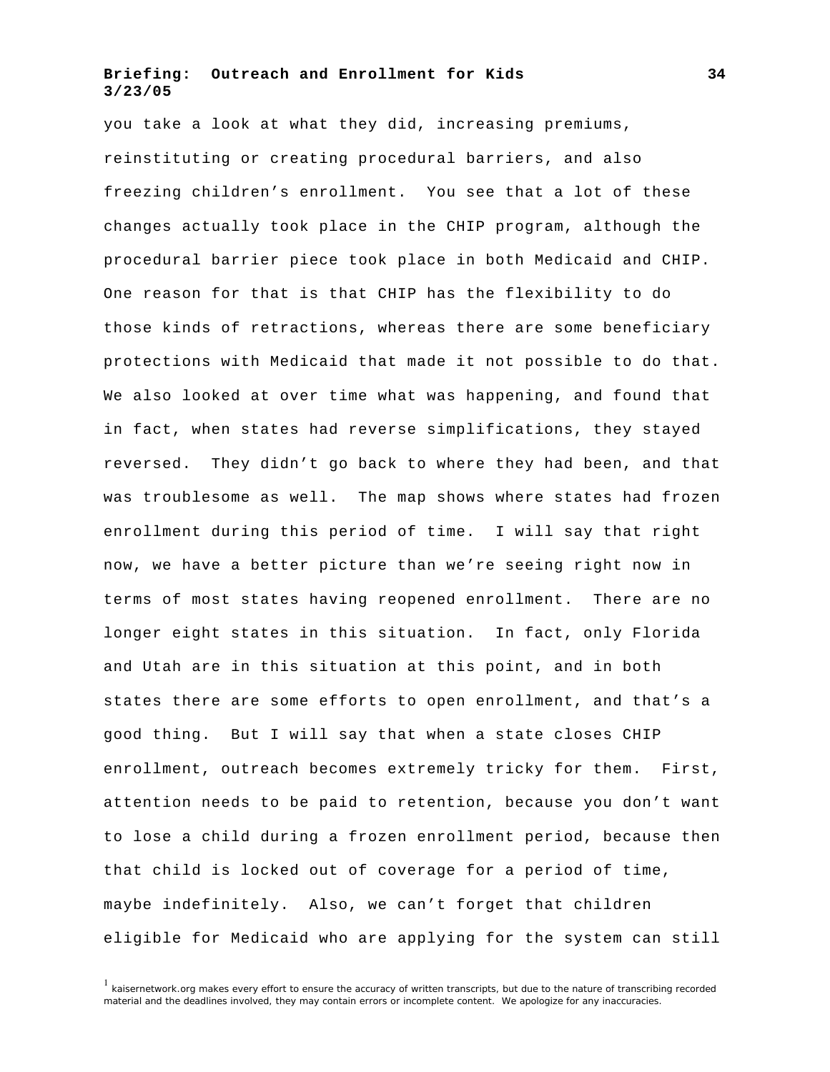you take a look at what they did, increasing premiums, reinstituting or creating procedural barriers, and also freezing children's enrollment. You see that a lot of these changes actually took place in the CHIP program, although the procedural barrier piece took place in both Medicaid and CHIP. One reason for that is that CHIP has the flexibility to do those kinds of retractions, whereas there are some beneficiary protections with Medicaid that made it not possible to do that. We also looked at over time what was happening, and found that in fact, when states had reverse simplifications, they stayed reversed. They didn't go back to where they had been, and that was troublesome as well. The map shows where states had frozen enrollment during this period of time. I will say that right now, we have a better picture than we're seeing right now in terms of most states having reopened enrollment. There are no longer eight states in this situation. In fact, only Florida and Utah are in this situation at this point, and in both states there are some efforts to open enrollment, and that's a good thing. But I will say that when a state closes CHIP enrollment, outreach becomes extremely tricky for them. First, attention needs to be paid to retention, because you don't want to lose a child during a frozen enrollment period, because then that child is locked out of coverage for a period of time, maybe indefinitely. Also, we can't forget that children eligible for Medicaid who are applying for the system can still

[1] kaisernetwork.org makes every effort to ensure the accuracy of written transcripts, but due to the nature of transcribing recorded material and the deadlines involved, they may contain errors or incomplete content. We apologize for any inaccuracies.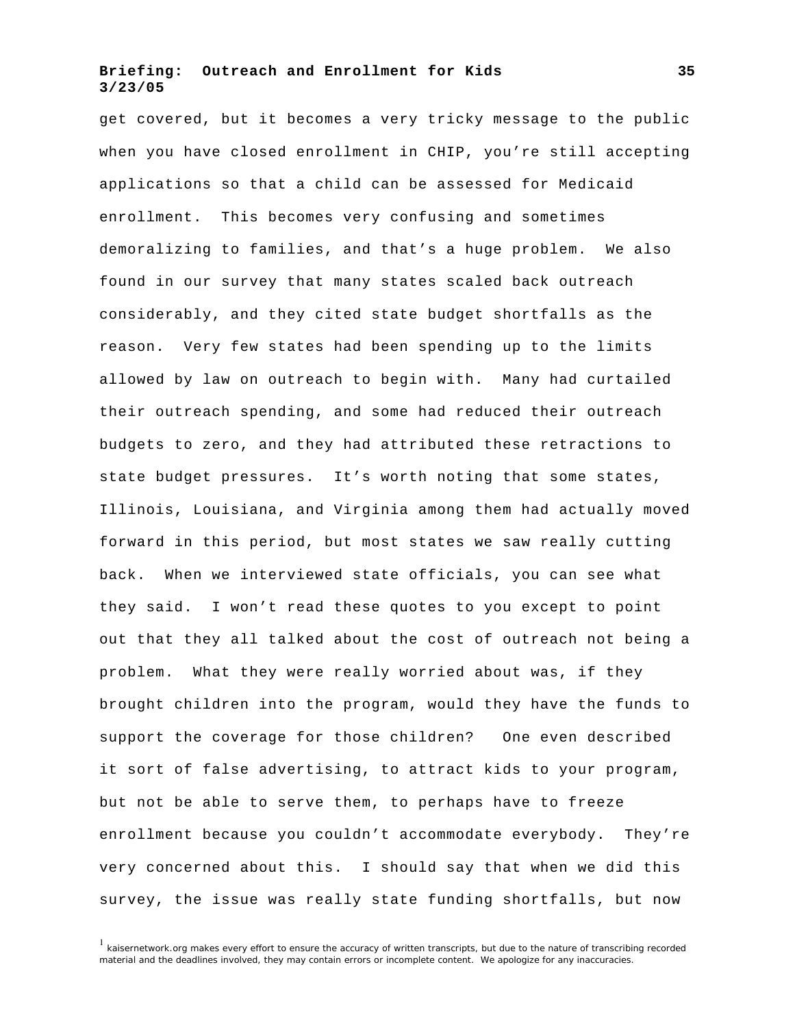get covered, but it becomes a very tricky message to the public when you have closed enrollment in CHIP, you're still accepting applications so that a child can be assessed for Medicaid enrollment. This becomes very confusing and sometimes demoralizing to families, and that's a huge problem. We also found in our survey that many states scaled back outreach considerably, and they cited state budget shortfalls as the reason. Very few states had been spending up to the limits allowed by law on outreach to begin with. Many had curtailed their outreach spending, and some had reduced their outreach budgets to zero, and they had attributed these retractions to state budget pressures. It's worth noting that some states, Illinois, Louisiana, and Virginia among them had actually moved forward in this period, but most states we saw really cutting back. When we interviewed state officials, you can see what they said. I won't read these quotes to you except to point out that they all talked about the cost of outreach not being a problem. What they were really worried about was, if they brought children into the program, would they have the funds to support the coverage for those children? One even described it sort of false advertising, to attract kids to your program, but not be able to serve them, to perhaps have to freeze enrollment because you couldn't accommodate everybody. They're very concerned about this. I should say that when we did this survey, the issue was really state funding shortfalls, but now

[1] kaisernetwork.org makes every effort to ensure the accuracy of written transcripts, but due to the nature of transcribing recorded material and the deadlines involved, they may contain errors or incomplete content. We apologize for any inaccuracies.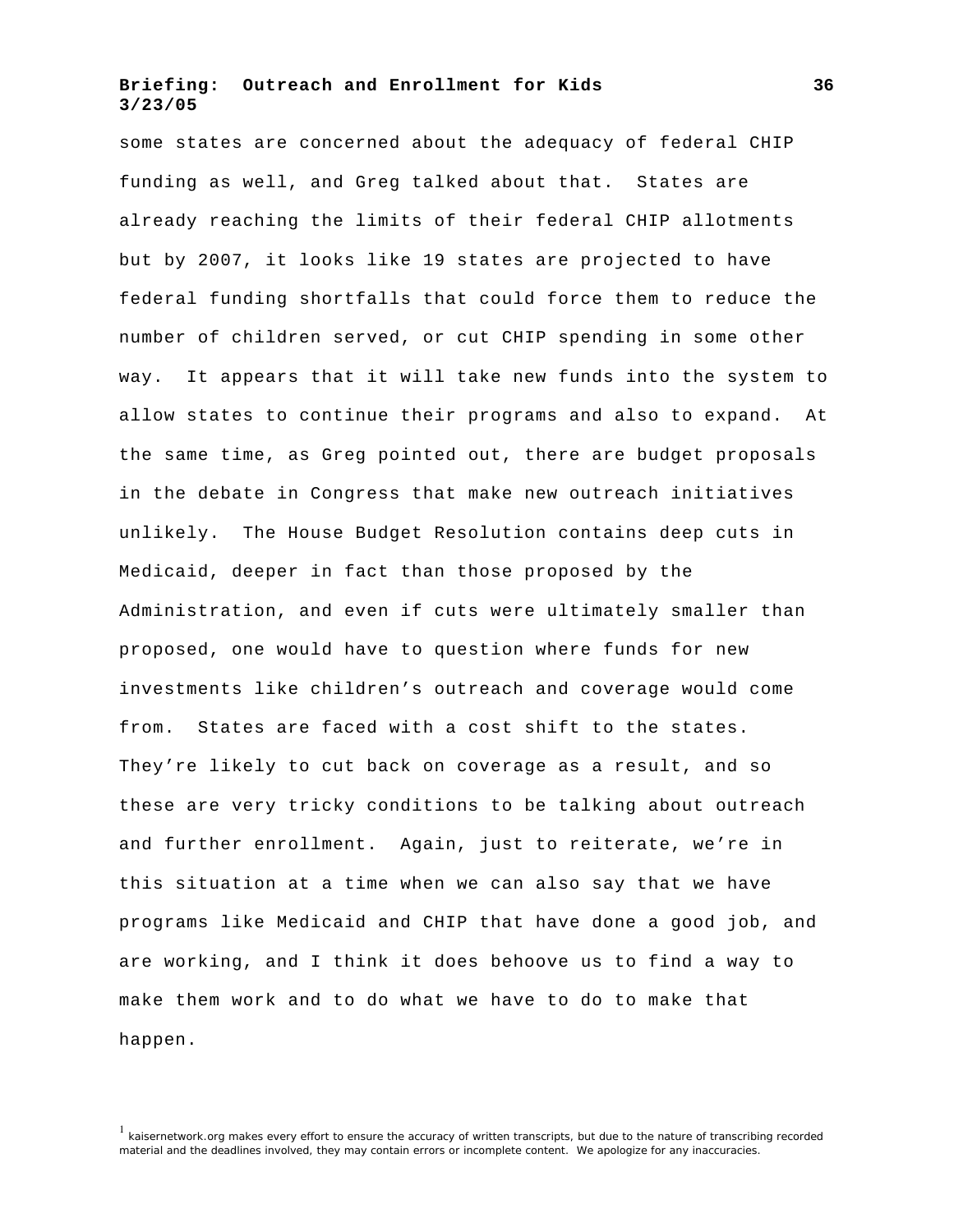some states are concerned about the adequacy of federal CHIP funding as well, and Greg talked about that. States are already reaching the limits of their federal CHIP allotments but by 2007, it looks like 19 states are projected to have federal funding shortfalls that could force them to reduce the number of children served, or cut CHIP spending in some other way. It appears that it will take new funds into the system to allow states to continue their programs and also to expand. At the same time, as Greg pointed out, there are budget proposals in the debate in Congress that make new outreach initiatives unlikely. The House Budget Resolution contains deep cuts in Medicaid, deeper in fact than those proposed by the Administration, and even if cuts were ultimately smaller than proposed, one would have to question where funds for new investments like children's outreach and coverage would come from. States are faced with a cost shift to the states. They're likely to cut back on coverage as a result, and so these are very tricky conditions to be talking about outreach and further enrollment. Again, just to reiterate, we're in this situation at a time when we can also say that we have programs like Medicaid and CHIP that have done a good job, and are working, and I think it does behoove us to find a way to make them work and to do what we have to do to make that happen.

[1] kaisernetwork.org makes every effort to ensure the accuracy of written transcripts, but due to the nature of transcribing recorded material and the deadlines involved, they may contain errors or incomplete content. We apologize for any inaccuracies.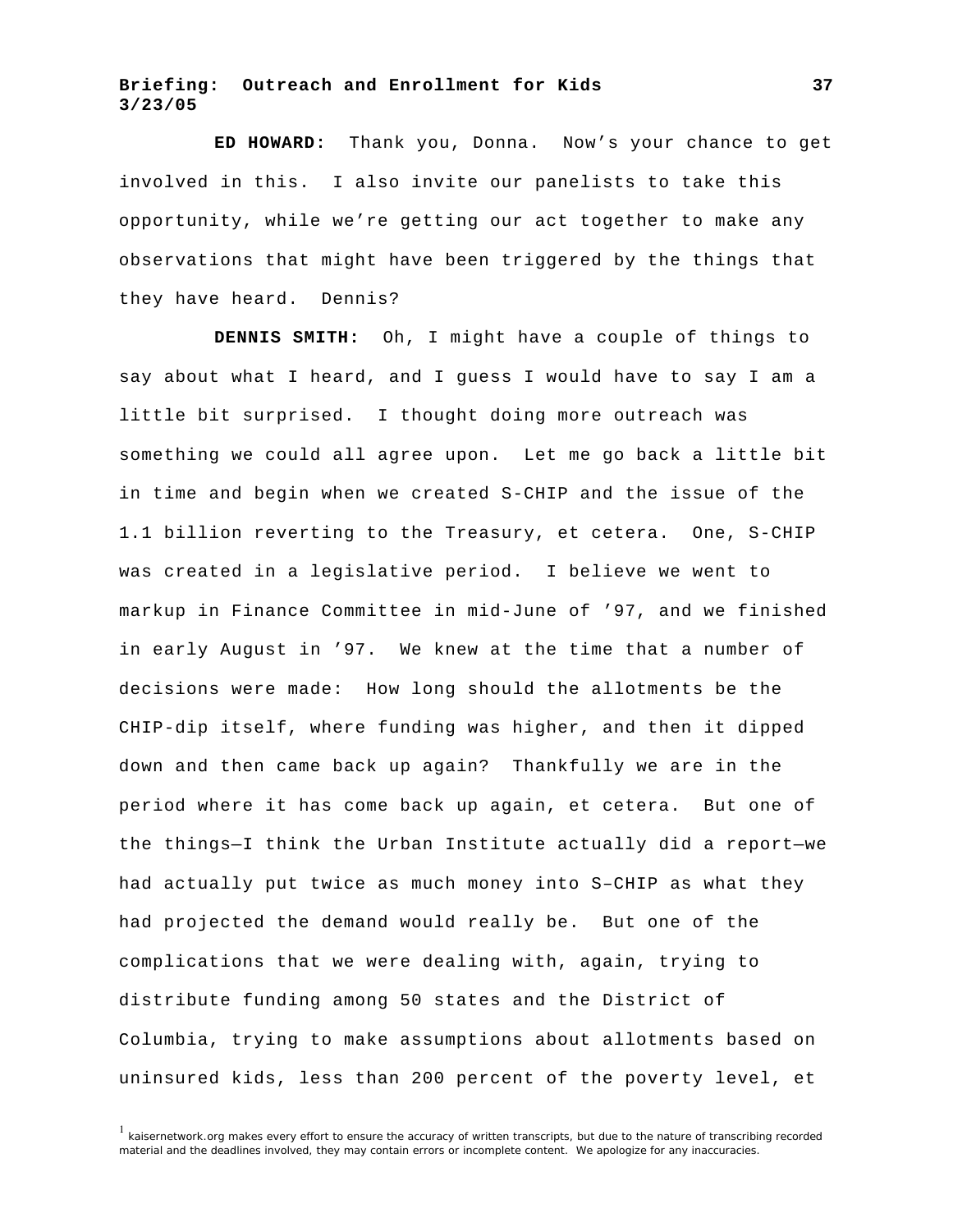**ED HOWARD:** Thank you, Donna. Now's your chance to get involved in this. I also invite our panelists to take this opportunity, while we're getting our act together to make any observations that might have been triggered by the things that they have heard. Dennis?

**DENNIS SMITH:** Oh, I might have a couple of things to say about what I heard, and I guess I would have to say I am a little bit surprised. I thought doing more outreach was something we could all agree upon. Let me go back a little bit in time and begin when we created S-CHIP and the issue of the 1.1 billion reverting to the Treasury, et cetera. One, S-CHIP was created in a legislative period. I believe we went to markup in Finance Committee in mid-June of '97, and we finished in early August in '97. We knew at the time that a number of decisions were made: How long should the allotments be the CHIP-dip itself, where funding was higher, and then it dipped down and then came back up again? Thankfully we are in the period where it has come back up again, et cetera. But one of the things—I think the Urban Institute actually did a report—we had actually put twice as much money into S–CHIP as what they had projected the demand would really be. But one of the complications that we were dealing with, again, trying to distribute funding among 50 states and the District of Columbia, trying to make assumptions about allotments based on uninsured kids, less than 200 percent of the poverty level, et

[1] kaisernetwork.org makes every effort to ensure the accuracy of written transcripts, but due to the nature of transcribing recorded material and the deadlines involved, they may contain errors or incomplete content. We apologize for any inaccuracies.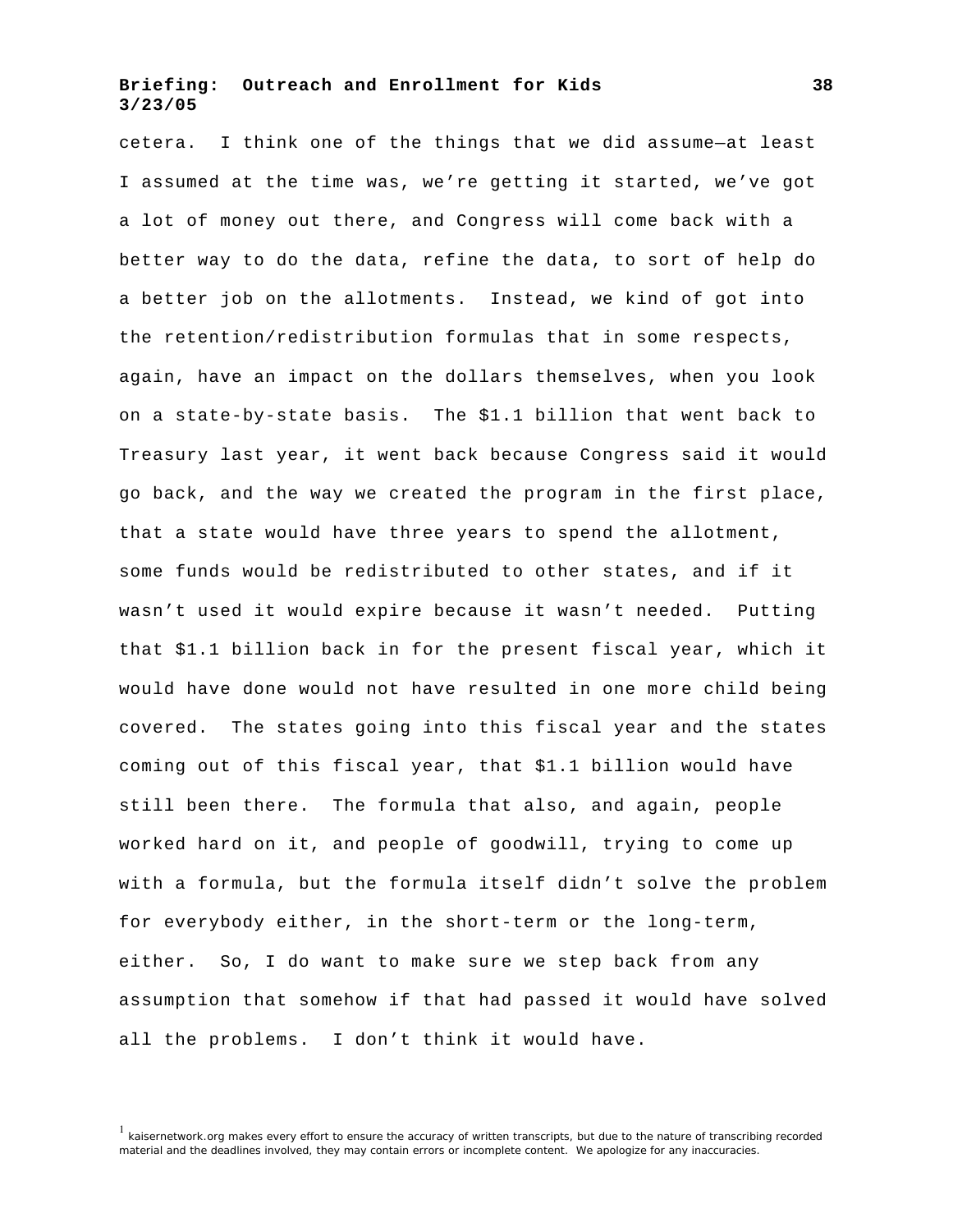cetera. I think one of the things that we did assume—at least I assumed at the time was, we're getting it started, we've got a lot of money out there, and Congress will come back with a better way to do the data, refine the data, to sort of help do a better job on the allotments. Instead, we kind of got into the retention/redistribution formulas that in some respects, again, have an impact on the dollars themselves, when you look on a state-by-state basis. The $1.1 billion that went back to Treasury last year, it went back because Congress said it would go back, and the way we created the program in the first place, that a state would have three years to spend the allotment, some funds would be redistributed to other states, and if it wasn't used it would expire because it wasn't needed. Putting that $1.1 billion back in for the present fiscal year, which it would have done would not have resulted in one more child being covered. The states going into this fiscal year and the states coming out of this fiscal year, that $1.1 billion would have still been there. The formula that also, and again, people worked hard on it, and people of goodwill, trying to come up with a formula, but the formula itself didn't solve the problem for everybody either, in the short-term or the long-term, either. So, I do want to make sure we step back from any assumption that somehow if that had passed it would have solved all the problems. I don't think it would have.

[1] kaisernetwork.org makes every effort to ensure the accuracy of written transcripts, but due to the nature of transcribing recorded material and the deadlines involved, they may contain errors or incomplete content. We apologize for any inaccuracies.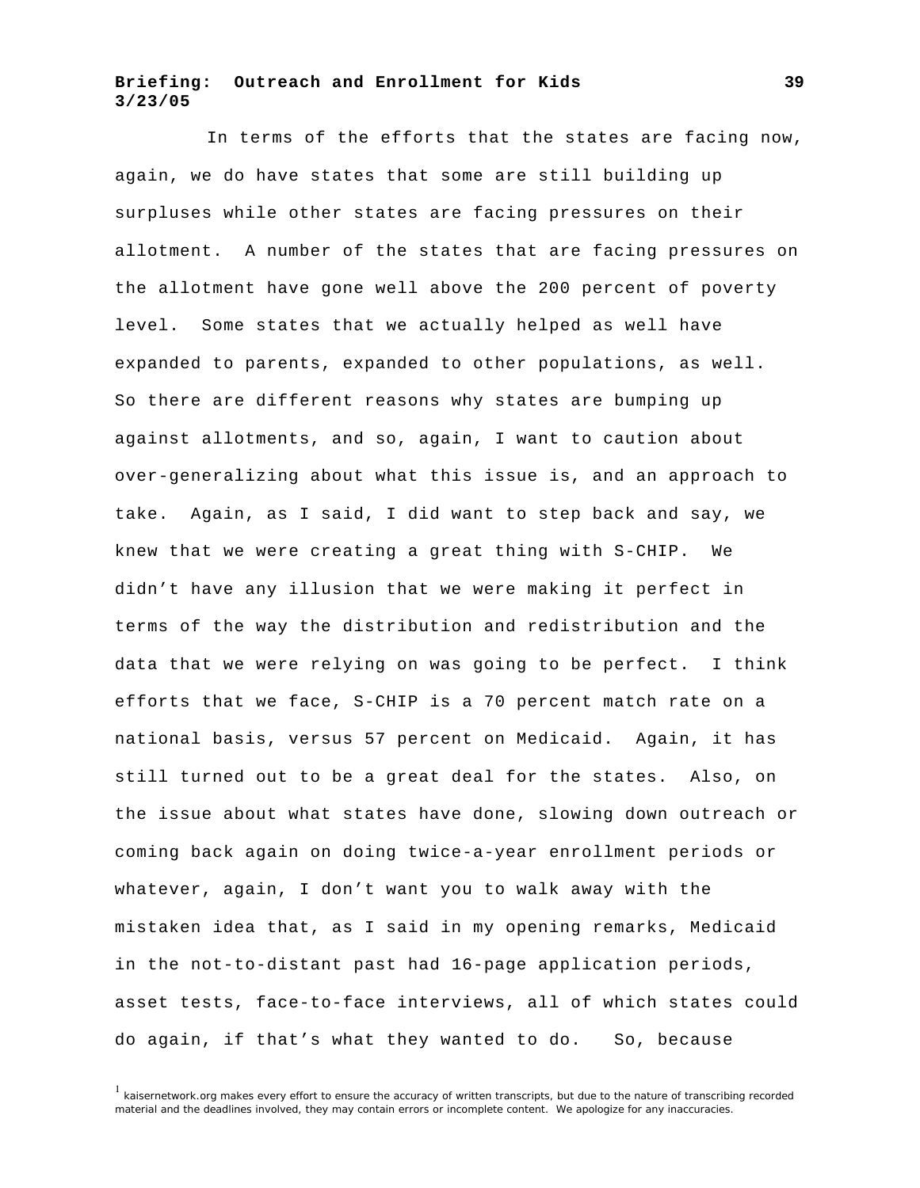In terms of the efforts that the states are facing now, again, we do have states that some are still building up surpluses while other states are facing pressures on their allotment. A number of the states that are facing pressures on the allotment have gone well above the 200 percent of poverty level. Some states that we actually helped as well have expanded to parents, expanded to other populations, as well. So there are different reasons why states are bumping up against allotments, and so, again, I want to caution about over-generalizing about what this issue is, and an approach to take. Again, as I said, I did want to step back and say, we knew that we were creating a great thing with S-CHIP. We didn't have any illusion that we were making it perfect in terms of the way the distribution and redistribution and the data that we were relying on was going to be perfect. I think efforts that we face, S-CHIP is a 70 percent match rate on a national basis, versus 57 percent on Medicaid. Again, it has still turned out to be a great deal for the states. Also, on the issue about what states have done, slowing down outreach or coming back again on doing twice-a-year enrollment periods or whatever, again, I don't want you to walk away with the mistaken idea that, as I said in my opening remarks, Medicaid in the not-to-distant past had 16-page application periods, asset tests, face-to-face interviews, all of which states could do again, if that's what they wanted to do. So, because

[1] kaisernetwork.org makes every effort to ensure the accuracy of written transcripts, but due to the nature of transcribing recorded material and the deadlines involved, they may contain errors or incomplete content. We apologize for any inaccuracies.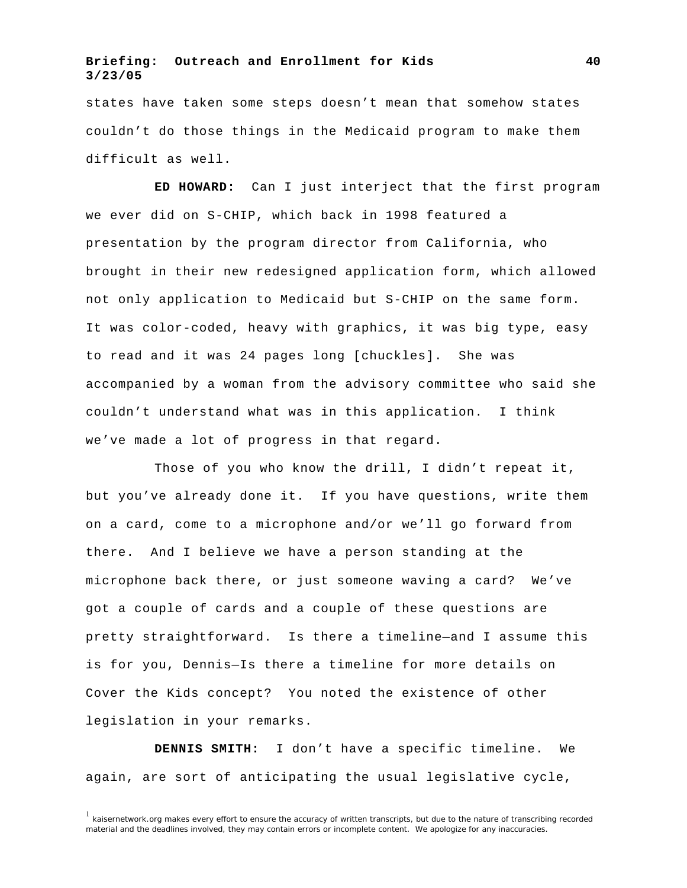states have taken some steps doesn't mean that somehow states couldn't do those things in the Medicaid program to make them difficult as well.

**ED HOWARD:** Can I just interject that the first program we ever did on S-CHIP, which back in 1998 featured a presentation by the program director from California, who brought in their new redesigned application form, which allowed not only application to Medicaid but S-CHIP on the same form. It was color-coded, heavy with graphics, it was big type, easy to read and it was 24 pages long [chuckles]. She was accompanied by a woman from the advisory committee who said she couldn't understand what was in this application. I think we've made a lot of progress in that regard.

Those of you who know the drill, I didn't repeat it, but you've already done it. If you have questions, write them on a card, come to a microphone and/or we'll go forward from there. And I believe we have a person standing at the microphone back there, or just someone waving a card? We've got a couple of cards and a couple of these questions are pretty straightforward. Is there a timeline—and I assume this is for you, Dennis—Is there a timeline for more details on Cover the Kids concept? You noted the existence of other legislation in your remarks.

**DENNIS SMITH:** I don't have a specific timeline. We again, are sort of anticipating the usual legislative cycle,

[1] kaisernetwork.org makes every effort to ensure the accuracy of written transcripts, but due to the nature of transcribing recorded material and the deadlines involved, they may contain errors or incomplete content. We apologize for any inaccuracies.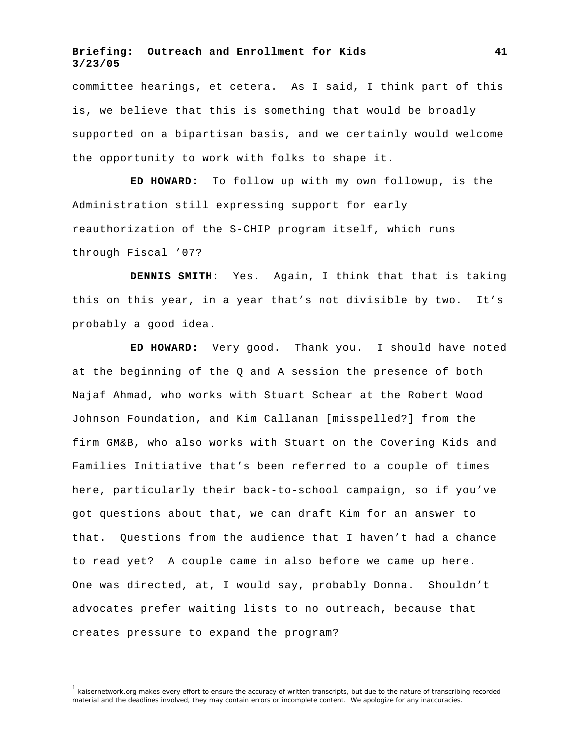committee hearings, et cetera. As I said, I think part of this is, we believe that this is something that would be broadly supported on a bipartisan basis, and we certainly would welcome the opportunity to work with folks to shape it.

**ED HOWARD:** To follow up with my own followup, is the Administration still expressing support for early reauthorization of the S-CHIP program itself, which runs through Fiscal '07?

**DENNIS SMITH:** Yes. Again, I think that that is taking this on this year, in a year that's not divisible by two. It's probably a good idea.

**ED HOWARD:** Very good. Thank you. I should have noted at the beginning of the Q and A session the presence of both Najaf Ahmad, who works with Stuart Schear at the Robert Wood Johnson Foundation, and Kim Callanan [misspelled?] from the firm GM&B, who also works with Stuart on the Covering Kids and Families Initiative that's been referred to a couple of times here, particularly their back-to-school campaign, so if you've got questions about that, we can draft Kim for an answer to that. Questions from the audience that I haven't had a chance to read yet? A couple came in also before we came up here. One was directed, at, I would say, probably Donna. Shouldn't advocates prefer waiting lists to no outreach, because that creates pressure to expand the program?

[1] kaisernetwork.org makes every effort to ensure the accuracy of written transcripts, but due to the nature of transcribing recorded material and the deadlines involved, they may contain errors or incomplete content. We apologize for any inaccuracies.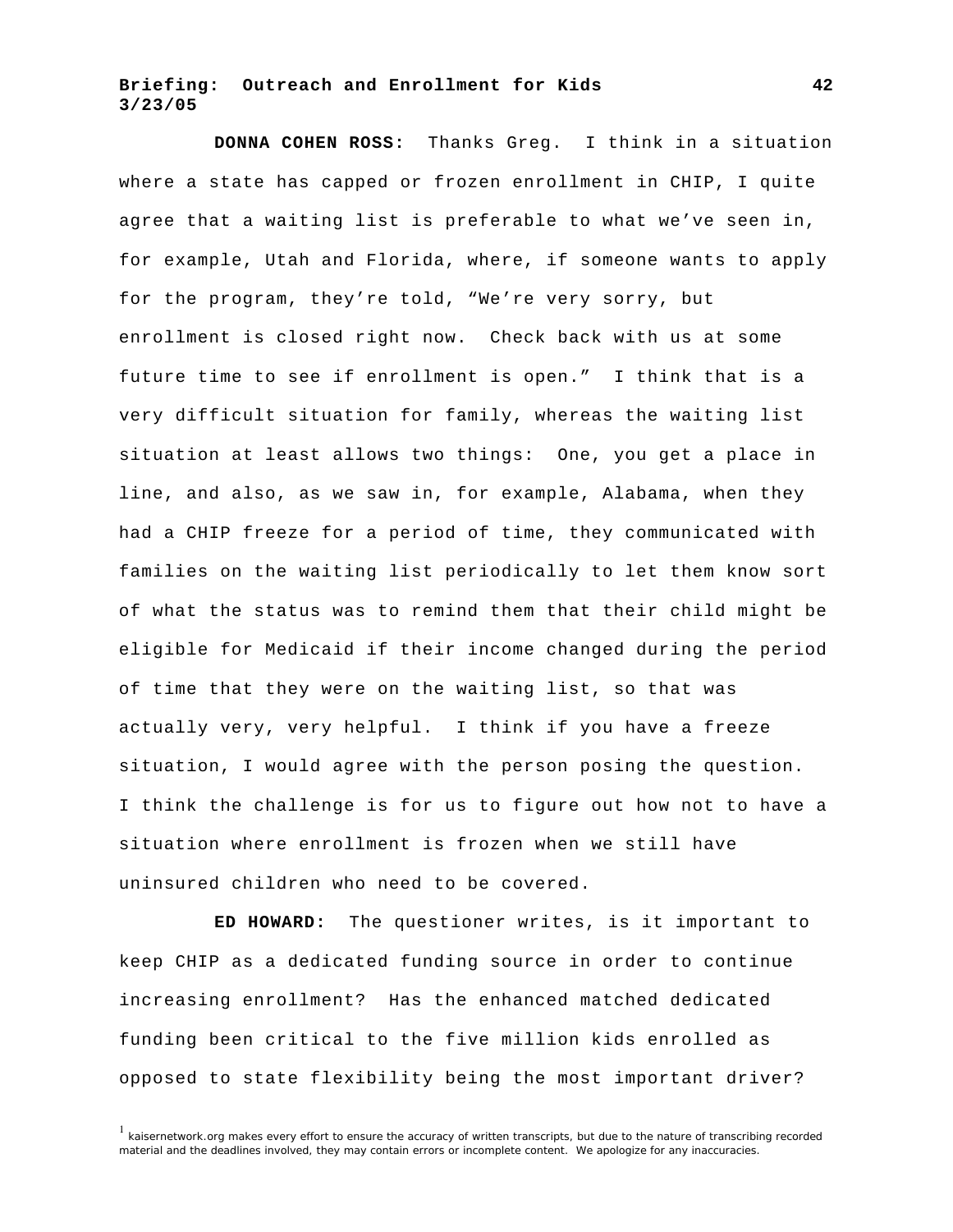**DONNA COHEN ROSS:** Thanks Greg. I think in a situation where a state has capped or frozen enrollment in CHIP, I quite agree that a waiting list is preferable to what we've seen in, for example, Utah and Florida, where, if someone wants to apply for the program, they're told, "We're very sorry, but enrollment is closed right now. Check back with us at some future time to see if enrollment is open." I think that is a very difficult situation for family, whereas the waiting list situation at least allows two things: One, you get a place in line, and also, as we saw in, for example, Alabama, when they had a CHIP freeze for a period of time, they communicated with families on the waiting list periodically to let them know sort of what the status was to remind them that their child might be eligible for Medicaid if their income changed during the period of time that they were on the waiting list, so that was actually very, very helpful. I think if you have a freeze situation, I would agree with the person posing the question. I think the challenge is for us to figure out how not to have a situation where enrollment is frozen when we still have uninsured children who need to be covered.

**ED HOWARD:** The questioner writes, is it important to keep CHIP as a dedicated funding source in order to continue increasing enrollment? Has the enhanced matched dedicated funding been critical to the five million kids enrolled as opposed to state flexibility being the most important driver?

[1] kaisernetwork.org makes every effort to ensure the accuracy of written transcripts, but due to the nature of transcribing recorded material and the deadlines involved, they may contain errors or incomplete content. We apologize for any inaccuracies.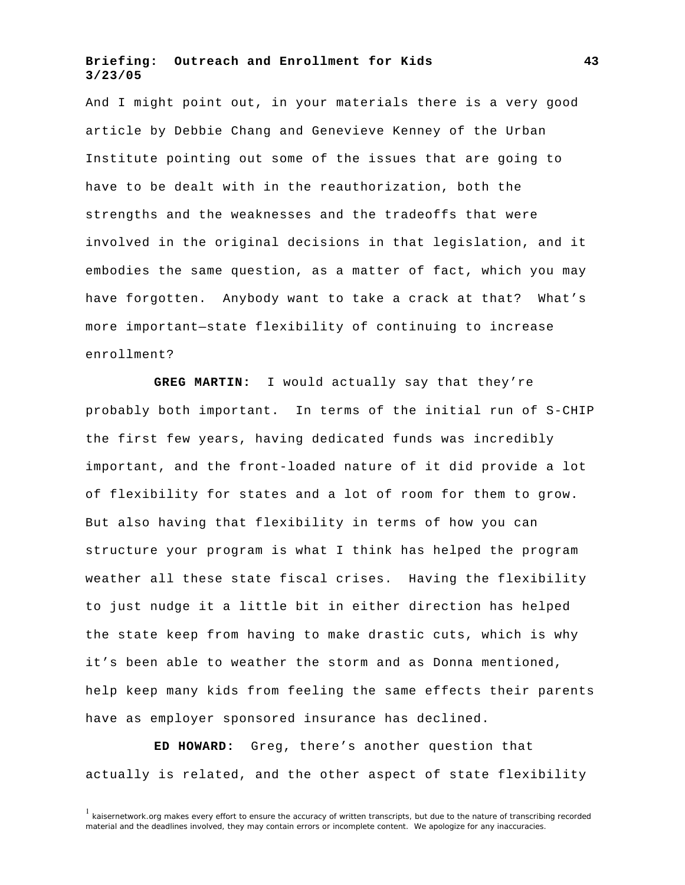And I might point out, in your materials there is a very good article by Debbie Chang and Genevieve Kenney of the Urban Institute pointing out some of the issues that are going to have to be dealt with in the reauthorization, both the strengths and the weaknesses and the tradeoffs that were involved in the original decisions in that legislation, and it embodies the same question, as a matter of fact, which you may have forgotten. Anybody want to take a crack at that? What's more important—state flexibility of continuing to increase enrollment?

**GREG MARTIN:** I would actually say that they're probably both important. In terms of the initial run of S-CHIP the first few years, having dedicated funds was incredibly important, and the front-loaded nature of it did provide a lot of flexibility for states and a lot of room for them to grow. But also having that flexibility in terms of how you can structure your program is what I think has helped the program weather all these state fiscal crises. Having the flexibility to just nudge it a little bit in either direction has helped the state keep from having to make drastic cuts, which is why it's been able to weather the storm and as Donna mentioned, help keep many kids from feeling the same effects their parents have as employer sponsored insurance has declined.

**ED HOWARD:** Greg, there's another question that actually is related, and the other aspect of state flexibility

[1] kaisernetwork.org makes every effort to ensure the accuracy of written transcripts, but due to the nature of transcribing recorded material and the deadlines involved, they may contain errors or incomplete content. We apologize for any inaccuracies.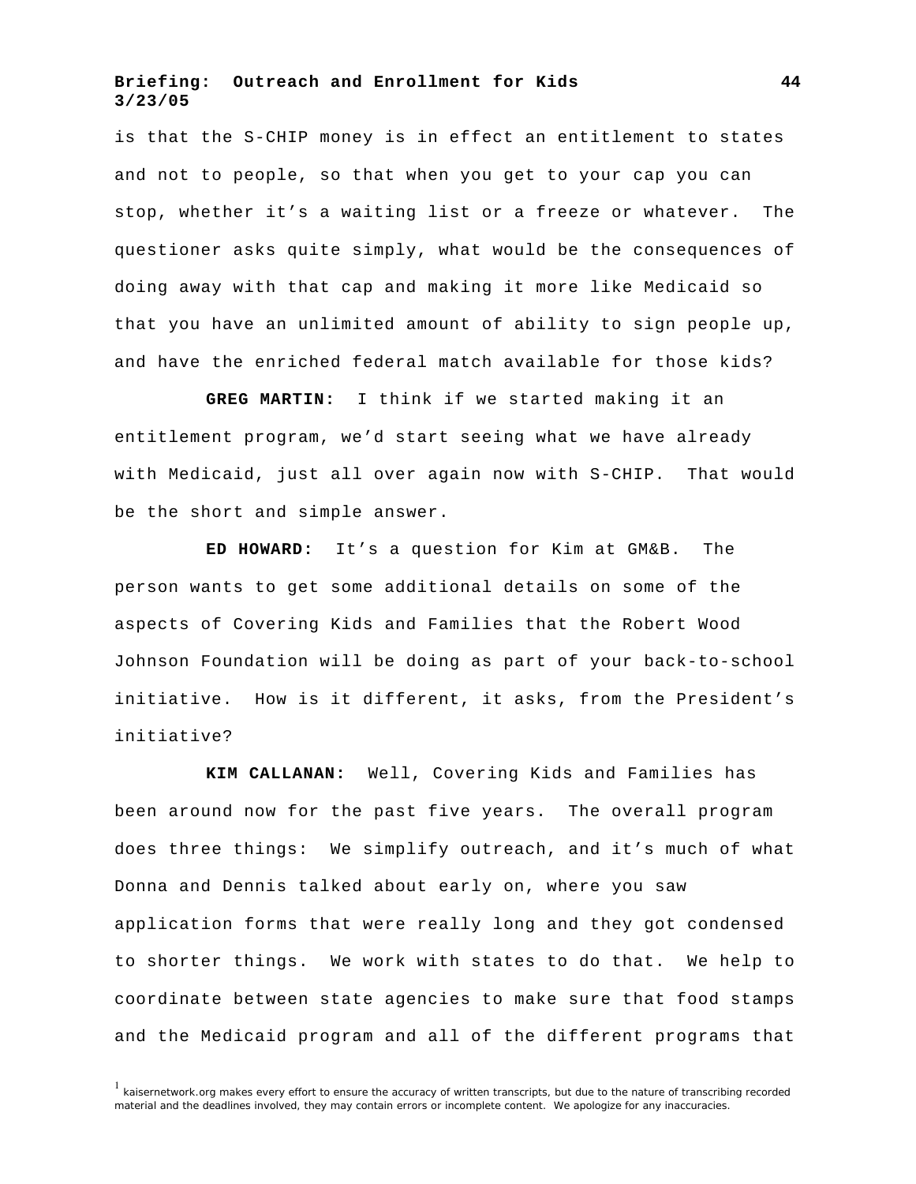is that the S-CHIP money is in effect an entitlement to states and not to people, so that when you get to your cap you can stop, whether it's a waiting list or a freeze or whatever. The questioner asks quite simply, what would be the consequences of doing away with that cap and making it more like Medicaid so that you have an unlimited amount of ability to sign people up, and have the enriched federal match available for those kids?

**GREG MARTIN:** I think if we started making it an entitlement program, we'd start seeing what we have already with Medicaid, just all over again now with S-CHIP. That would be the short and simple answer.

**ED HOWARD:** It's a question for Kim at GM&B. The person wants to get some additional details on some of the aspects of Covering Kids and Families that the Robert Wood Johnson Foundation will be doing as part of your back-to-school initiative. How is it different, it asks, from the President's initiative?

**KIM CALLANAN:** Well, Covering Kids and Families has been around now for the past five years. The overall program does three things: We simplify outreach, and it's much of what Donna and Dennis talked about early on, where you saw application forms that were really long and they got condensed to shorter things. We work with states to do that. We help to coordinate between state agencies to make sure that food stamps and the Medicaid program and all of the different programs that

[1] kaisernetwork.org makes every effort to ensure the accuracy of written transcripts, but due to the nature of transcribing recorded material and the deadlines involved, they may contain errors or incomplete content. We apologize for any inaccuracies.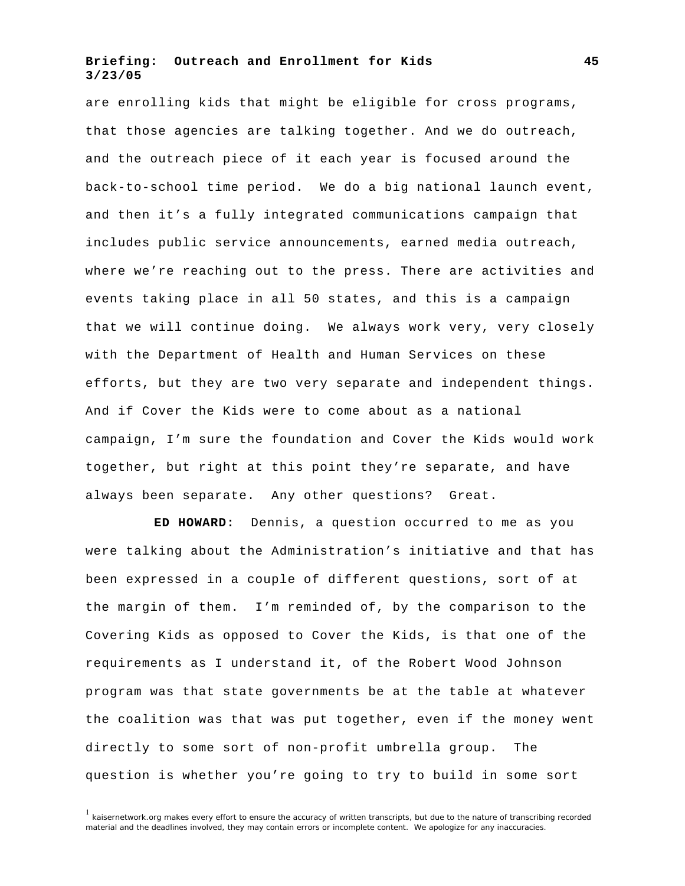are enrolling kids that might be eligible for cross programs, that those agencies are talking together. And we do outreach, and the outreach piece of it each year is focused around the back-to-school time period. We do a big national launch event, and then it's a fully integrated communications campaign that includes public service announcements, earned media outreach, where we're reaching out to the press. There are activities and events taking place in all 50 states, and this is a campaign that we will continue doing. We always work very, very closely with the Department of Health and Human Services on these efforts, but they are two very separate and independent things. And if Cover the Kids were to come about as a national campaign, I'm sure the foundation and Cover the Kids would work together, but right at this point they're separate, and have always been separate. Any other questions? Great.

**ED HOWARD:** Dennis, a question occurred to me as you were talking about the Administration's initiative and that has been expressed in a couple of different questions, sort of at the margin of them. I'm reminded of, by the comparison to the Covering Kids as opposed to Cover the Kids, is that one of the requirements as I understand it, of the Robert Wood Johnson program was that state governments be at the table at whatever the coalition was that was put together, even if the money went directly to some sort of non-profit umbrella group. The question is whether you're going to try to build in some sort

[1] kaisernetwork.org makes every effort to ensure the accuracy of written transcripts, but due to the nature of transcribing recorded material and the deadlines involved, they may contain errors or incomplete content. We apologize for any inaccuracies.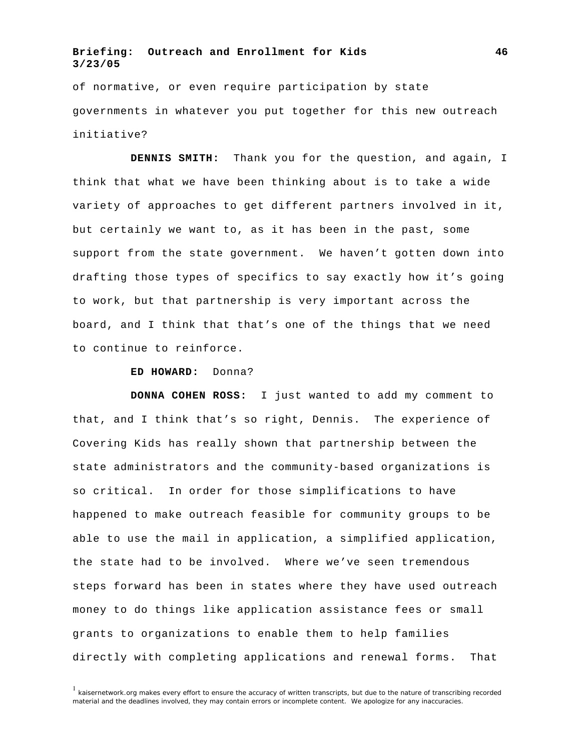of normative, or even require participation by state governments in whatever you put together for this new outreach initiative?

**DENNIS SMITH:** Thank you for the question, and again, I think that what we have been thinking about is to take a wide variety of approaches to get different partners involved in it, but certainly we want to, as it has been in the past, some support from the state government. We haven't gotten down into drafting those types of specifics to say exactly how it's going to work, but that partnership is very important across the board, and I think that that's one of the things that we need to continue to reinforce.

**ED HOWARD:** Donna?

**DONNA COHEN ROSS:** I just wanted to add my comment to that, and I think that's so right, Dennis. The experience of Covering Kids has really shown that partnership between the state administrators and the community-based organizations is so critical. In order for those simplifications to have happened to make outreach feasible for community groups to be able to use the mail in application, a simplified application, the state had to be involved. Where we've seen tremendous steps forward has been in states where they have used outreach money to do things like application assistance fees or small grants to organizations to enable them to help families directly with completing applications and renewal forms. That

[1] kaisernetwork.org makes every effort to ensure the accuracy of written transcripts, but due to the nature of transcribing recorded material and the deadlines involved, they may contain errors or incomplete content. We apologize for any inaccuracies.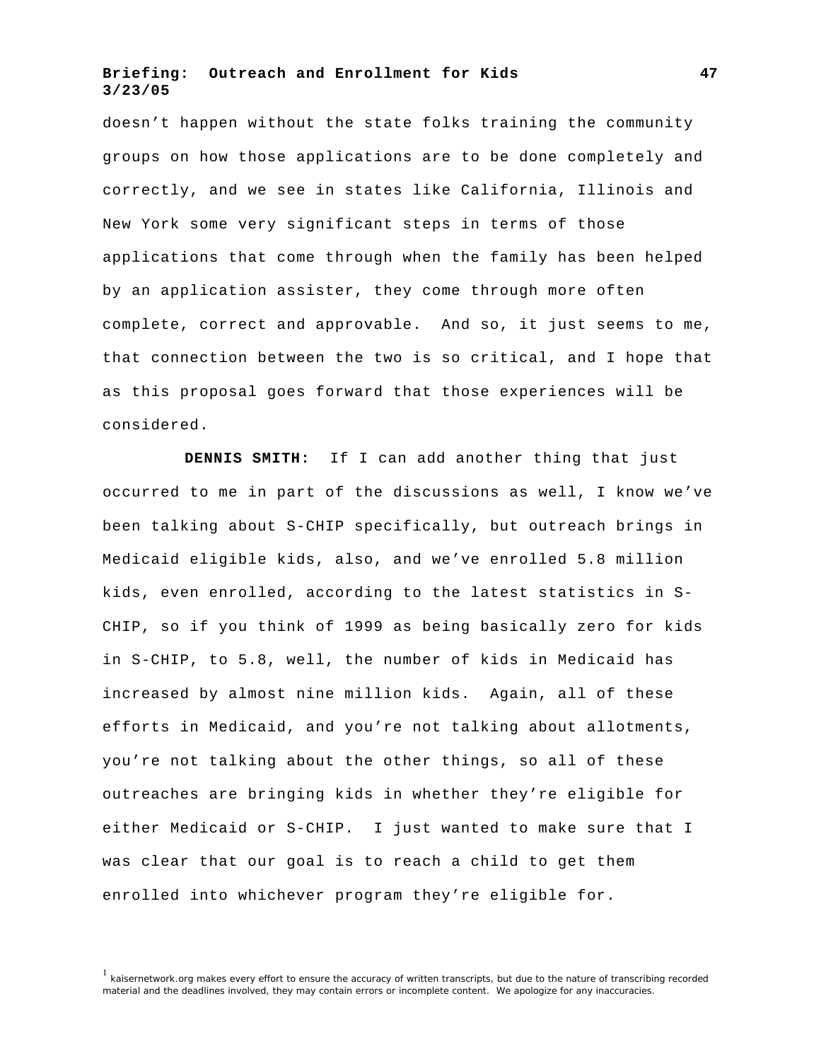doesn't happen without the state folks training the community groups on how those applications are to be done completely and correctly, and we see in states like California, Illinois and New York some very significant steps in terms of those applications that come through when the family has been helped by an application assister, they come through more often complete, correct and approvable.  And so, it just seems to me, that connection between the two is so critical, and I hope that as this proposal goes forward that those experiences will be considered.

**DENNIS SMITH:**  If I can add another thing that just occurred to me in part of the discussions as well, I know we've been talking about S-CHIP specifically, but outreach brings in Medicaid eligible kids, also, and we've enrolled 5.8 million kids, even enrolled, according to the latest statistics in S-CHIP, so if you think of 1999 as being basically zero for kids in S-CHIP, to 5.8, well, the number of kids in Medicaid has increased by almost nine million kids.  Again, all of these efforts in Medicaid, and you're not talking about allotments, you're not talking about the other things, so all of these outreaches are bringing kids in whether they're eligible for either Medicaid or S-CHIP.  I just wanted to make sure that I was clear that our goal is to reach a child to get them enrolled into whichever program they're eligible for.

[1] kaisernetwork.org makes every effort to ensure the accuracy of written transcripts, but due to the nature of transcribing recorded material and the deadlines involved, they may contain errors or incomplete content.  We apologize for any inaccuracies.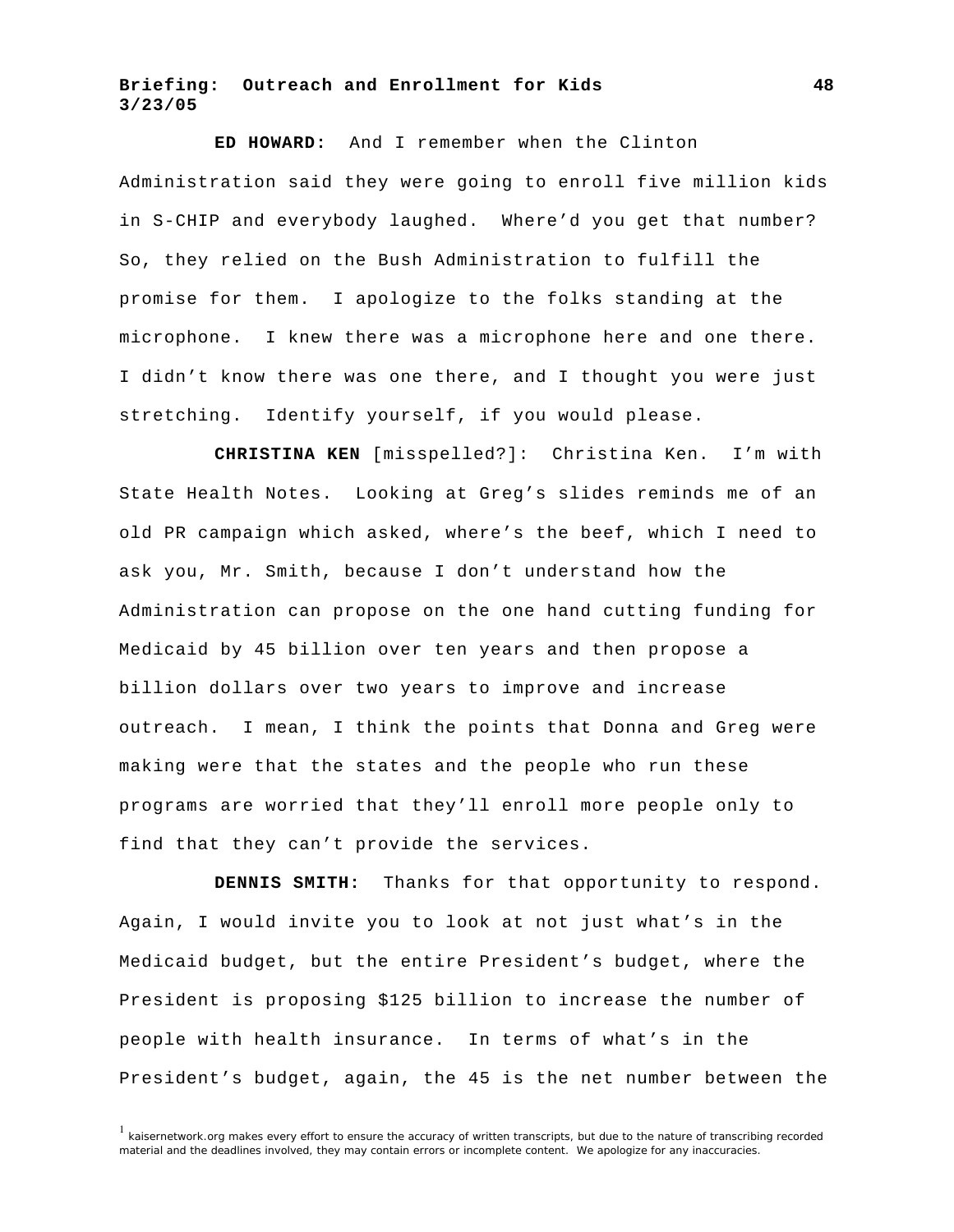**ED HOWARD:** And I remember when the Clinton Administration said they were going to enroll five million kids in S-CHIP and everybody laughed. Where'd you get that number? So, they relied on the Bush Administration to fulfill the promise for them. I apologize to the folks standing at the microphone. I knew there was a microphone here and one there. I didn't know there was one there, and I thought you were just stretching. Identify yourself, if you would please.

**CHRISTINA KEN** [misspelled?]: Christina Ken. I'm with State Health Notes. Looking at Greg's slides reminds me of an old PR campaign which asked, where's the beef, which I need to ask you, Mr. Smith, because I don't understand how the Administration can propose on the one hand cutting funding for Medicaid by 45 billion over ten years and then propose a billion dollars over two years to improve and increase outreach. I mean, I think the points that Donna and Greg were making were that the states and the people who run these programs are worried that they'll enroll more people only to find that they can't provide the services.

**DENNIS SMITH:** Thanks for that opportunity to respond. Again, I would invite you to look at not just what's in the Medicaid budget, but the entire President's budget, where the President is proposing $125 billion to increase the number of people with health insurance. In terms of what's in the President's budget, again, the 45 is the net number between the

[1] kaisernetwork.org makes every effort to ensure the accuracy of written transcripts, but due to the nature of transcribing recorded material and the deadlines involved, they may contain errors or incomplete content. We apologize for any inaccuracies.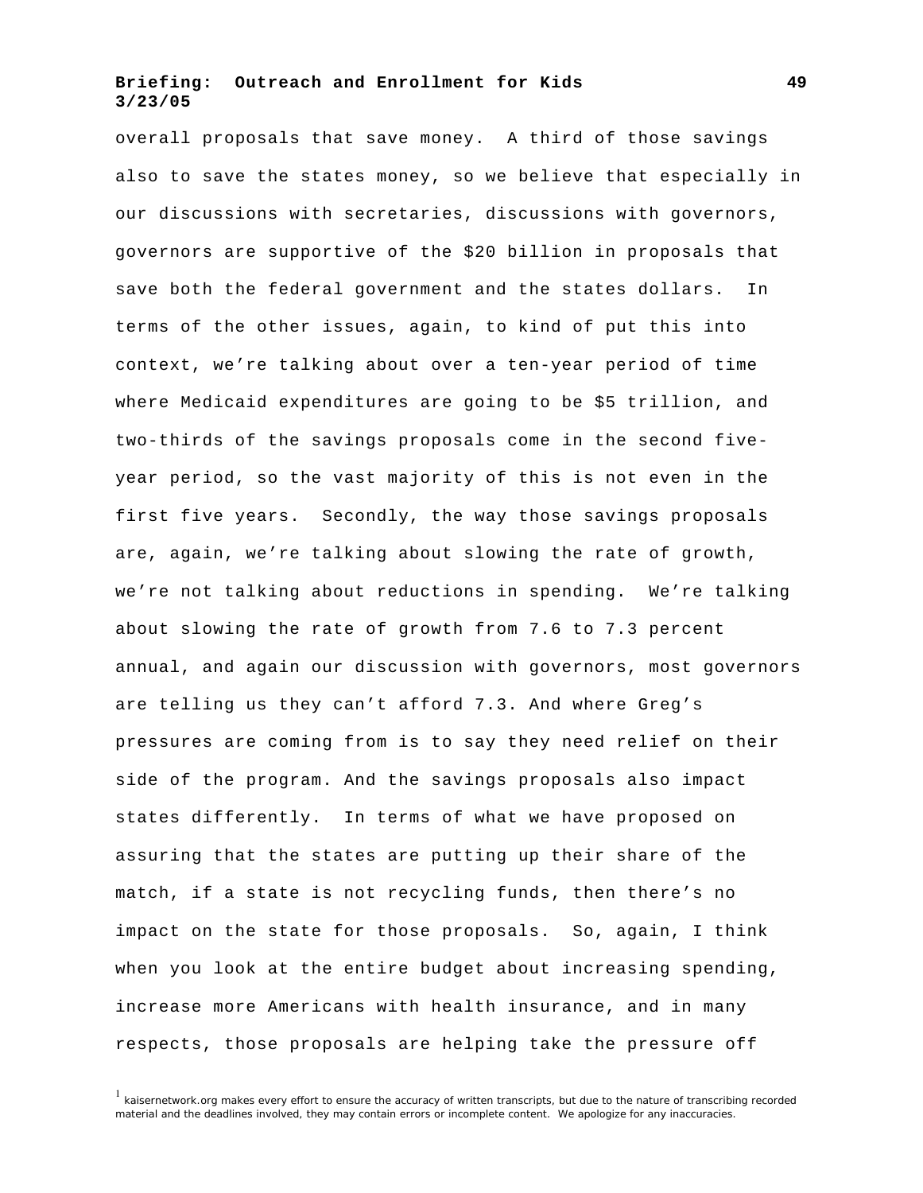overall proposals that save money. A third of those savings also to save the states money, so we believe that especially in our discussions with secretaries, discussions with governors, governors are supportive of the $20 billion in proposals that save both the federal government and the states dollars. In terms of the other issues, again, to kind of put this into context, we're talking about over a ten-year period of time where Medicaid expenditures are going to be $5 trillion, and two-thirds of the savings proposals come in the second five-year period, so the vast majority of this is not even in the first five years. Secondly, the way those savings proposals are, again, we're talking about slowing the rate of growth, we're not talking about reductions in spending. We're talking about slowing the rate of growth from 7.6 to 7.3 percent annual, and again our discussion with governors, most governors are telling us they can't afford 7.3. And where Greg's pressures are coming from is to say they need relief on their side of the program. And the savings proposals also impact states differently. In terms of what we have proposed on assuring that the states are putting up their share of the match, if a state is not recycling funds, then there's no impact on the state for those proposals. So, again, I think when you look at the entire budget about increasing spending, increase more Americans with health insurance, and in many respects, those proposals are helping take the pressure off

[1] kaisernetwork.org makes every effort to ensure the accuracy of written transcripts, but due to the nature of transcribing recorded material and the deadlines involved, they may contain errors or incomplete content. We apologize for any inaccuracies.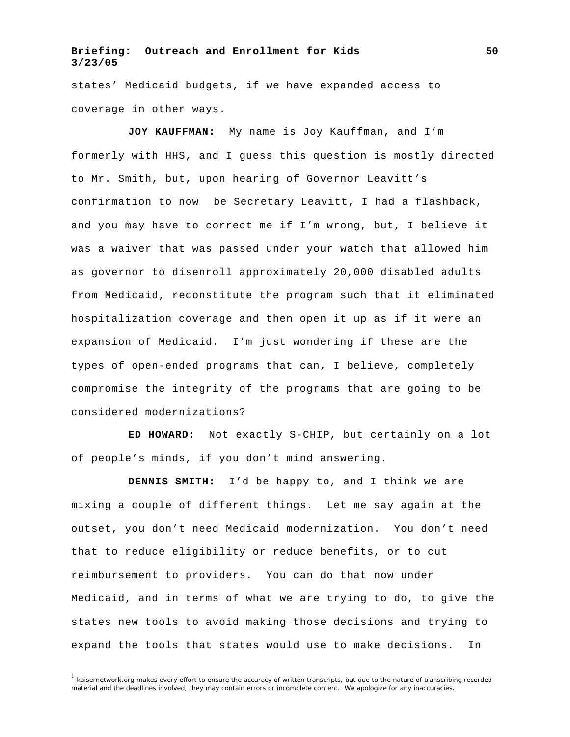states' Medicaid budgets, if we have expanded access to coverage in other ways.

**JOY KAUFFMAN:** My name is Joy Kauffman, and I'm formerly with HHS, and I guess this question is mostly directed to Mr. Smith, but, upon hearing of Governor Leavitt's confirmation to now be Secretary Leavitt, I had a flashback, and you may have to correct me if I'm wrong, but, I believe it was a waiver that was passed under your watch that allowed him as governor to disenroll approximately 20,000 disabled adults from Medicaid, reconstitute the program such that it eliminated hospitalization coverage and then open it up as if it were an expansion of Medicaid. I'm just wondering if these are the types of open-ended programs that can, I believe, completely compromise the integrity of the programs that are going to be considered modernizations?

**ED HOWARD:** Not exactly S-CHIP, but certainly on a lot of people's minds, if you don't mind answering.

**DENNIS SMITH:** I'd be happy to, and I think we are mixing a couple of different things. Let me say again at the outset, you don't need Medicaid modernization. You don't need that to reduce eligibility or reduce benefits, or to cut reimbursement to providers. You can do that now under Medicaid, and in terms of what we are trying to do, to give the states new tools to avoid making those decisions and trying to expand the tools that states would use to make decisions. In

[1] kaisernetwork.org makes every effort to ensure the accuracy of written transcripts, but due to the nature of transcribing recorded material and the deadlines involved, they may contain errors or incomplete content. We apologize for any inaccuracies.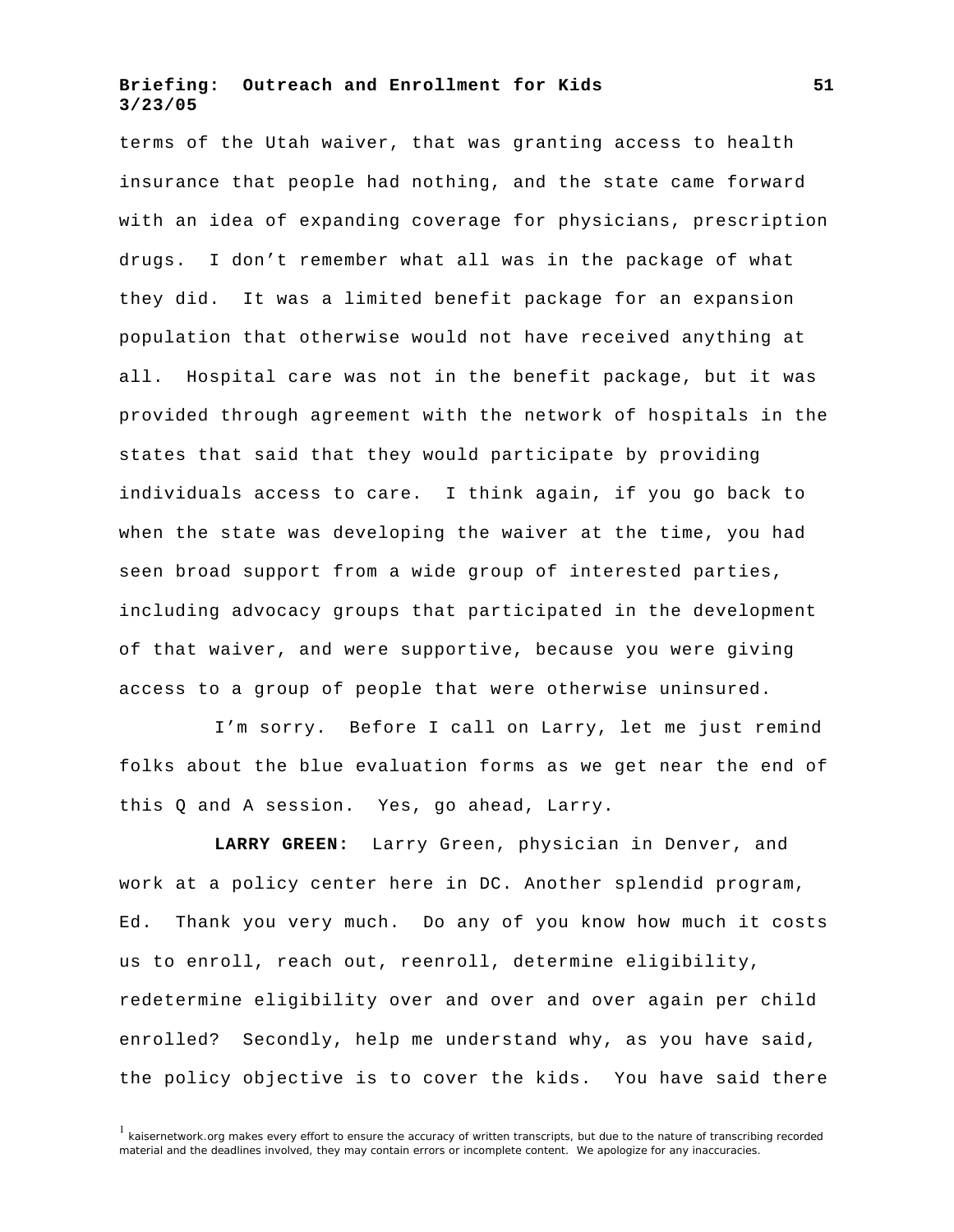terms of the Utah waiver, that was granting access to health insurance that people had nothing, and the state came forward with an idea of expanding coverage for physicians, prescription drugs. I don't remember what all was in the package of what they did. It was a limited benefit package for an expansion population that otherwise would not have received anything at all. Hospital care was not in the benefit package, but it was provided through agreement with the network of hospitals in the states that said that they would participate by providing individuals access to care. I think again, if you go back to when the state was developing the waiver at the time, you had seen broad support from a wide group of interested parties, including advocacy groups that participated in the development of that waiver, and were supportive, because you were giving access to a group of people that were otherwise uninsured.

I'm sorry. Before I call on Larry, let me just remind folks about the blue evaluation forms as we get near the end of this Q and A session. Yes, go ahead, Larry.

**LARRY GREEN:** Larry Green, physician in Denver, and work at a policy center here in DC. Another splendid program, Ed. Thank you very much. Do any of you know how much it costs us to enroll, reach out, reenroll, determine eligibility, redetermine eligibility over and over and over again per child enrolled? Secondly, help me understand why, as you have said, the policy objective is to cover the kids. You have said there

[1] kaisernetwork.org makes every effort to ensure the accuracy of written transcripts, but due to the nature of transcribing recorded material and the deadlines involved, they may contain errors or incomplete content. We apologize for any inaccuracies.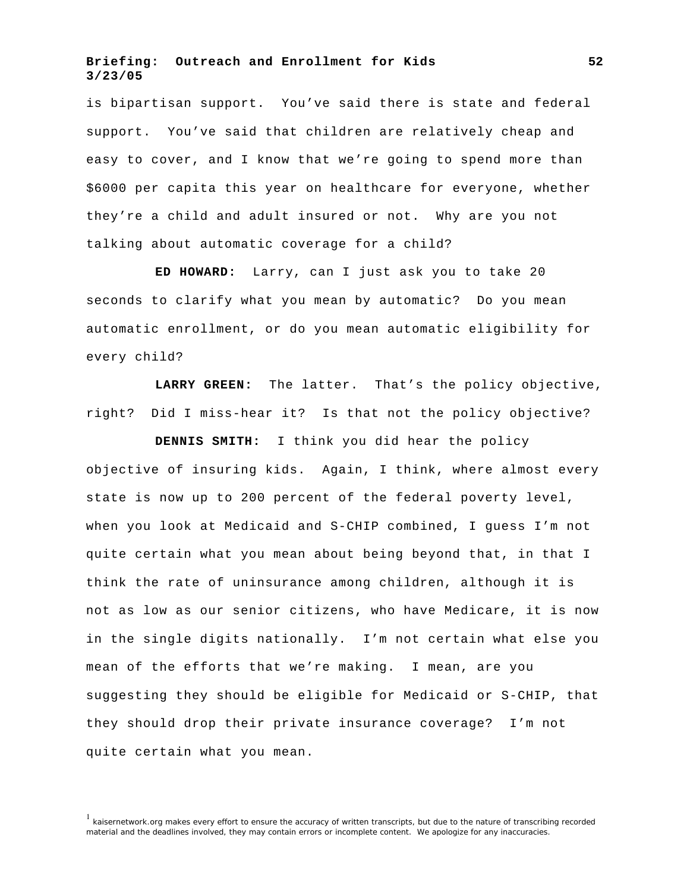is bipartisan support. You've said there is state and federal support. You've said that children are relatively cheap and easy to cover, and I know that we're going to spend more than $6000 per capita this year on healthcare for everyone, whether they're a child and adult insured or not. Why are you not talking about automatic coverage for a child?

**ED HOWARD:** Larry, can I just ask you to take 20 seconds to clarify what you mean by automatic? Do you mean automatic enrollment, or do you mean automatic eligibility for every child?

**LARRY GREEN:** The latter. That's the policy objective, right? Did I miss-hear it? Is that not the policy objective?

**DENNIS SMITH:** I think you did hear the policy objective of insuring kids. Again, I think, where almost every state is now up to 200 percent of the federal poverty level, when you look at Medicaid and S-CHIP combined, I guess I'm not quite certain what you mean about being beyond that, in that I think the rate of uninsurance among children, although it is not as low as our senior citizens, who have Medicare, it is now in the single digits nationally. I'm not certain what else you mean of the efforts that we're making. I mean, are you suggesting they should be eligible for Medicaid or S-CHIP, that they should drop their private insurance coverage? I'm not quite certain what you mean.

[1] kaisernetwork.org makes every effort to ensure the accuracy of written transcripts, but due to the nature of transcribing recorded material and the deadlines involved, they may contain errors or incomplete content. We apologize for any inaccuracies.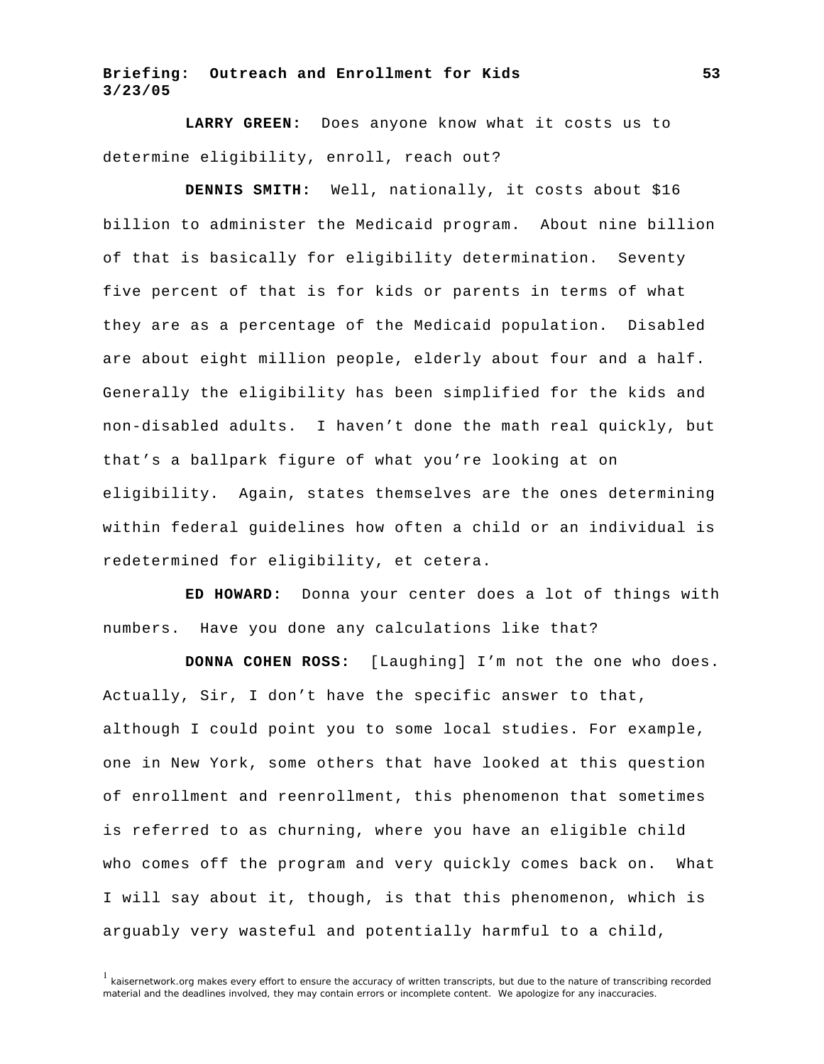**LARRY GREEN:** Does anyone know what it costs us to determine eligibility, enroll, reach out?

**DENNIS SMITH:** Well, nationally, it costs about $16 billion to administer the Medicaid program. About nine billion of that is basically for eligibility determination. Seventy five percent of that is for kids or parents in terms of what they are as a percentage of the Medicaid population. Disabled are about eight million people, elderly about four and a half. Generally the eligibility has been simplified for the kids and non-disabled adults. I haven't done the math real quickly, but that's a ballpark figure of what you're looking at on eligibility. Again, states themselves are the ones determining within federal guidelines how often a child or an individual is redetermined for eligibility, et cetera.

**ED HOWARD:** Donna your center does a lot of things with numbers. Have you done any calculations like that?

**DONNA COHEN ROSS:** [Laughing] I'm not the one who does. Actually, Sir, I don't have the specific answer to that, although I could point you to some local studies. For example, one in New York, some others that have looked at this question of enrollment and reenrollment, this phenomenon that sometimes is referred to as churning, where you have an eligible child who comes off the program and very quickly comes back on. What I will say about it, though, is that this phenomenon, which is arguably very wasteful and potentially harmful to a child,

[1] kaisernetwork.org makes every effort to ensure the accuracy of written transcripts, but due to the nature of transcribing recorded material and the deadlines involved, they may contain errors or incomplete content. We apologize for any inaccuracies.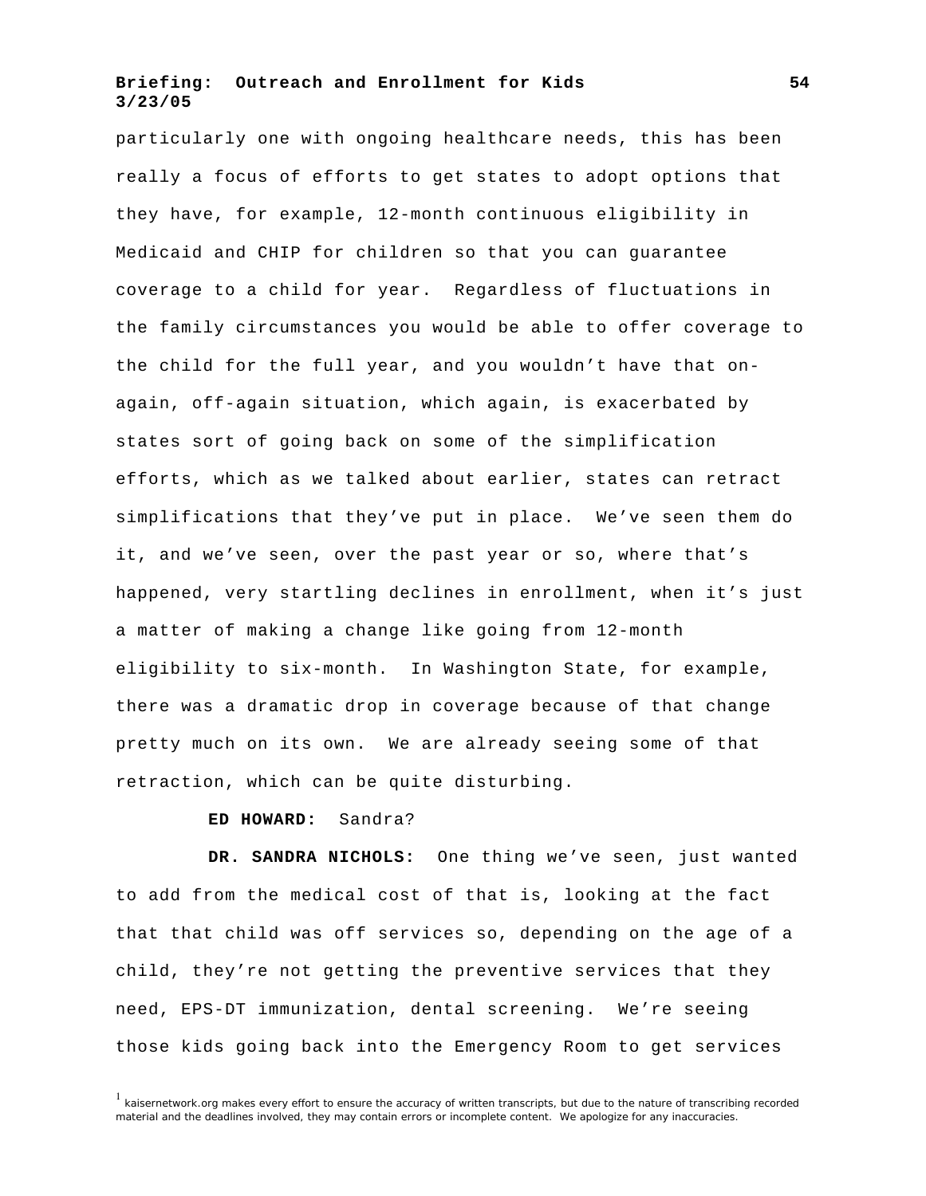particularly one with ongoing healthcare needs, this has been really a focus of efforts to get states to adopt options that they have, for example, 12-month continuous eligibility in Medicaid and CHIP for children so that you can guarantee coverage to a child for year. Regardless of fluctuations in the family circumstances you would be able to offer coverage to the child for the full year, and you wouldn't have that on-again, off-again situation, which again, is exacerbated by states sort of going back on some of the simplification efforts, which as we talked about earlier, states can retract simplifications that they've put in place. We've seen them do it, and we've seen, over the past year or so, where that's happened, very startling declines in enrollment, when it's just a matter of making a change like going from 12-month eligibility to six-month. In Washington State, for example, there was a dramatic drop in coverage because of that change pretty much on its own. We are already seeing some of that retraction, which can be quite disturbing.

**ED HOWARD:** Sandra?

**DR. SANDRA NICHOLS:** One thing we've seen, just wanted to add from the medical cost of that is, looking at the fact that that child was off services so, depending on the age of a child, they're not getting the preventive services that they need, EPS-DT immunization, dental screening. We're seeing those kids going back into the Emergency Room to get services

[1] kaisernetwork.org makes every effort to ensure the accuracy of written transcripts, but due to the nature of transcribing recorded material and the deadlines involved, they may contain errors or incomplete content. We apologize for any inaccuracies.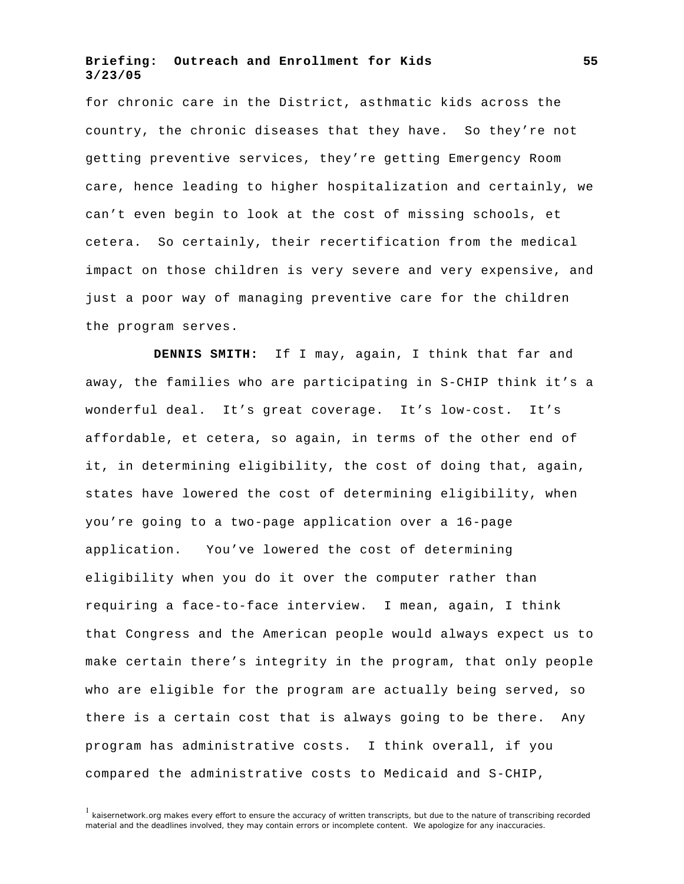for chronic care in the District, asthmatic kids across the country, the chronic diseases that they have. So they're not getting preventive services, they're getting Emergency Room care, hence leading to higher hospitalization and certainly, we can't even begin to look at the cost of missing schools, et cetera. So certainly, their recertification from the medical impact on those children is very severe and very expensive, and just a poor way of managing preventive care for the children the program serves.

**DENNIS SMITH:** If I may, again, I think that far and away, the families who are participating in S-CHIP think it's a wonderful deal. It's great coverage. It's low-cost. It's affordable, et cetera, so again, in terms of the other end of it, in determining eligibility, the cost of doing that, again, states have lowered the cost of determining eligibility, when you're going to a two-page application over a 16-page application. You've lowered the cost of determining eligibility when you do it over the computer rather than requiring a face-to-face interview. I mean, again, I think that Congress and the American people would always expect us to make certain there's integrity in the program, that only people who are eligible for the program are actually being served, so there is a certain cost that is always going to be there. Any program has administrative costs. I think overall, if you compared the administrative costs to Medicaid and S-CHIP,

[1] kaisernetwork.org makes every effort to ensure the accuracy of written transcripts, but due to the nature of transcribing recorded material and the deadlines involved, they may contain errors or incomplete content. We apologize for any inaccuracies.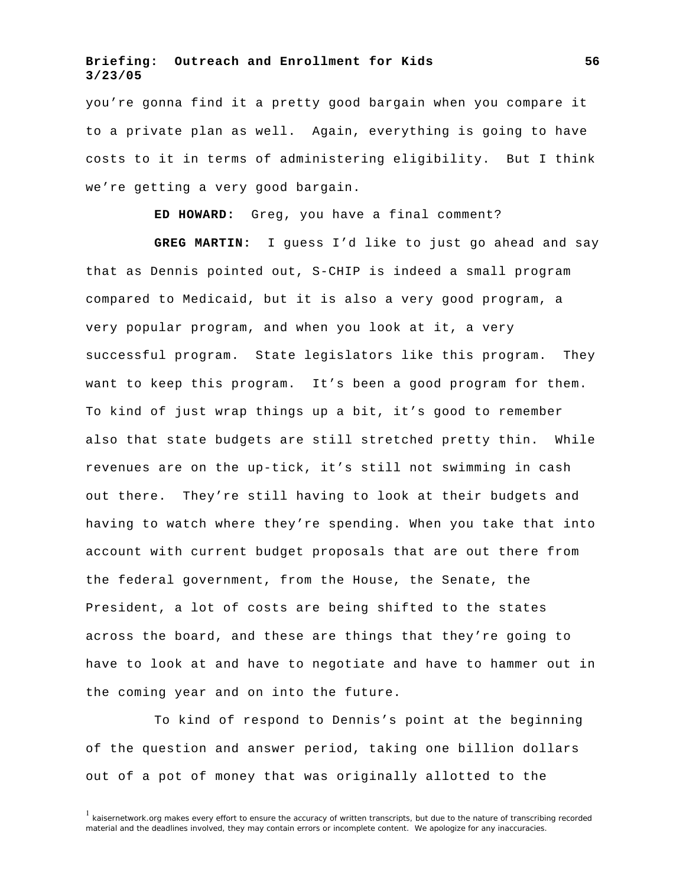you're gonna find it a pretty good bargain when you compare it to a private plan as well. Again, everything is going to have costs to it in terms of administering eligibility. But I think we're getting a very good bargain.

**ED HOWARD:** Greg, you have a final comment?

**GREG MARTIN:** I guess I'd like to just go ahead and say that as Dennis pointed out, S-CHIP is indeed a small program compared to Medicaid, but it is also a very good program, a very popular program, and when you look at it, a very successful program. State legislators like this program. They want to keep this program. It's been a good program for them. To kind of just wrap things up a bit, it's good to remember also that state budgets are still stretched pretty thin. While revenues are on the up-tick, it's still not swimming in cash out there. They're still having to look at their budgets and having to watch where they're spending. When you take that into account with current budget proposals that are out there from the federal government, from the House, the Senate, the President, a lot of costs are being shifted to the states across the board, and these are things that they're going to have to look at and have to negotiate and have to hammer out in the coming year and on into the future.

To kind of respond to Dennis's point at the beginning of the question and answer period, taking one billion dollars out of a pot of money that was originally allotted to the

[1] kaisernetwork.org makes every effort to ensure the accuracy of written transcripts, but due to the nature of transcribing recorded material and the deadlines involved, they may contain errors or incomplete content. We apologize for any inaccuracies.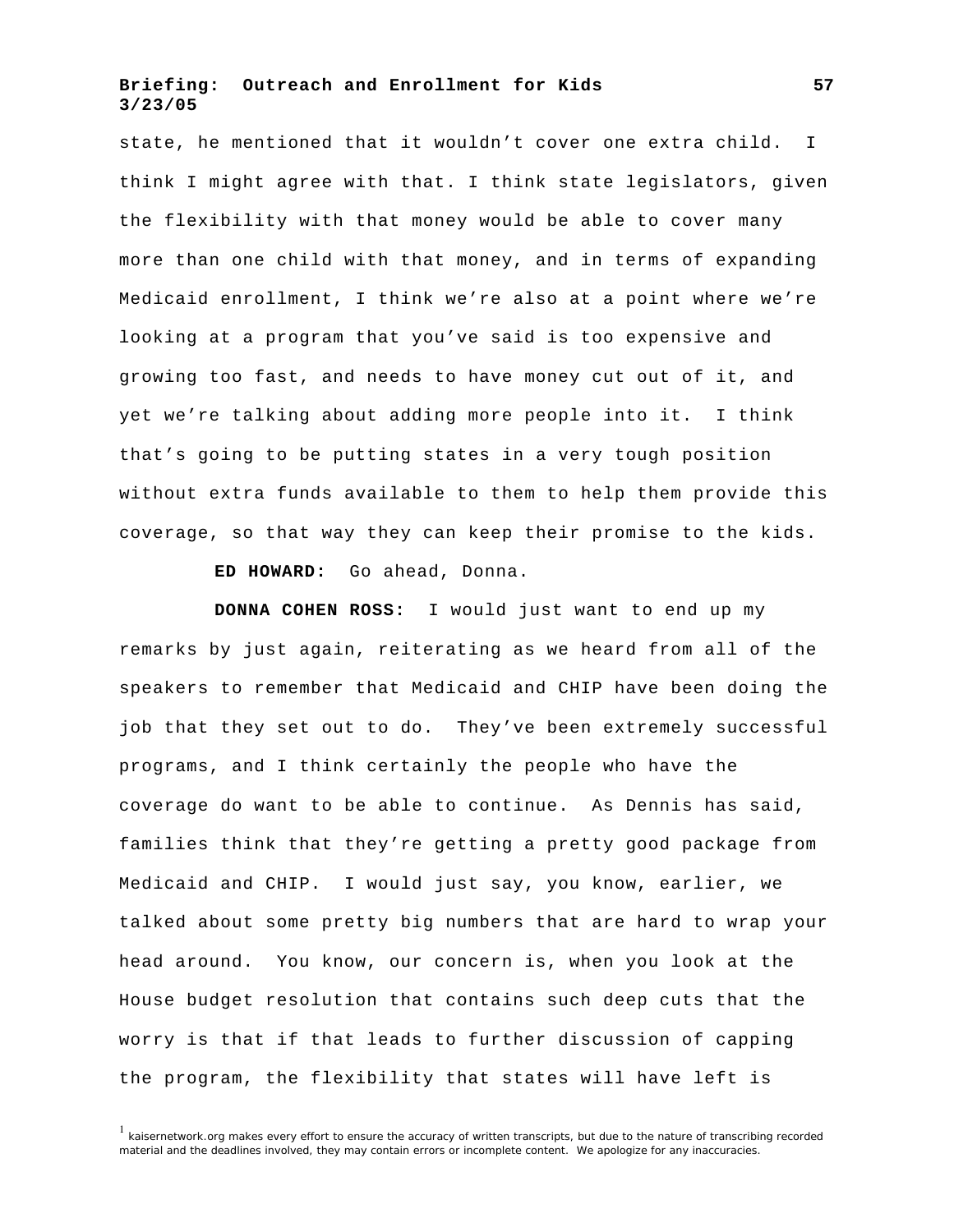state, he mentioned that it wouldn't cover one extra child. I think I might agree with that. I think state legislators, given the flexibility with that money would be able to cover many more than one child with that money, and in terms of expanding Medicaid enrollment, I think we're also at a point where we're looking at a program that you've said is too expensive and growing too fast, and needs to have money cut out of it, and yet we're talking about adding more people into it. I think that's going to be putting states in a very tough position without extra funds available to them to help them provide this coverage, so that way they can keep their promise to the kids.

**ED HOWARD:** Go ahead, Donna.

**DONNA COHEN ROSS:** I would just want to end up my remarks by just again, reiterating as we heard from all of the speakers to remember that Medicaid and CHIP have been doing the job that they set out to do. They've been extremely successful programs, and I think certainly the people who have the coverage do want to be able to continue. As Dennis has said, families think that they're getting a pretty good package from Medicaid and CHIP. I would just say, you know, earlier, we talked about some pretty big numbers that are hard to wrap your head around. You know, our concern is, when you look at the House budget resolution that contains such deep cuts that the worry is that if that leads to further discussion of capping the program, the flexibility that states will have left is

[1] kaisernetwork.org makes every effort to ensure the accuracy of written transcripts, but due to the nature of transcribing recorded material and the deadlines involved, they may contain errors or incomplete content. We apologize for any inaccuracies.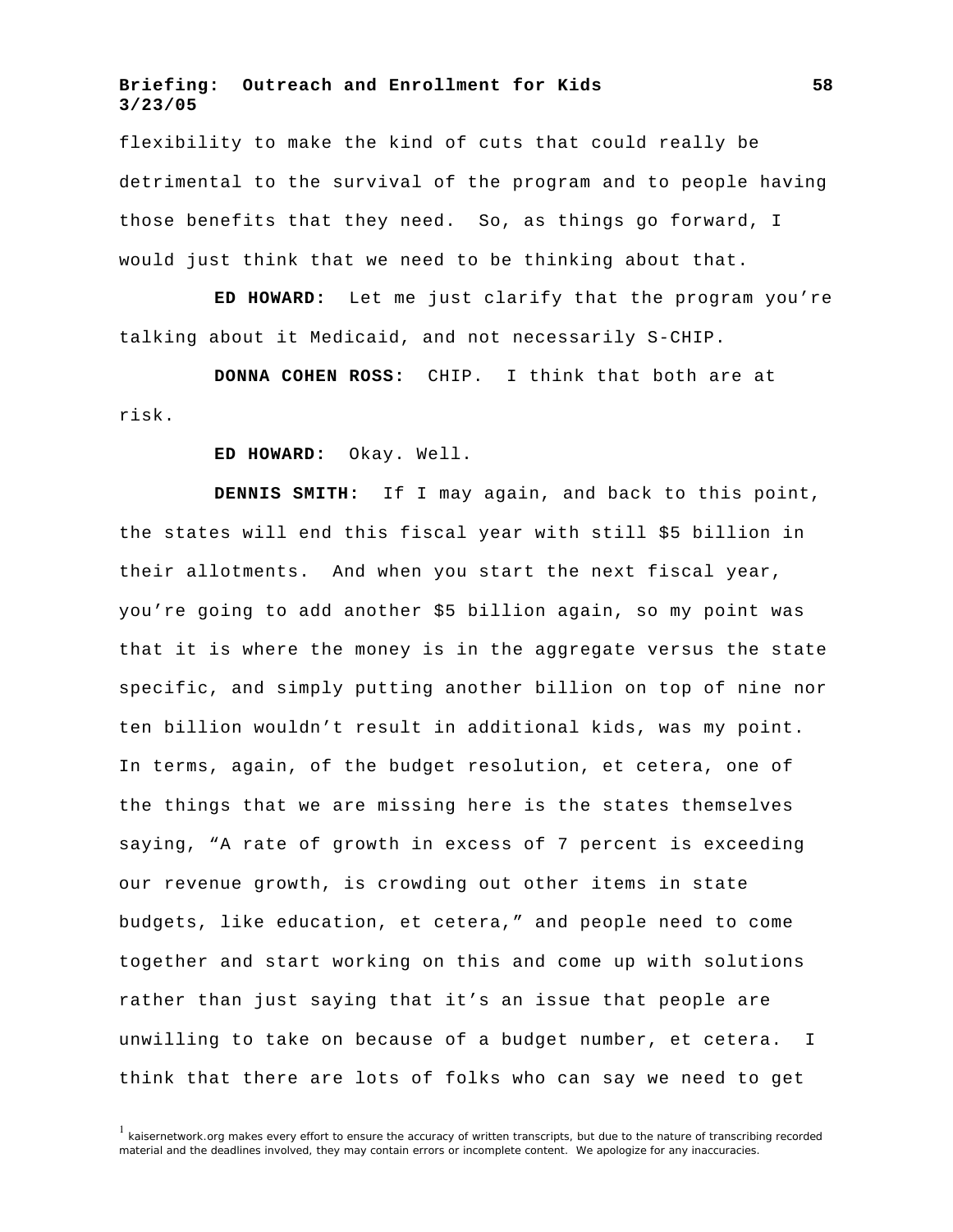flexibility to make the kind of cuts that could really be detrimental to the survival of the program and to people having those benefits that they need. So, as things go forward, I would just think that we need to be thinking about that.

**ED HOWARD:** Let me just clarify that the program you're talking about it Medicaid, and not necessarily S-CHIP.

**DONNA COHEN ROSS:** CHIP. I think that both are at risk.

**ED HOWARD:** Okay. Well.

**DENNIS SMITH:** If I may again, and back to this point, the states will end this fiscal year with still $5 billion in their allotments. And when you start the next fiscal year, you're going to add another $5 billion again, so my point was that it is where the money is in the aggregate versus the state specific, and simply putting another billion on top of nine nor ten billion wouldn't result in additional kids, was my point. In terms, again, of the budget resolution, et cetera, one of the things that we are missing here is the states themselves saying, "A rate of growth in excess of 7 percent is exceeding our revenue growth, is crowding out other items in state budgets, like education, et cetera," and people need to come together and start working on this and come up with solutions rather than just saying that it's an issue that people are unwilling to take on because of a budget number, et cetera. I think that there are lots of folks who can say we need to get

[1] kaisernetwork.org makes every effort to ensure the accuracy of written transcripts, but due to the nature of transcribing recorded material and the deadlines involved, they may contain errors or incomplete content. We apologize for any inaccuracies.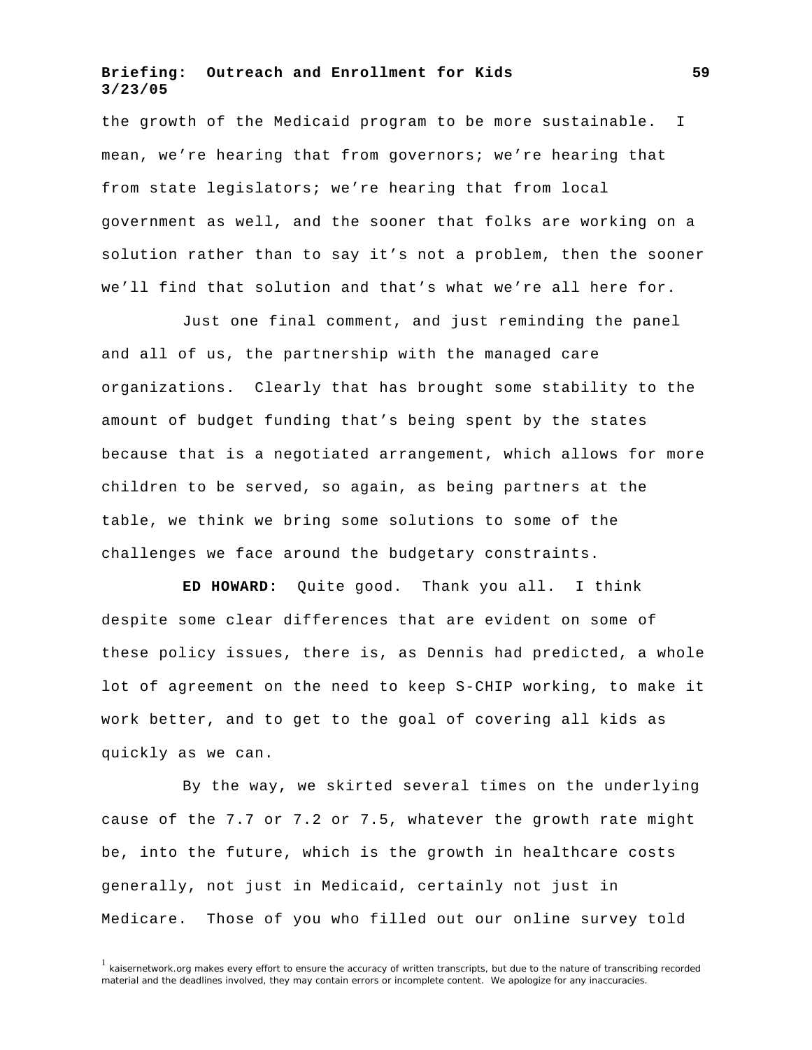the growth of the Medicaid program to be more sustainable. I mean, we're hearing that from governors; we're hearing that from state legislators; we're hearing that from local government as well, and the sooner that folks are working on a solution rather than to say it's not a problem, then the sooner we'll find that solution and that's what we're all here for.

Just one final comment, and just reminding the panel and all of us, the partnership with the managed care organizations. Clearly that has brought some stability to the amount of budget funding that's being spent by the states because that is a negotiated arrangement, which allows for more children to be served, so again, as being partners at the table, we think we bring some solutions to some of the challenges we face around the budgetary constraints.

**ED HOWARD:** Quite good. Thank you all. I think despite some clear differences that are evident on some of these policy issues, there is, as Dennis had predicted, a whole lot of agreement on the need to keep S-CHIP working, to make it work better, and to get to the goal of covering all kids as quickly as we can.

By the way, we skirted several times on the underlying cause of the 7.7 or 7.2 or 7.5, whatever the growth rate might be, into the future, which is the growth in healthcare costs generally, not just in Medicaid, certainly not just in Medicare. Those of you who filled out our online survey told

[1] kaisernetwork.org makes every effort to ensure the accuracy of written transcripts, but due to the nature of transcribing recorded material and the deadlines involved, they may contain errors or incomplete content. We apologize for any inaccuracies.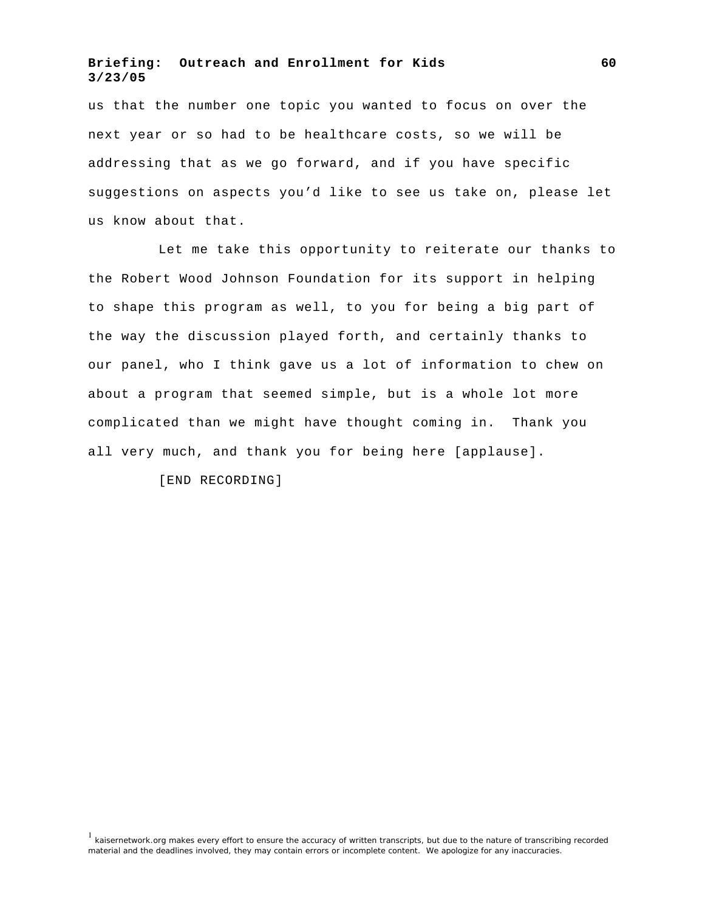us that the number one topic you wanted to focus on over the next year or so had to be healthcare costs, so we will be addressing that as we go forward, and if you have specific suggestions on aspects you'd like to see us take on, please let us know about that.

Let me take this opportunity to reiterate our thanks to the Robert Wood Johnson Foundation for its support in helping to shape this program as well, to you for being a big part of the way the discussion played forth, and certainly thanks to our panel, who I think gave us a lot of information to chew on about a program that seemed simple, but is a whole lot more complicated than we might have thought coming in. Thank you all very much, and thank you for being here [applause].

[END RECORDING]

[1] kaisernetwork.org makes every effort to ensure the accuracy of written transcripts, but due to the nature of transcribing recorded material and the deadlines involved, they may contain errors or incomplete content. We apologize for any inaccuracies.